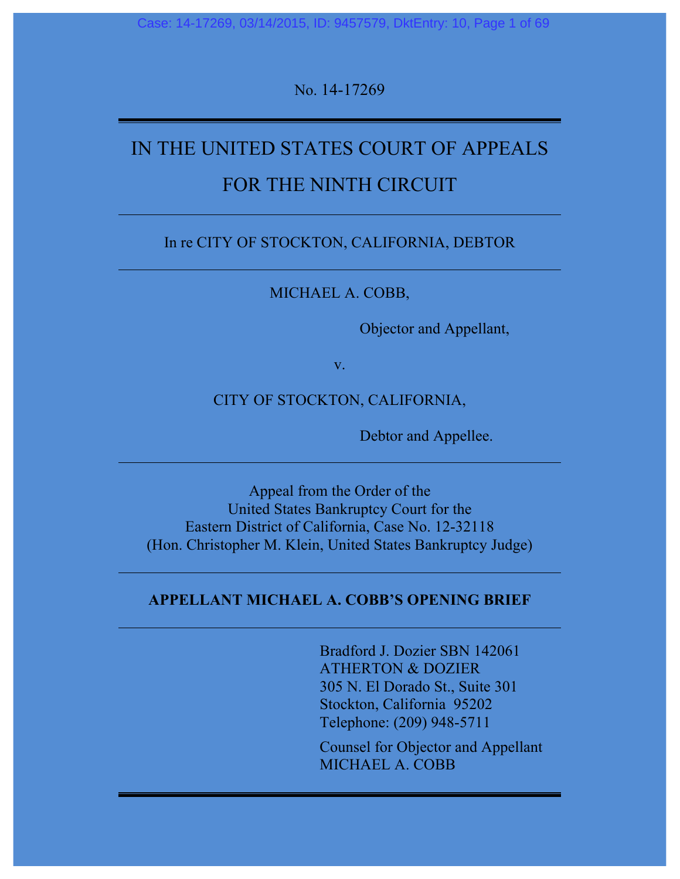No. 14-17269

# IN THE UNITED STATES COURT OF APPEALS FOR THE NINTH CIRCUIT

In re CITY OF STOCKTON, CALIFORNIA, DEBTOR

MICHAEL A. COBB,

Objector and Appellant,

v.

CITY OF STOCKTON, CALIFORNIA,

Debtor and Appellee.

Appeal from the Order of the
United States Bankruptcy Court for the
Eastern District of California, Case No. 12-32118
(Hon. Christopher M. Klein, United States Bankruptcy Judge)

**APPELLANT MICHAEL A. COBB'S OPENING BRIEF**

Bradford J. Dozier SBN 142061
ATHERTON & DOZIER
305 N. El Dorado St., Suite 301
Stockton, California 95202
Telephone: (209) 948-5711

Counsel for Objector and Appellant
MICHAEL A. COBB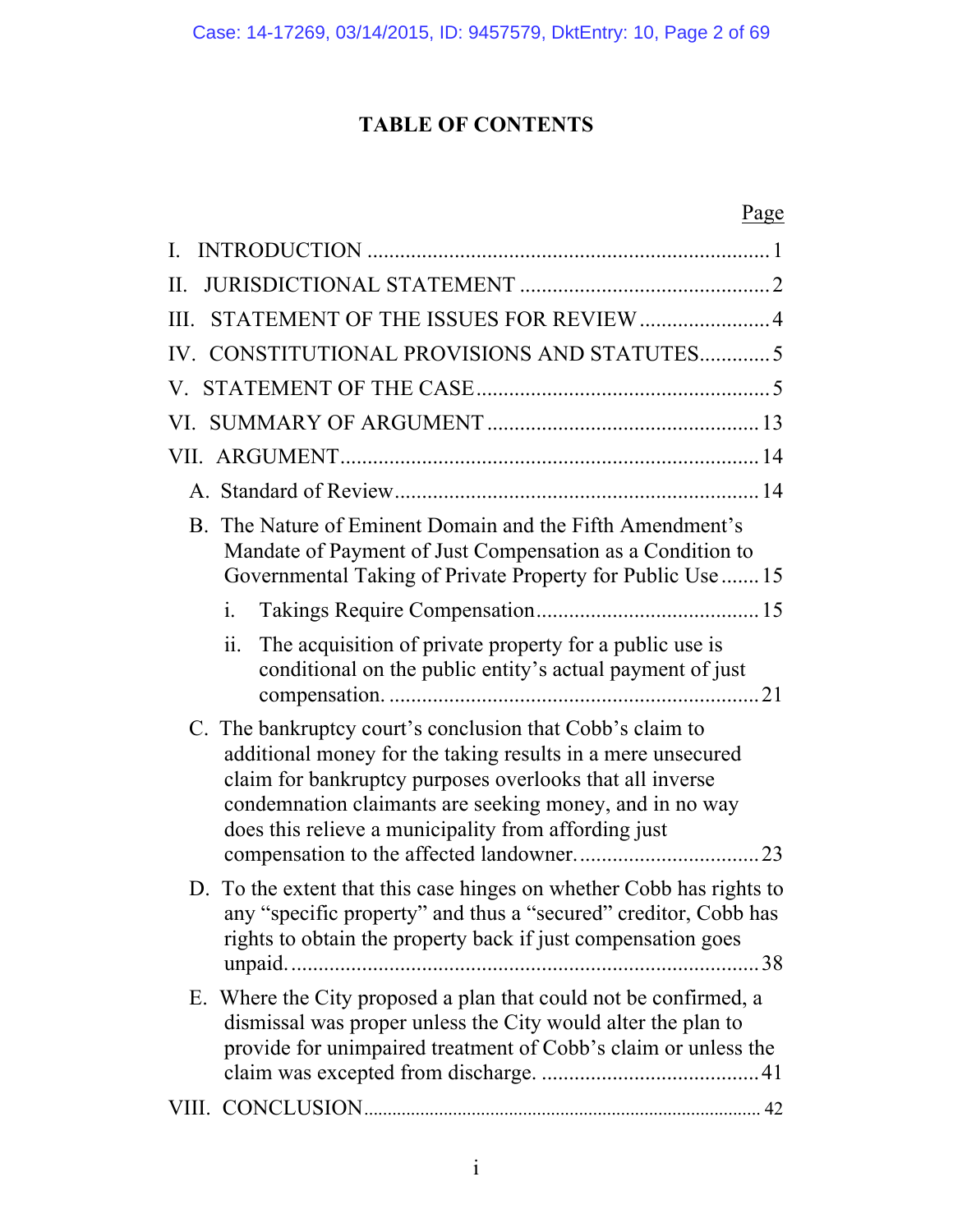# TABLE OF CONTENTS

| | Page |
|---|---|
| I. INTRODUCTION | 1 |
| II. JURISDICTIONAL STATEMENT | 2 |
| III. STATEMENT OF THE ISSUES FOR REVIEW | 4 |
| IV. CONSTITUTIONAL PROVISIONS AND STATUTES | 5 |
| V. STATEMENT OF THE CASE | 5 |
| VI. SUMMARY OF ARGUMENT | 13 |
| VII. ARGUMENT | 14 |
| A. Standard of Review | 14 |
| B. The Nature of Eminent Domain and the Fifth Amendment's Mandate of Payment of Just Compensation as a Condition to Governmental Taking of Private Property for Public Use | 15 |
| i. Takings Require Compensation | 15 |
| ii. The acquisition of private property for a public use is conditional on the public entity's actual payment of just compensation. | 21 |
| C. The bankruptcy court's conclusion that Cobb's claim to additional money for the taking results in a mere unsecured claim for bankruptcy purposes overlooks that all inverse condemnation claimants are seeking money, and in no way does this relieve a municipality from affording just compensation to the affected landowner. | 23 |
| D. To the extent that this case hinges on whether Cobb has rights to any "specific property" and thus a "secured" creditor, Cobb has rights to obtain the property back if just compensation goes unpaid. | 38 |
| E. Where the City proposed a plan that could not be confirmed, a dismissal was proper unless the City would alter the plan to provide for unimpaired treatment of Cobb's claim or unless the claim was excepted from discharge. | 41 |
| VIII. CONCLUSION | 42 |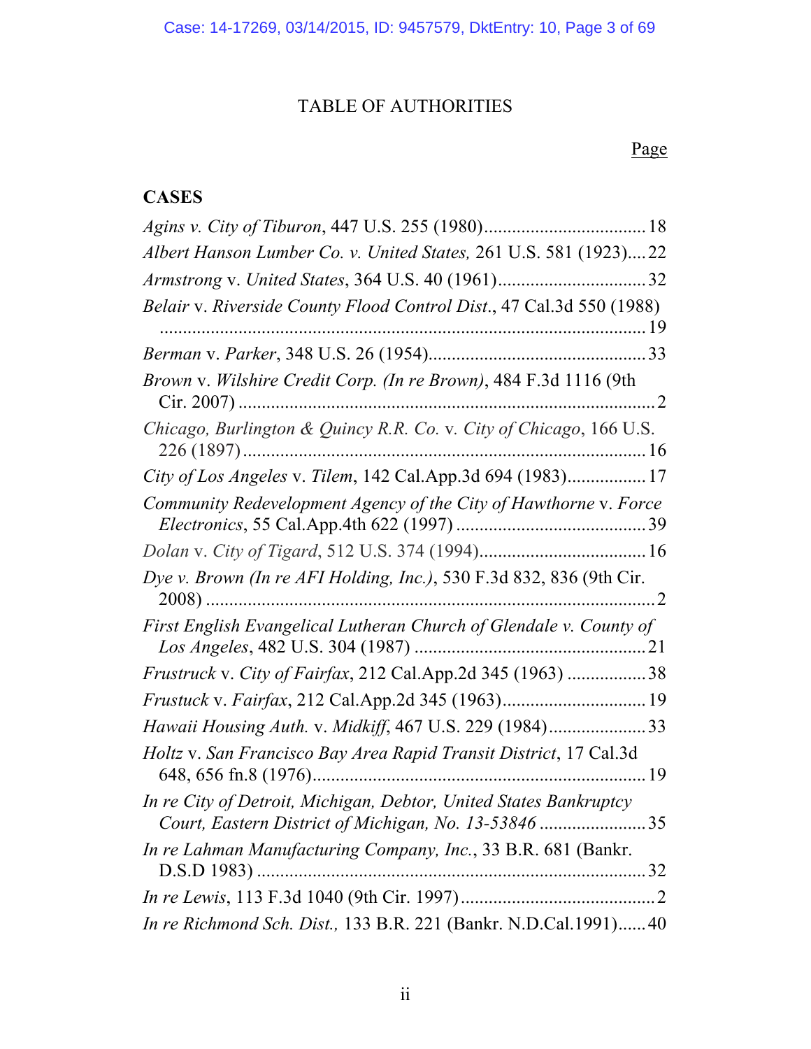# TABLE OF AUTHORITIES

Page

**CASES**

*Agins v. City of Tiburon*, 447 U.S. 255 (1980) .................................. 18

*Albert Hanson Lumber Co. v. United States,* 261 U.S. 581 (1923).... 22

*Armstrong* v. *United States*, 364 U.S. 40 (1961) ............................... 32

*Belair* v. *Riverside County Flood Control Dist*., 47 Cal.3d 550 (1988) ........................................................................................... 19

*Berman* v. *Parker*, 348 U.S. 26 (1954) .............................................. 33

*Brown* v. *Wilshire Credit Corp. (In re Brown)*, 484 F.3d 1116 (9th Cir. 2007) .......................................................................................... 2

*Chicago, Burlington & Quincy R.R. Co.* v. *City of Chicago*, 166 U.S. 226 (1897) ...................................................................................... 16

*City of Los Angeles* v. *Tilem*, 142 Cal.App.3d 694 (1983) ................ 17

*Community Redevelopment Agency of the City of Hawthorne* v. *Force Electronics*, 55 Cal.App.4th 622 (1997) ........................................ 39

*Dolan* v. *City of Tigard*, 512 U.S. 374 (1994) ................................... 16

*Dye v. Brown (In re AFI Holding, Inc.)*, 530 F.3d 832, 836 (9th Cir. 2008) .................................................................................................. 2

*First English Evangelical Lutheran Church of Glendale v. County of Los Angeles*, 482 U.S. 304 (1987) ................................................ 21

*Frustruck* v. *City of Fairfax*, 212 Cal.App.2d 345 (1963) ................ 38

*Frustuck* v. *Fairfax*, 212 Cal.App.2d 345 (1963) .............................. 19

*Hawaii Housing Auth.* v. *Midkiff*, 467 U.S. 229 (1984) ..................... 33

*Holtz* v. *San Francisco Bay Area Rapid Transit District*, 17 Cal.3d 648, 656 fn.8 (1976) ....................................................................... 19

*In re City of Detroit, Michigan, Debtor, United States Bankruptcy Court, Eastern District of Michigan, No. 13-53846* ...................... 35

*In re Lahman Manufacturing Company, Inc.*, 33 B.R. 681 (Bankr. D.S.D 1983) ................................................................................... 32

*In re Lewis*, 113 F.3d 1040 (9th Cir. 1997) .......................................... 2

*In re Richmond Sch. Dist.,* 133 B.R. 221 (Bankr. N.D.Cal.1991) ...... 40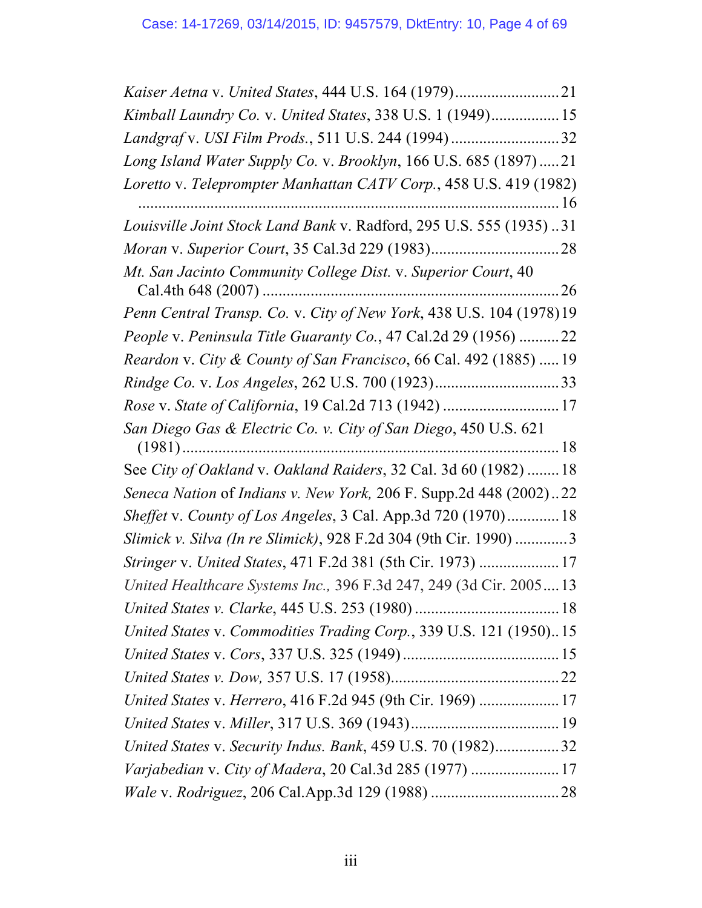*Kaiser Aetna* v. *United States*, 444 U.S. 164 (1979).......................... 21

*Kimball Laundry Co.* v. *United States*, 338 U.S. 1 (1949)................. 15

*Landgraf* v. *USI Film Prods.*, 511 U.S. 244 (1994) ........................... 32

*Long Island Water Supply Co.* v. *Brooklyn*, 166 U.S. 685 (1897) ..... 21

*Loretto* v. *Teleprompter Manhattan CATV Corp.*, 458 U.S. 419 (1982) ............................................................................................... 16

*Louisville Joint Stock Land Bank* v. Radford, 295 U.S. 555 (1935) .. 31

*Moran* v. *Superior Court*, 35 Cal.3d 229 (1983)................................ 28

*Mt. San Jacinto Community College Dist.* v. *Superior Court*, 40 Cal.4th 648 (2007) ......................................................................... 26

*Penn Central Transp. Co.* v. *City of New York*, 438 U.S. 104 (1978) 19

*People* v. *Peninsula Title Guaranty Co.*, 47 Cal.2d 29 (1956) .......... 22

*Reardon* v. *City & County of San Francisco*, 66 Cal. 492 (1885) ..... 19

*Rindge Co.* v. *Los Angeles*, 262 U.S. 700 (1923)............................... 33

*Rose* v. *State of California*, 19 Cal.2d 713 (1942) ............................ 17

*San Diego Gas & Electric Co. v. City of San Diego*, 450 U.S. 621 (1981) ............................................................................................. 18

See *City of Oakland* v. *Oakland Raiders*, 32 Cal. 3d 60 (1982) ........ 18

*Seneca Nation* of *Indians v. New York,* 206 F. Supp.2d 448 (2002) .. 22

*Sheffet* v. *County of Los Angeles*, 3 Cal. App.3d 720 (1970) ............. 18

*Slimick v. Silva (In re Slimick)*, 928 F.2d 304 (9th Cir. 1990) ............. 3

*Stringer* v. *United States*, 471 F.2d 381 (5th Cir. 1973) .................... 17

*United Healthcare Systems Inc.,* 396 F.3d 247, 249 (3d Cir. 2005 .... 13

*United States v. Clarke*, 445 U.S. 253 (1980) .................................... 18

*United States* v. *Commodities Trading Corp.*, 339 U.S. 121 (1950).. 15

*United States* v. *Cors*, 337 U.S. 325 (1949) ....................................... 15

*United States v. Dow,* 357 U.S. 17 (1958)........................................... 22

*United States* v. *Herrero*, 416 F.2d 945 (9th Cir. 1969) .................... 17

*United States* v. *Miller*, 317 U.S. 369 (1943)..................................... 19

*United States* v. *Security Indus. Bank*, 459 U.S. 70 (1982)................ 32

*Varjabedian* v. *City of Madera*, 20 Cal.3d 285 (1977) ...................... 17

*Wale* v. *Rodriguez*, 206 Cal.App.3d 129 (1988) ................................ 28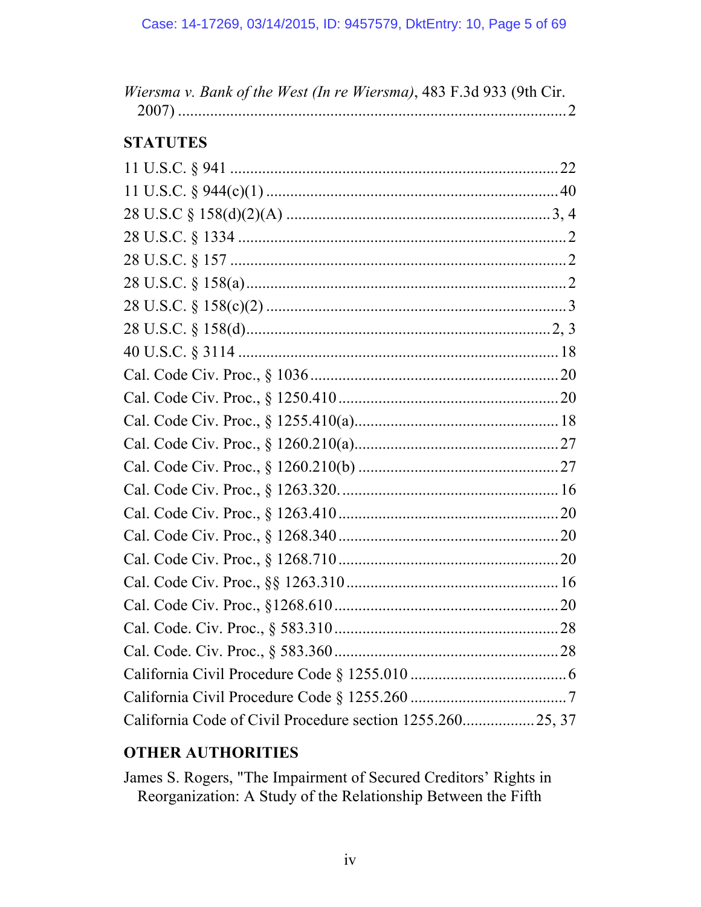*Wiersma v. Bank of the West (In re Wiersma)*, 483 F.3d 933 (9th Cir. 2007) ................................................................................................ 2

## STATUTES

11 U.S.C. § 941 ................................................................................. 22

11 U.S.C. § 944(c)(1) ........................................................................ 40

28 U.S.C § 158(d)(2)(A) ................................................................. 3, 4

28 U.S.C. § 1334 ................................................................................ 2

28 U.S.C. § 157 .................................................................................. 2

28 U.S.C. § 158(a) .............................................................................. 2

28 U.S.C. § 158(c)(2) .......................................................................... 3

28 U.S.C. § 158(d) ........................................................................... 2, 3

40 U.S.C. § 3114 ............................................................................... 18

Cal. Code Civ. Proc., § 1036 ............................................................. 20

Cal. Code Civ. Proc., § 1250.410 ...................................................... 20

Cal. Code Civ. Proc., § 1255.410(a) .................................................. 18

Cal. Code Civ. Proc., § 1260.210(a) .................................................. 27

Cal. Code Civ. Proc., § 1260.210(b) ................................................. 27

Cal. Code Civ. Proc., § 1263.320. ..................................................... 16

Cal. Code Civ. Proc., § 1263.410 ...................................................... 20

Cal. Code Civ. Proc., § 1268.340 ...................................................... 20

Cal. Code Civ. Proc., § 1268.710 ...................................................... 20

Cal. Code Civ. Proc., §§ 1263.310 .................................................... 16

Cal. Code Civ. Proc., §1268.610 ....................................................... 20

Cal. Code. Civ. Proc., § 583.310 ....................................................... 28

Cal. Code. Civ. Proc., § 583.360 ....................................................... 28

California Civil Procedure Code § 1255.010 ....................................... 6

California Civil Procedure Code § 1255.260 ....................................... 7

California Code of Civil Procedure section 1255.260 ................. 25, 37

## OTHER AUTHORITIES

James S. Rogers, "The Impairment of Secured Creditors' Rights in Reorganization: A Study of the Relationship Between the Fifth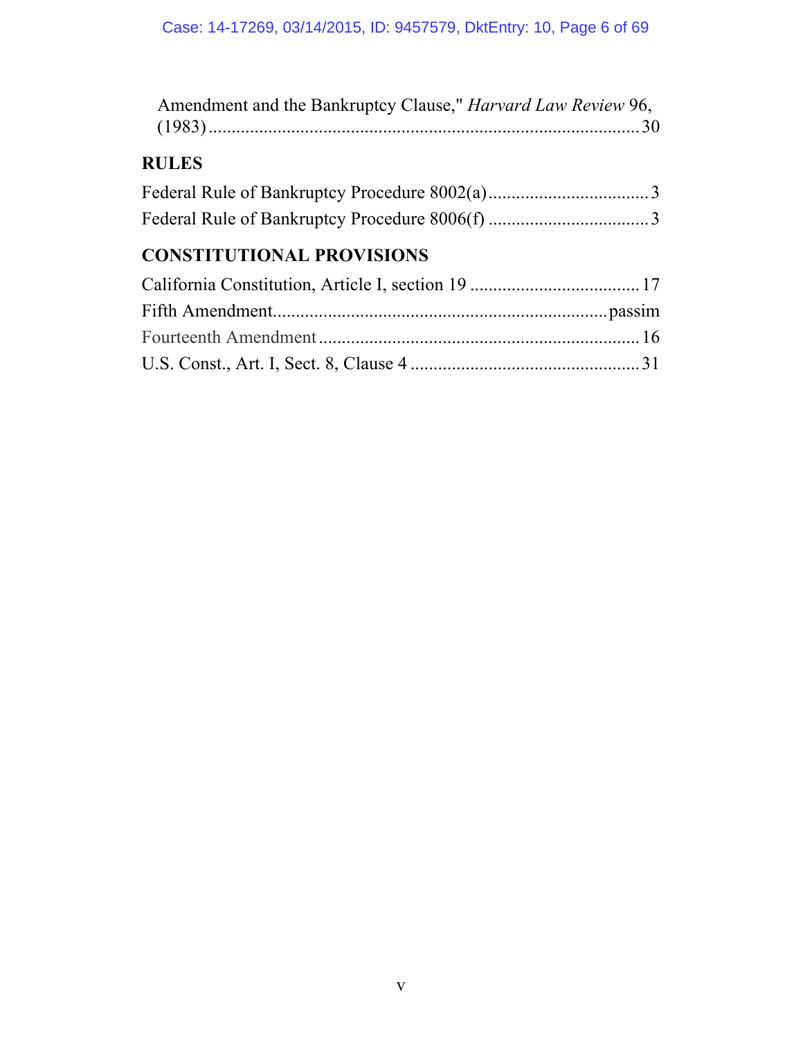Amendment and the Bankruptcy Clause," *Harvard Law Review* 96, (1983) ............................................................................................ 30

## RULES

Federal Rule of Bankruptcy Procedure 8002(a) .................................. 3

Federal Rule of Bankruptcy Procedure 8006(f) .................................. 3

## CONSTITUTIONAL PROVISIONS

California Constitution, Article I, section 19 .................................... 17

Fifth Amendment ....................................................................... passim

Fourteenth Amendment ..................................................................... 16

U.S. Const., Art. I, Sect. 8, Clause 4 ................................................. 31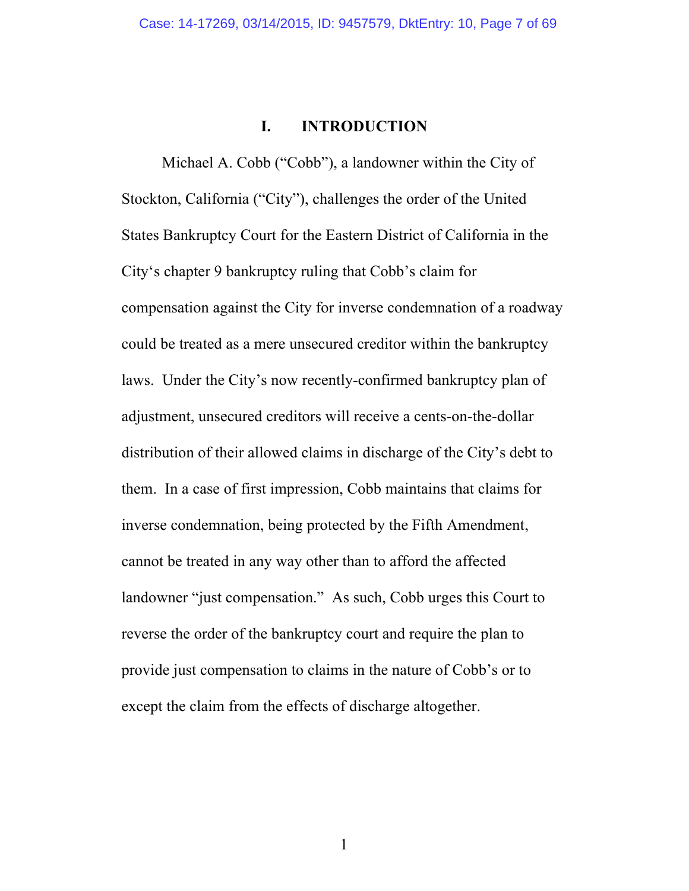# I. INTRODUCTION

Michael A. Cobb ("Cobb"), a landowner within the City of Stockton, California ("City"), challenges the order of the United States Bankruptcy Court for the Eastern District of California in the City's chapter 9 bankruptcy ruling that Cobb's claim for compensation against the City for inverse condemnation of a roadway could be treated as a mere unsecured creditor within the bankruptcy laws. Under the City's now recently-confirmed bankruptcy plan of adjustment, unsecured creditors will receive a cents-on-the-dollar distribution of their allowed claims in discharge of the City's debt to them. In a case of first impression, Cobb maintains that claims for inverse condemnation, being protected by the Fifth Amendment, cannot be treated in any way other than to afford the affected landowner "just compensation." As such, Cobb urges this Court to reverse the order of the bankruptcy court and require the plan to provide just compensation to claims in the nature of Cobb's or to except the claim from the effects of discharge altogether.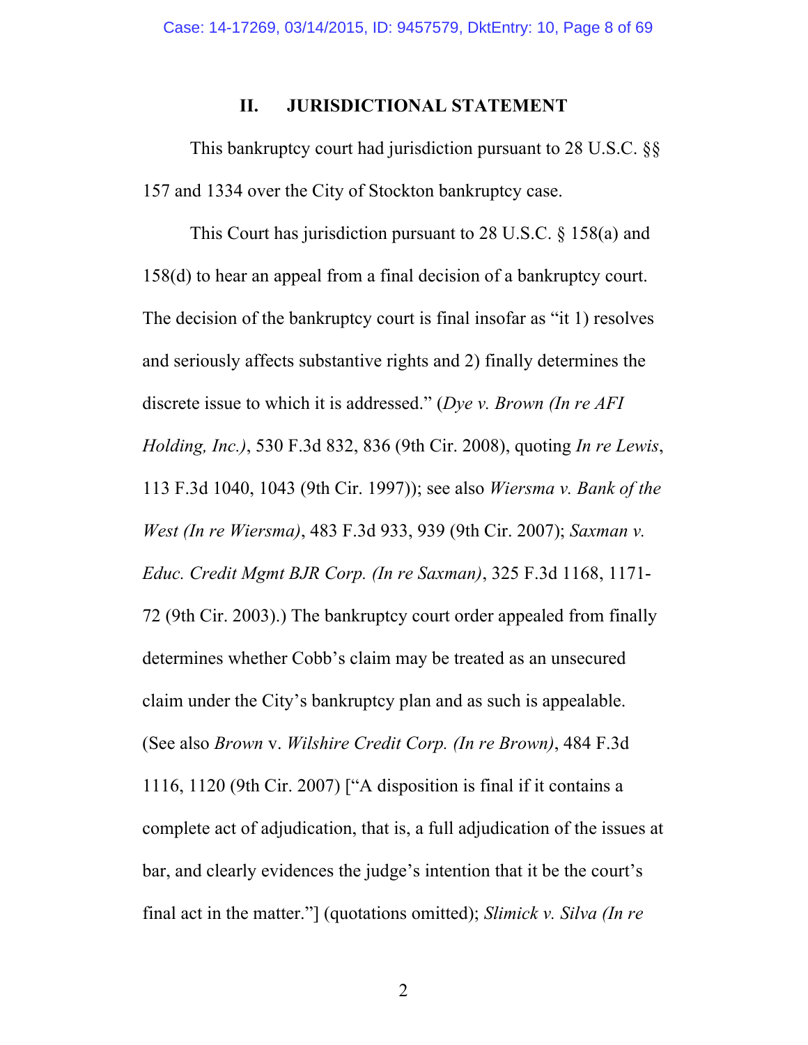## II. JURISDICTIONAL STATEMENT

This bankruptcy court had jurisdiction pursuant to 28 U.S.C. §§ 157 and 1334 over the City of Stockton bankruptcy case.

This Court has jurisdiction pursuant to 28 U.S.C. § 158(a) and 158(d) to hear an appeal from a final decision of a bankruptcy court. The decision of the bankruptcy court is final insofar as "it 1) resolves and seriously affects substantive rights and 2) finally determines the discrete issue to which it is addressed." (*Dye v. Brown (In re AFI Holding, Inc.)*, 530 F.3d 832, 836 (9th Cir. 2008), quoting *In re Lewis*, 113 F.3d 1040, 1043 (9th Cir. 1997)); see also *Wiersma v. Bank of the West (In re Wiersma)*, 483 F.3d 933, 939 (9th Cir. 2007); *Saxman v. Educ. Credit Mgmt BJR Corp. (In re Saxman)*, 325 F.3d 1168, 1171-72 (9th Cir. 2003).) The bankruptcy court order appealed from finally determines whether Cobb's claim may be treated as an unsecured claim under the City's bankruptcy plan and as such is appealable. (See also *Brown* v. *Wilshire Credit Corp. (In re Brown)*, 484 F.3d 1116, 1120 (9th Cir. 2007) ["A disposition is final if it contains a complete act of adjudication, that is, a full adjudication of the issues at bar, and clearly evidences the judge's intention that it be the court's final act in the matter."] (quotations omitted); *Slimick v. Silva (In re*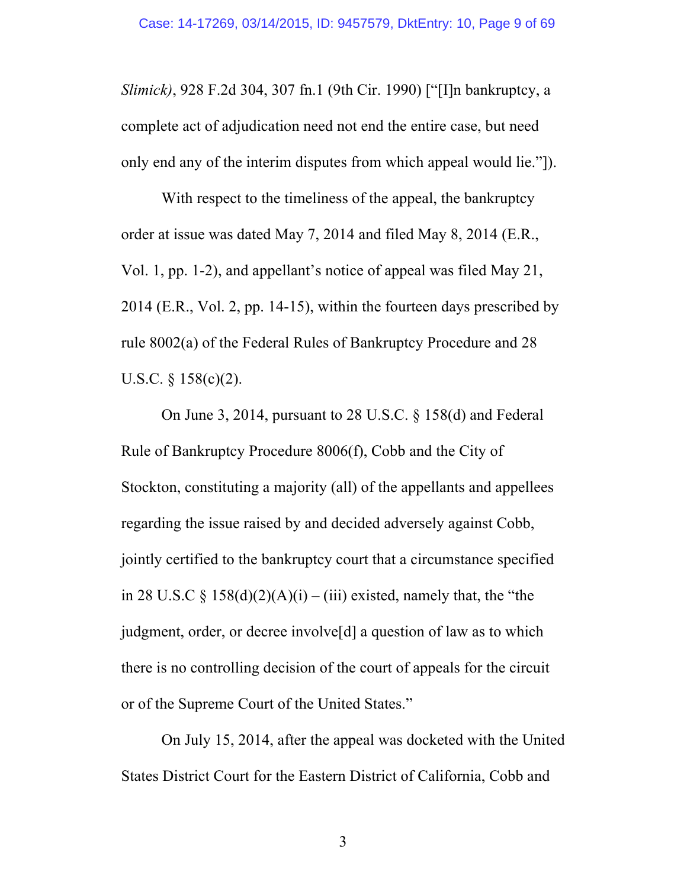*Slimick)*, 928 F.2d 304, 307 fn.1 (9th Cir. 1990) ["[I]n bankruptcy, a complete act of adjudication need not end the entire case, but need only end any of the interim disputes from which appeal would lie."]).

With respect to the timeliness of the appeal, the bankruptcy order at issue was dated May 7, 2014 and filed May 8, 2014 (E.R., Vol. 1, pp. 1-2), and appellant's notice of appeal was filed May 21, 2014 (E.R., Vol. 2, pp. 14-15), within the fourteen days prescribed by rule 8002(a) of the Federal Rules of Bankruptcy Procedure and 28 U.S.C. § 158(c)(2).

On June 3, 2014, pursuant to 28 U.S.C. § 158(d) and Federal Rule of Bankruptcy Procedure 8006(f), Cobb and the City of Stockton, constituting a majority (all) of the appellants and appellees regarding the issue raised by and decided adversely against Cobb, jointly certified to the bankruptcy court that a circumstance specified in 28 U.S.C § 158(d)(2)(A)(i) – (iii) existed, namely that, the "the judgment, order, or decree involve[d] a question of law as to which there is no controlling decision of the court of appeals for the circuit or of the Supreme Court of the United States."

On July 15, 2014, after the appeal was docketed with the United States District Court for the Eastern District of California, Cobb and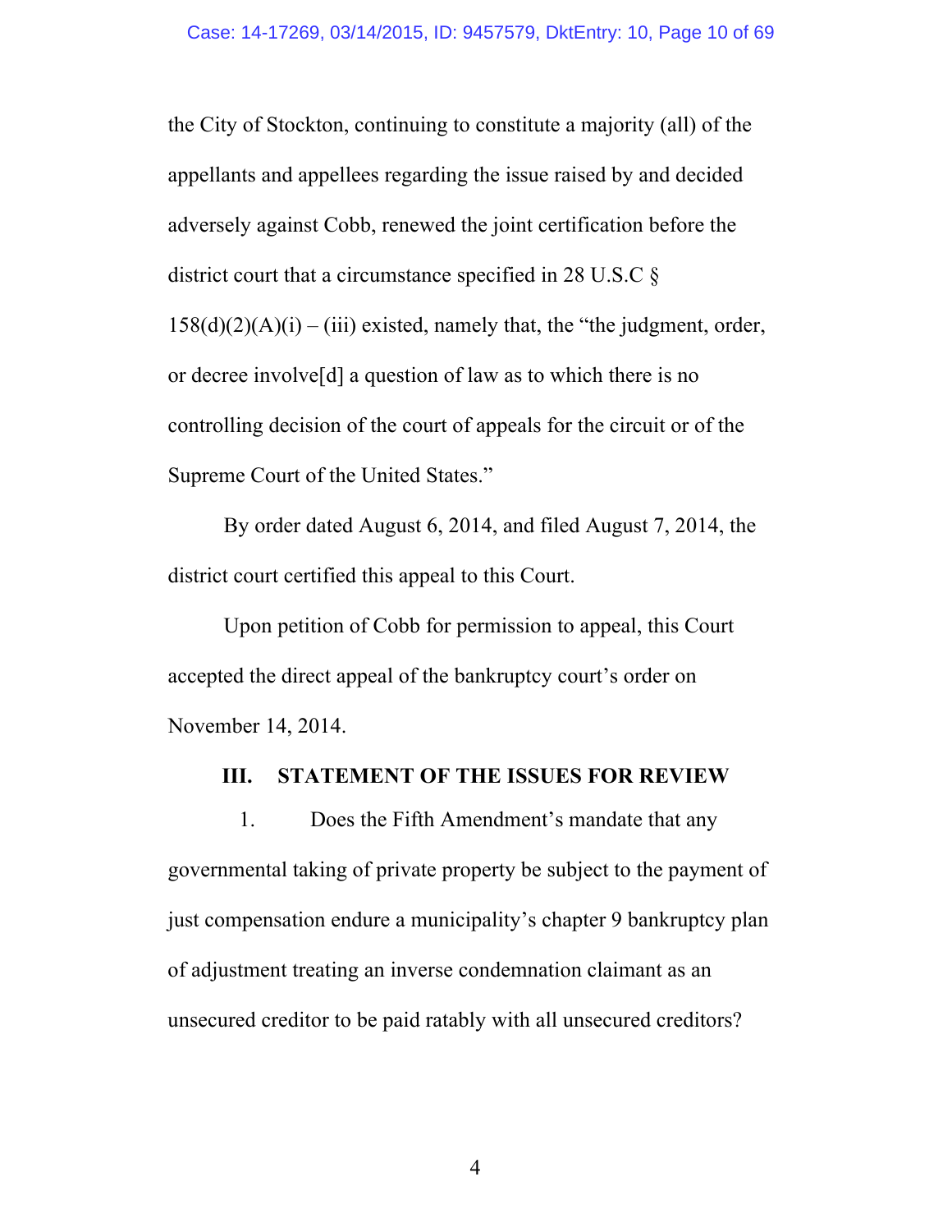the City of Stockton, continuing to constitute a majority (all) of the appellants and appellees regarding the issue raised by and decided adversely against Cobb, renewed the joint certification before the district court that a circumstance specified in 28 U.S.C § 158(d)(2)(A)(i) – (iii) existed, namely that, the "the judgment, order, or decree involve[d] a question of law as to which there is no controlling decision of the court of appeals for the circuit or of the Supreme Court of the United States."

By order dated August 6, 2014, and filed August 7, 2014, the district court certified this appeal to this Court.

Upon petition of Cobb for permission to appeal, this Court accepted the direct appeal of the bankruptcy court's order on November 14, 2014.

## III. STATEMENT OF THE ISSUES FOR REVIEW

1. Does the Fifth Amendment's mandate that any governmental taking of private property be subject to the payment of just compensation endure a municipality's chapter 9 bankruptcy plan of adjustment treating an inverse condemnation claimant as an unsecured creditor to be paid ratably with all unsecured creditors?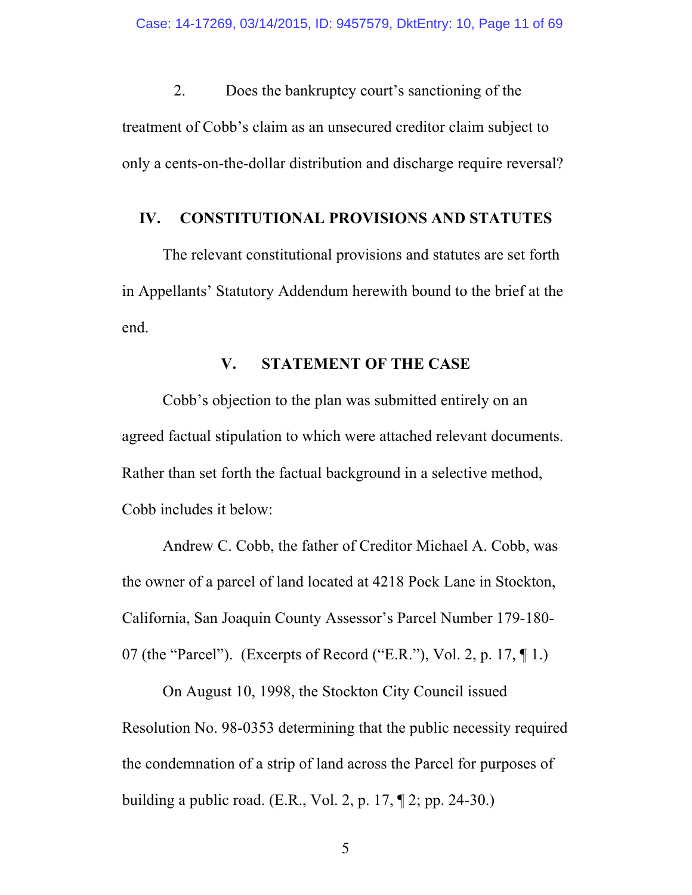2. Does the bankruptcy court's sanctioning of the treatment of Cobb's claim as an unsecured creditor claim subject to only a cents-on-the-dollar distribution and discharge require reversal?

## IV. CONSTITUTIONAL PROVISIONS AND STATUTES

The relevant constitutional provisions and statutes are set forth in Appellants' Statutory Addendum herewith bound to the brief at the end.

## V. STATEMENT OF THE CASE

Cobb's objection to the plan was submitted entirely on an agreed factual stipulation to which were attached relevant documents. Rather than set forth the factual background in a selective method, Cobb includes it below:

Andrew C. Cobb, the father of Creditor Michael A. Cobb, was the owner of a parcel of land located at 4218 Pock Lane in Stockton, California, San Joaquin County Assessor's Parcel Number 179-180-07 (the "Parcel"). (Excerpts of Record ("E.R."), Vol. 2, p. 17, ¶ 1.)

On August 10, 1998, the Stockton City Council issued Resolution No. 98-0353 determining that the public necessity required the condemnation of a strip of land across the Parcel for purposes of building a public road. (E.R., Vol. 2, p. 17, ¶ 2; pp. 24-30.)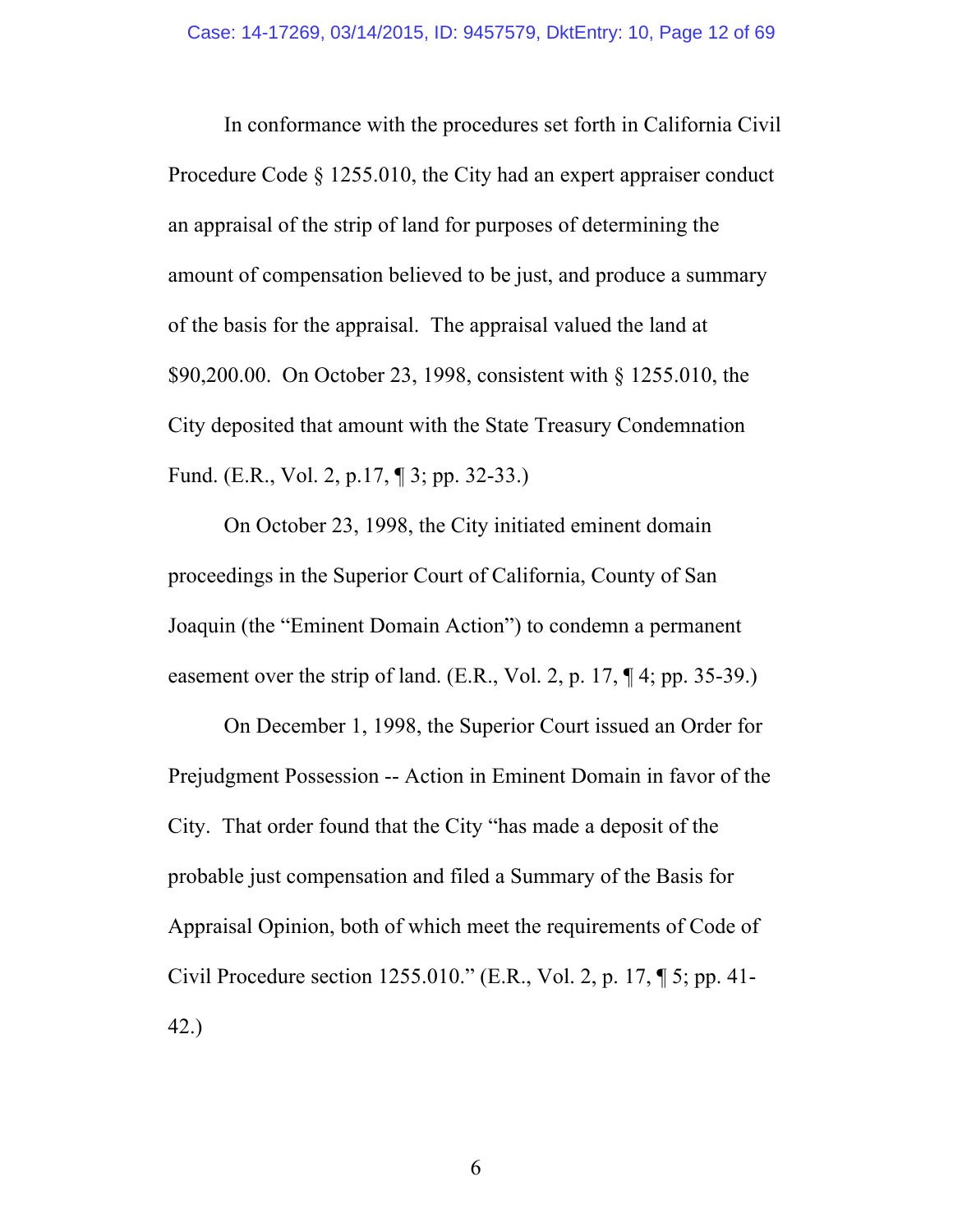In conformance with the procedures set forth in California Civil Procedure Code § 1255.010, the City had an expert appraiser conduct an appraisal of the strip of land for purposes of determining the amount of compensation believed to be just, and produce a summary of the basis for the appraisal. The appraisal valued the land at $90,200.00. On October 23, 1998, consistent with § 1255.010, the City deposited that amount with the State Treasury Condemnation Fund. (E.R., Vol. 2, p.17, ¶ 3; pp. 32-33.)

On October 23, 1998, the City initiated eminent domain proceedings in the Superior Court of California, County of San Joaquin (the "Eminent Domain Action") to condemn a permanent easement over the strip of land. (E.R., Vol. 2, p. 17, ¶ 4; pp. 35-39.)

On December 1, 1998, the Superior Court issued an Order for Prejudgment Possession -- Action in Eminent Domain in favor of the City. That order found that the City "has made a deposit of the probable just compensation and filed a Summary of the Basis for Appraisal Opinion, both of which meet the requirements of Code of Civil Procedure section 1255.010." (E.R., Vol. 2, p. 17, ¶ 5; pp. 41-42.)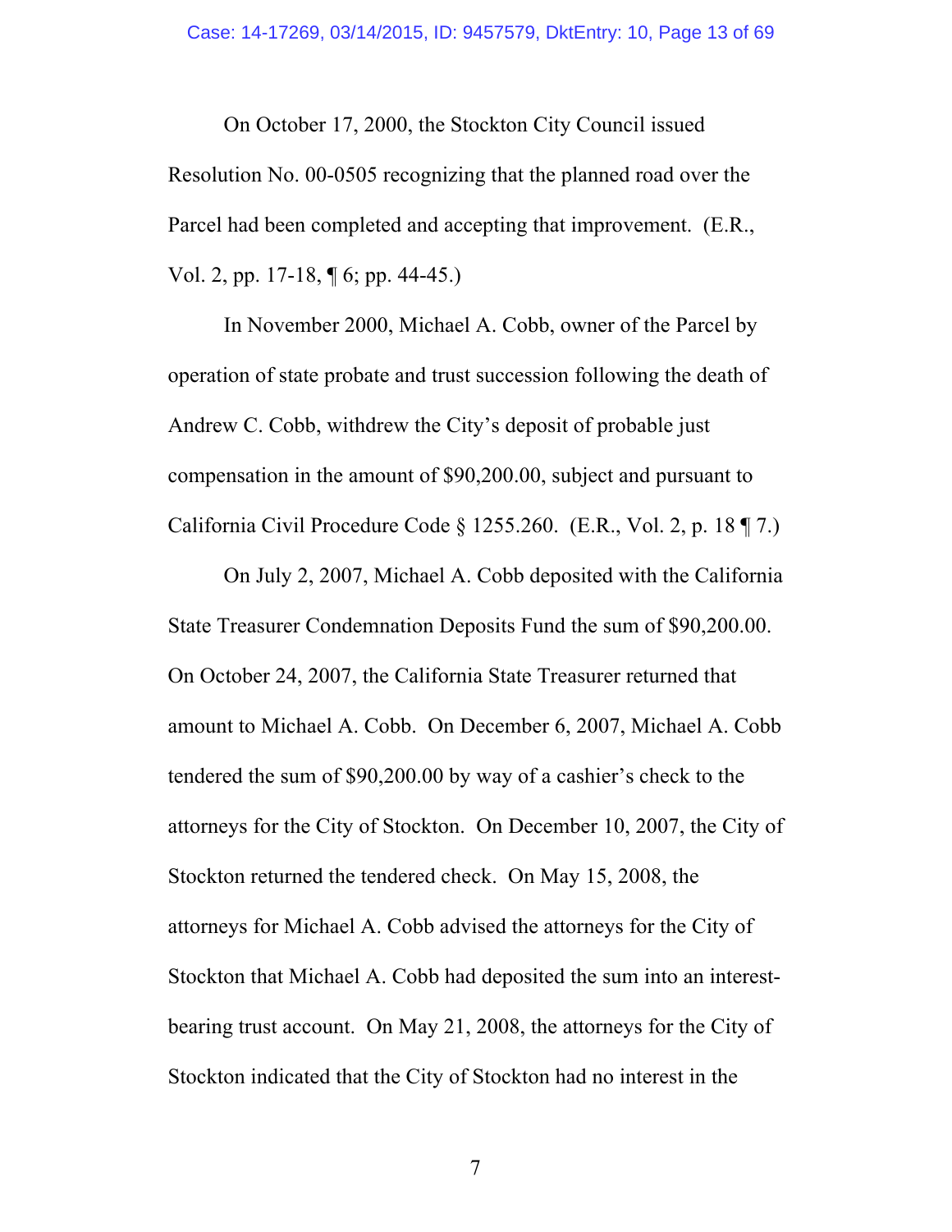On October 17, 2000, the Stockton City Council issued Resolution No. 00-0505 recognizing that the planned road over the Parcel had been completed and accepting that improvement. (E.R., Vol. 2, pp. 17-18, ¶ 6; pp. 44-45.)

In November 2000, Michael A. Cobb, owner of the Parcel by operation of state probate and trust succession following the death of Andrew C. Cobb, withdrew the City's deposit of probable just compensation in the amount of $90,200.00, subject and pursuant to California Civil Procedure Code § 1255.260. (E.R., Vol. 2, p. 18 ¶ 7.)

On July 2, 2007, Michael A. Cobb deposited with the California State Treasurer Condemnation Deposits Fund the sum of $90,200.00. On October 24, 2007, the California State Treasurer returned that amount to Michael A. Cobb. On December 6, 2007, Michael A. Cobb tendered the sum of $90,200.00 by way of a cashier's check to the attorneys for the City of Stockton. On December 10, 2007, the City of Stockton returned the tendered check. On May 15, 2008, the attorneys for Michael A. Cobb advised the attorneys for the City of Stockton that Michael A. Cobb had deposited the sum into an interest-bearing trust account. On May 21, 2008, the attorneys for the City of Stockton indicated that the City of Stockton had no interest in the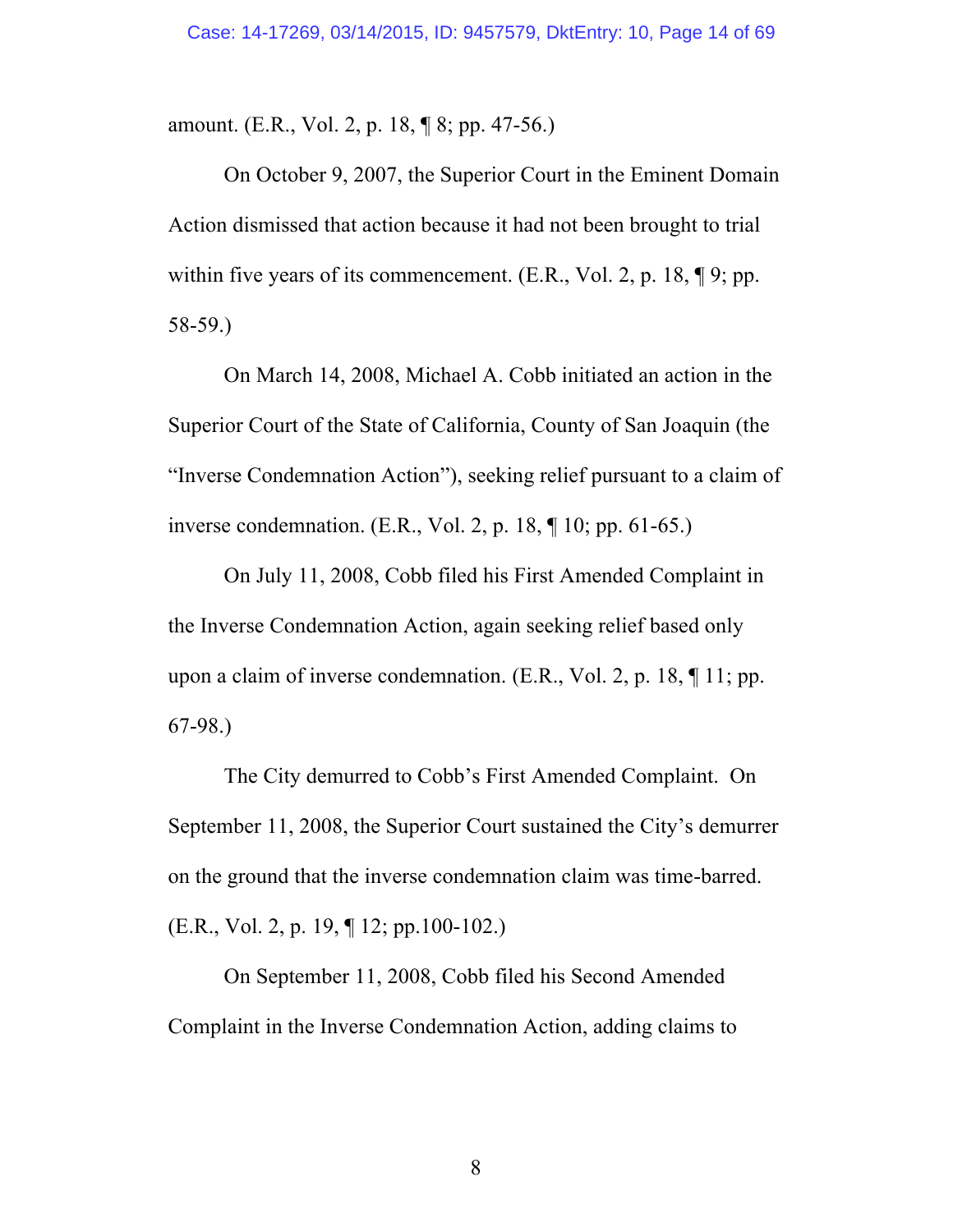amount. (E.R., Vol. 2, p. 18, ¶ 8; pp. 47-56.)

On October 9, 2007, the Superior Court in the Eminent Domain Action dismissed that action because it had not been brought to trial within five years of its commencement. (E.R., Vol. 2, p. 18, ¶ 9; pp. 58-59.)

On March 14, 2008, Michael A. Cobb initiated an action in the Superior Court of the State of California, County of San Joaquin (the "Inverse Condemnation Action"), seeking relief pursuant to a claim of inverse condemnation. (E.R., Vol. 2, p. 18, ¶ 10; pp. 61-65.)

On July 11, 2008, Cobb filed his First Amended Complaint in the Inverse Condemnation Action, again seeking relief based only upon a claim of inverse condemnation. (E.R., Vol. 2, p. 18, ¶ 11; pp. 67-98.)

The City demurred to Cobb's First Amended Complaint. On September 11, 2008, the Superior Court sustained the City's demurrer on the ground that the inverse condemnation claim was time-barred. (E.R., Vol. 2, p. 19, ¶ 12; pp.100-102.)

On September 11, 2008, Cobb filed his Second Amended Complaint in the Inverse Condemnation Action, adding claims to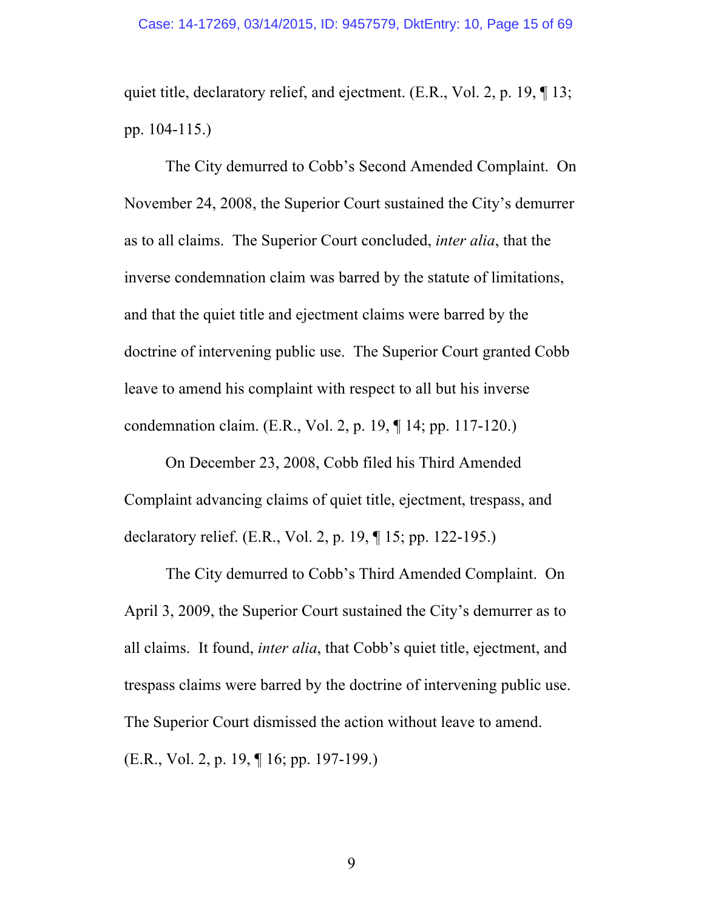quiet title, declaratory relief, and ejectment. (E.R., Vol. 2, p. 19, ¶ 13; pp. 104-115.)

The City demurred to Cobb's Second Amended Complaint. On November 24, 2008, the Superior Court sustained the City's demurrer as to all claims. The Superior Court concluded, *inter alia*, that the inverse condemnation claim was barred by the statute of limitations, and that the quiet title and ejectment claims were barred by the doctrine of intervening public use. The Superior Court granted Cobb leave to amend his complaint with respect to all but his inverse condemnation claim. (E.R., Vol. 2, p. 19, ¶ 14; pp. 117-120.)

On December 23, 2008, Cobb filed his Third Amended Complaint advancing claims of quiet title, ejectment, trespass, and declaratory relief. (E.R., Vol. 2, p. 19, ¶ 15; pp. 122-195.)

The City demurred to Cobb's Third Amended Complaint. On April 3, 2009, the Superior Court sustained the City's demurrer as to all claims. It found, *inter alia*, that Cobb's quiet title, ejectment, and trespass claims were barred by the doctrine of intervening public use. The Superior Court dismissed the action without leave to amend. (E.R., Vol. 2, p. 19, ¶ 16; pp. 197-199.)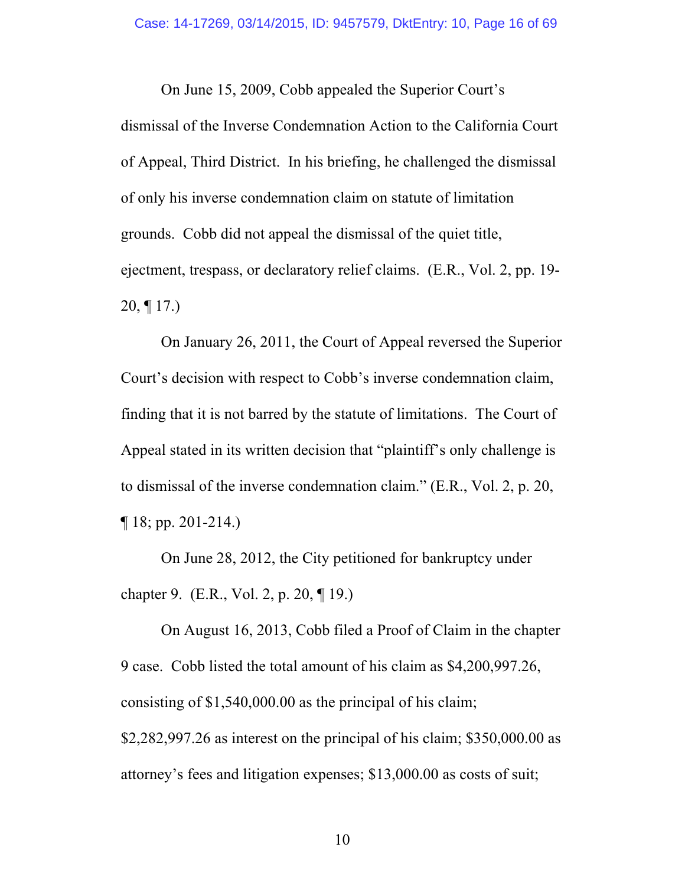On June 15, 2009, Cobb appealed the Superior Court's dismissal of the Inverse Condemnation Action to the California Court of Appeal, Third District. In his briefing, he challenged the dismissal of only his inverse condemnation claim on statute of limitation grounds. Cobb did not appeal the dismissal of the quiet title, ejectment, trespass, or declaratory relief claims. (E.R., Vol. 2, pp. 19-20, ¶ 17.)

On January 26, 2011, the Court of Appeal reversed the Superior Court's decision with respect to Cobb's inverse condemnation claim, finding that it is not barred by the statute of limitations. The Court of Appeal stated in its written decision that "plaintiff's only challenge is to dismissal of the inverse condemnation claim." (E.R., Vol. 2, p. 20, ¶ 18; pp. 201-214.)

On June 28, 2012, the City petitioned for bankruptcy under chapter 9. (E.R., Vol. 2, p. 20, ¶ 19.)

On August 16, 2013, Cobb filed a Proof of Claim in the chapter 9 case. Cobb listed the total amount of his claim as $4,200,997.26, consisting of $1,540,000.00 as the principal of his claim; $2,282,997.26 as interest on the principal of his claim; $350,000.00 as attorney's fees and litigation expenses; $13,000.00 as costs of suit;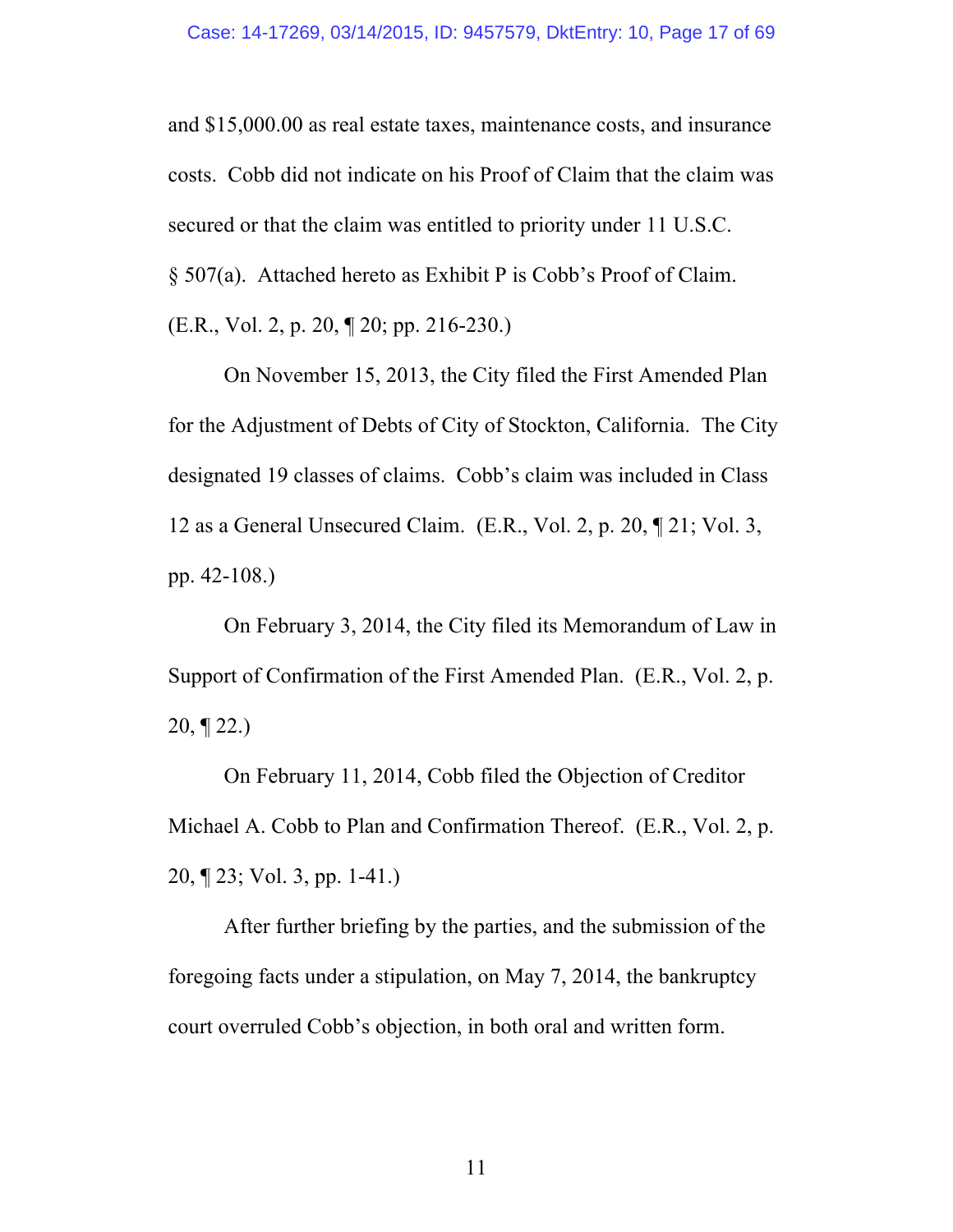and $15,000.00 as real estate taxes, maintenance costs, and insurance costs. Cobb did not indicate on his Proof of Claim that the claim was secured or that the claim was entitled to priority under 11 U.S.C. § 507(a). Attached hereto as Exhibit P is Cobb's Proof of Claim. (E.R., Vol. 2, p. 20, ¶ 20; pp. 216-230.)

On November 15, 2013, the City filed the First Amended Plan for the Adjustment of Debts of City of Stockton, California. The City designated 19 classes of claims. Cobb's claim was included in Class 12 as a General Unsecured Claim. (E.R., Vol. 2, p. 20, ¶ 21; Vol. 3, pp. 42-108.)

On February 3, 2014, the City filed its Memorandum of Law in Support of Confirmation of the First Amended Plan. (E.R., Vol. 2, p. 20, ¶ 22.)

On February 11, 2014, Cobb filed the Objection of Creditor Michael A. Cobb to Plan and Confirmation Thereof. (E.R., Vol. 2, p. 20, ¶ 23; Vol. 3, pp. 1-41.)

After further briefing by the parties, and the submission of the foregoing facts under a stipulation, on May 7, 2014, the bankruptcy court overruled Cobb's objection, in both oral and written form.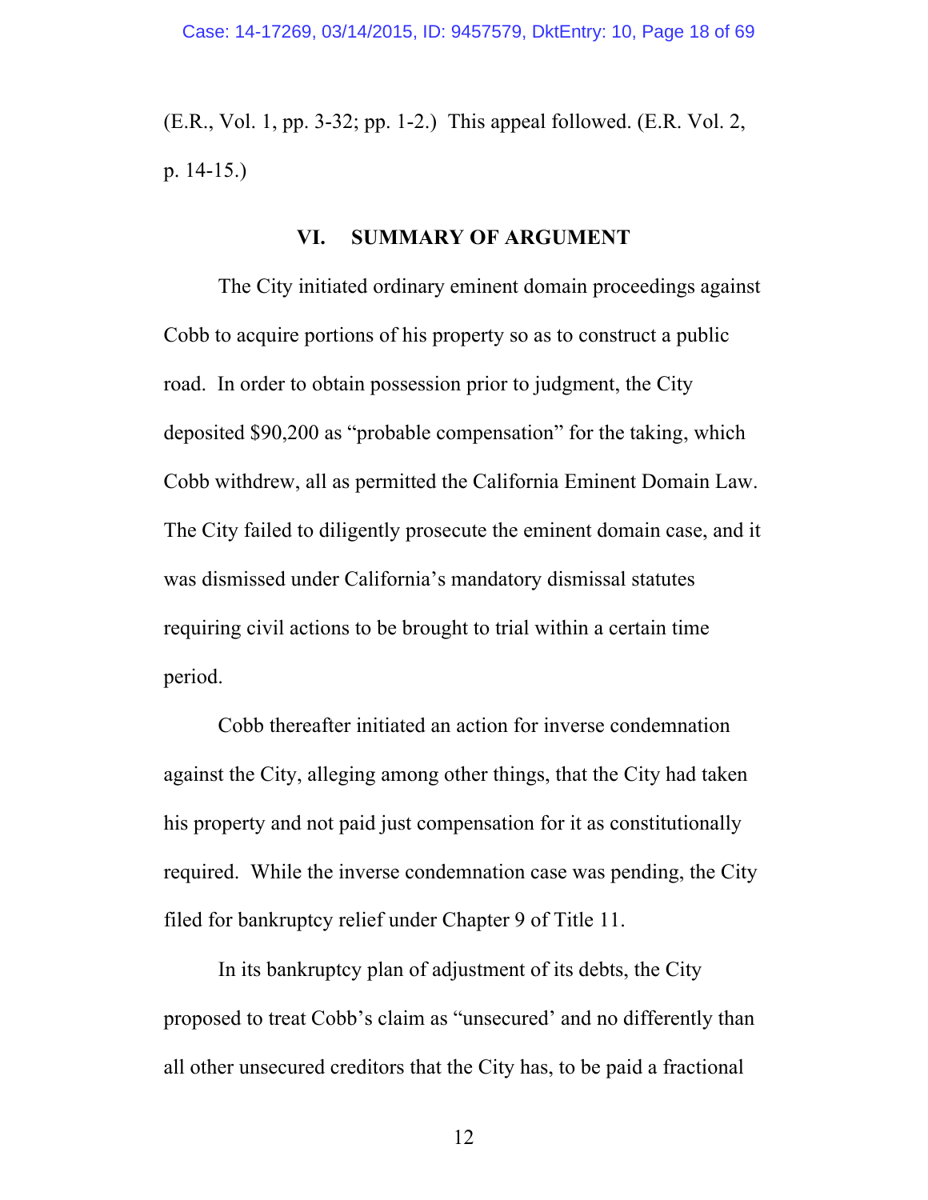(E.R., Vol. 1, pp. 3-32; pp. 1-2.) This appeal followed. (E.R. Vol. 2, p. 14-15.)

## VI. SUMMARY OF ARGUMENT

The City initiated ordinary eminent domain proceedings against Cobb to acquire portions of his property so as to construct a public road. In order to obtain possession prior to judgment, the City deposited $90,200 as "probable compensation" for the taking, which Cobb withdrew, all as permitted the California Eminent Domain Law. The City failed to diligently prosecute the eminent domain case, and it was dismissed under California's mandatory dismissal statutes requiring civil actions to be brought to trial within a certain time period.

Cobb thereafter initiated an action for inverse condemnation against the City, alleging among other things, that the City had taken his property and not paid just compensation for it as constitutionally required. While the inverse condemnation case was pending, the City filed for bankruptcy relief under Chapter 9 of Title 11.

In its bankruptcy plan of adjustment of its debts, the City proposed to treat Cobb's claim as "unsecured' and no differently than all other unsecured creditors that the City has, to be paid a fractional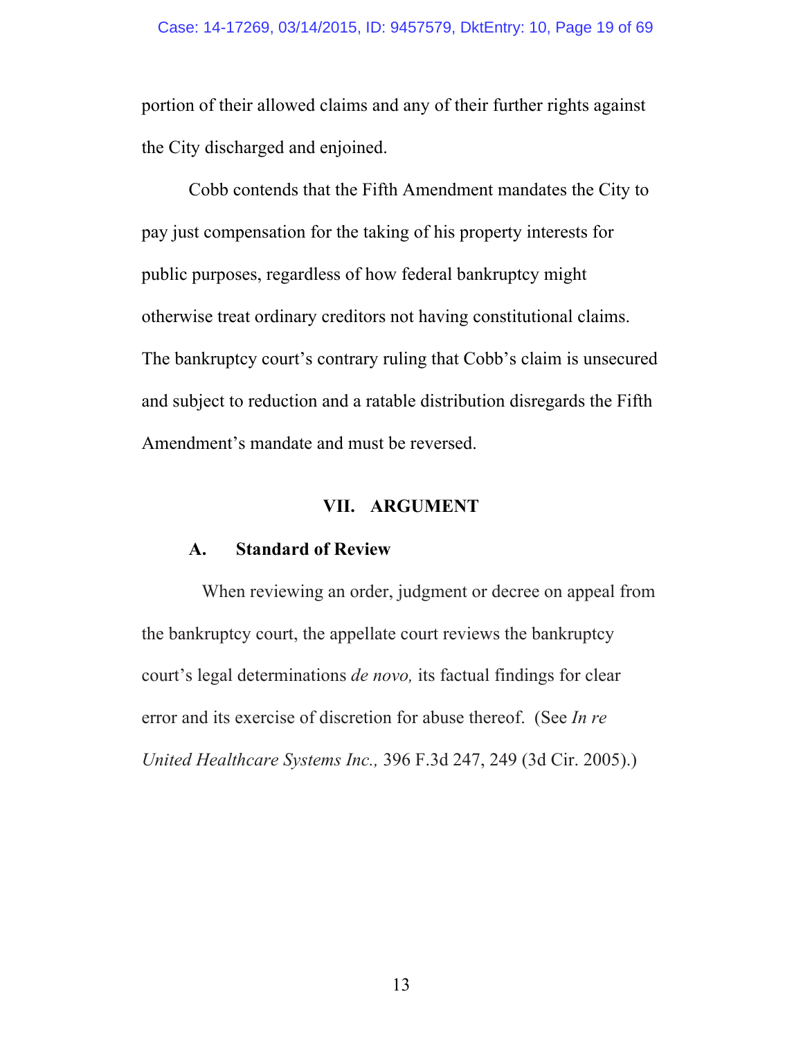portion of their allowed claims and any of their further rights against the City discharged and enjoined.

Cobb contends that the Fifth Amendment mandates the City to pay just compensation for the taking of his property interests for public purposes, regardless of how federal bankruptcy might otherwise treat ordinary creditors not having constitutional claims. The bankruptcy court's contrary ruling that Cobb's claim is unsecured and subject to reduction and a ratable distribution disregards the Fifth Amendment's mandate and must be reversed.

## VII. ARGUMENT

### A. Standard of Review

When reviewing an order, judgment or decree on appeal from the bankruptcy court, the appellate court reviews the bankruptcy court's legal determinations *de novo,* its factual findings for clear error and its exercise of discretion for abuse thereof. (See *In re United Healthcare Systems Inc.,* 396 F.3d 247, 249 (3d Cir. 2005).)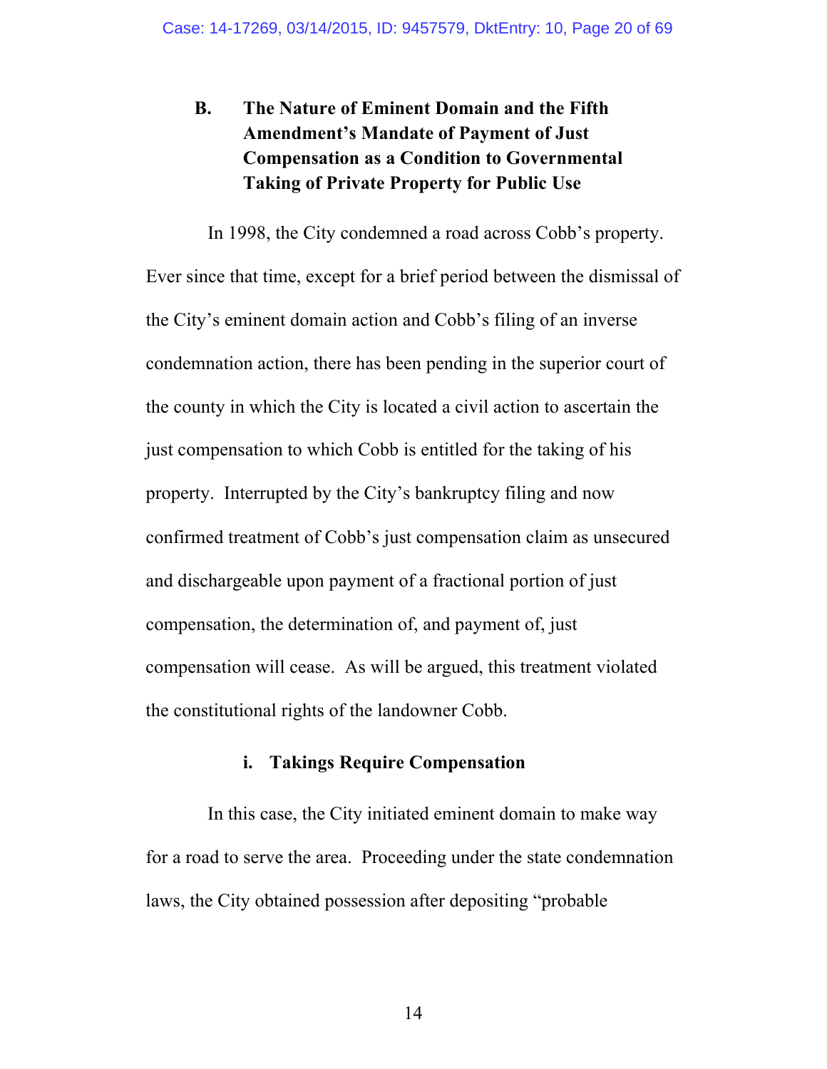## B. The Nature of Eminent Domain and the Fifth Amendment's Mandate of Payment of Just Compensation as a Condition to Governmental Taking of Private Property for Public Use

In 1998, the City condemned a road across Cobb's property. Ever since that time, except for a brief period between the dismissal of the City's eminent domain action and Cobb's filing of an inverse condemnation action, there has been pending in the superior court of the county in which the City is located a civil action to ascertain the just compensation to which Cobb is entitled for the taking of his property. Interrupted by the City's bankruptcy filing and now confirmed treatment of Cobb's just compensation claim as unsecured and dischargeable upon payment of a fractional portion of just compensation, the determination of, and payment of, just compensation will cease. As will be argued, this treatment violated the constitutional rights of the landowner Cobb.

### i. Takings Require Compensation

In this case, the City initiated eminent domain to make way for a road to serve the area. Proceeding under the state condemnation laws, the City obtained possession after depositing "probable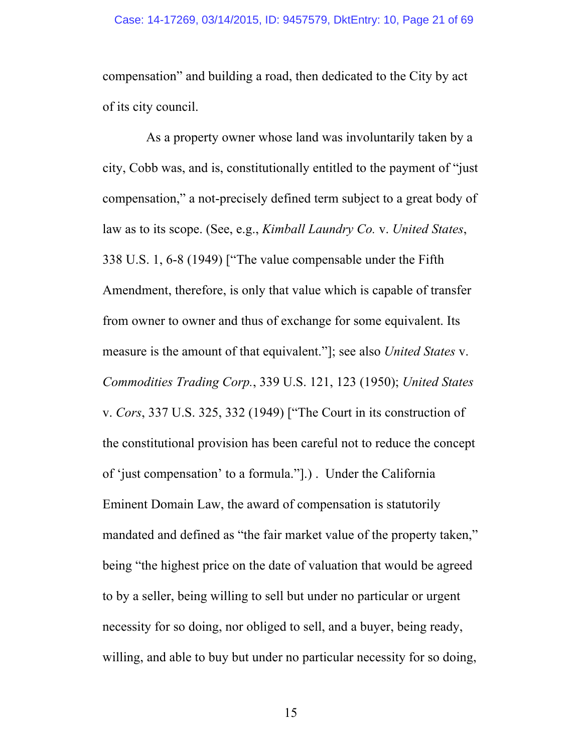compensation" and building a road, then dedicated to the City by act of its city council.

As a property owner whose land was involuntarily taken by a city, Cobb was, and is, constitutionally entitled to the payment of "just compensation," a not-precisely defined term subject to a great body of law as to its scope. (See, e.g., *Kimball Laundry Co.* v. *United States*, 338 U.S. 1, 6-8 (1949) ["The value compensable under the Fifth Amendment, therefore, is only that value which is capable of transfer from owner to owner and thus of exchange for some equivalent. Its measure is the amount of that equivalent."]; see also *United States* v. *Commodities Trading Corp.*, 339 U.S. 121, 123 (1950); *United States* v. *Cors*, 337 U.S. 325, 332 (1949) ["The Court in its construction of the constitutional provision has been careful not to reduce the concept of 'just compensation' to a formula."].) . Under the California Eminent Domain Law, the award of compensation is statutorily mandated and defined as "the fair market value of the property taken," being "the highest price on the date of valuation that would be agreed to by a seller, being willing to sell but under no particular or urgent necessity for so doing, nor obliged to sell, and a buyer, being ready, willing, and able to buy but under no particular necessity for so doing,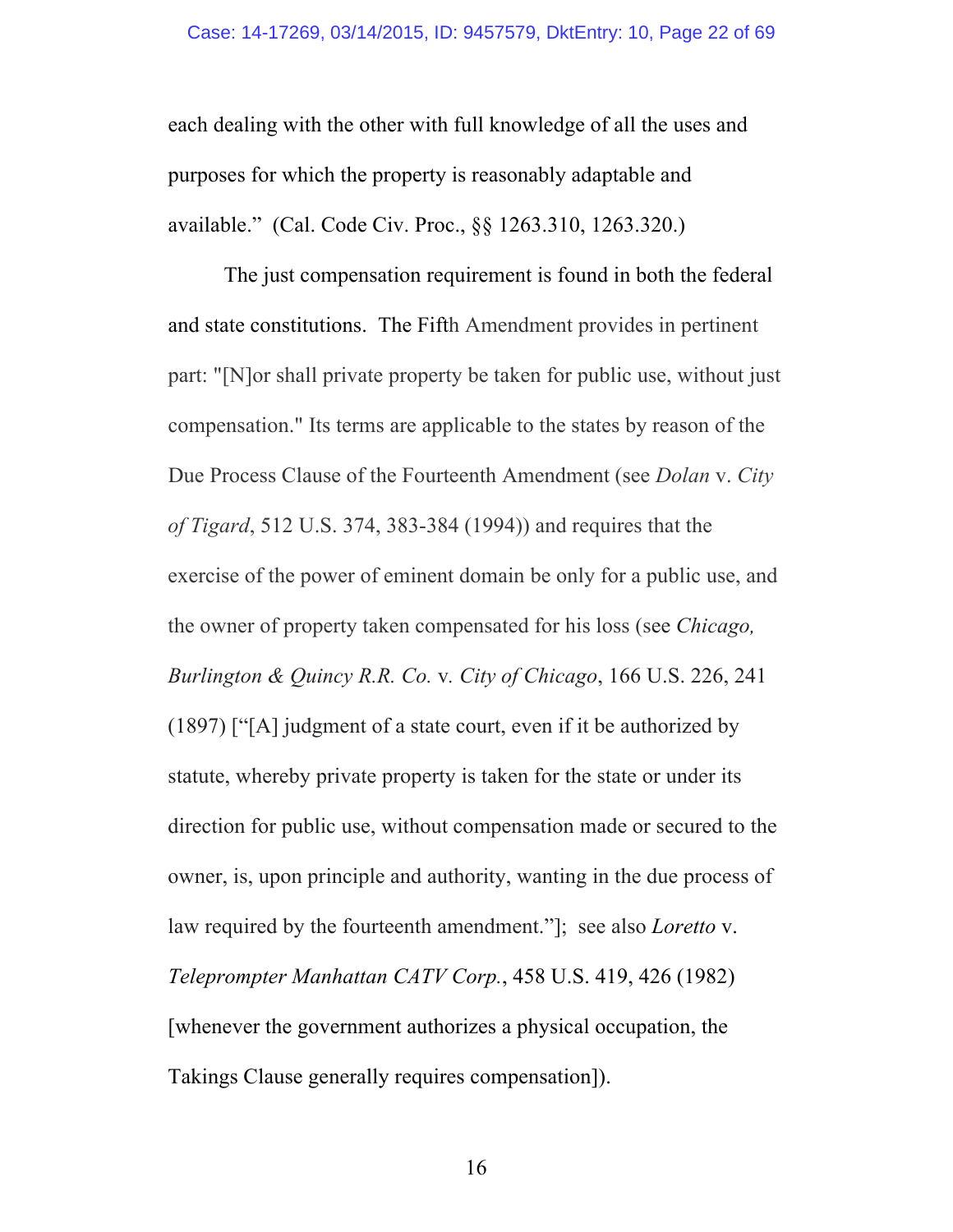each dealing with the other with full knowledge of all the uses and purposes for which the property is reasonably adaptable and available." (Cal. Code Civ. Proc., §§ 1263.310, 1263.320.)

The just compensation requirement is found in both the federal and state constitutions. The Fifth Amendment provides in pertinent part: "[N]or shall private property be taken for public use, without just compensation." Its terms are applicable to the states by reason of the Due Process Clause of the Fourteenth Amendment (see *Dolan* v. *City of Tigard*, 512 U.S. 374, 383-384 (1994)) and requires that the exercise of the power of eminent domain be only for a public use, and the owner of property taken compensated for his loss (see *Chicago, Burlington & Quincy R.R. Co.* v. *City of Chicago*, 166 U.S. 226, 241 (1897) ["[A] judgment of a state court, even if it be authorized by statute, whereby private property is taken for the state or under its direction for public use, without compensation made or secured to the owner, is, upon principle and authority, wanting in the due process of law required by the fourteenth amendment."]; see also *Loretto* v. *Teleprompter Manhattan CATV Corp.*, 458 U.S. 419, 426 (1982) [whenever the government authorizes a physical occupation, the Takings Clause generally requires compensation]).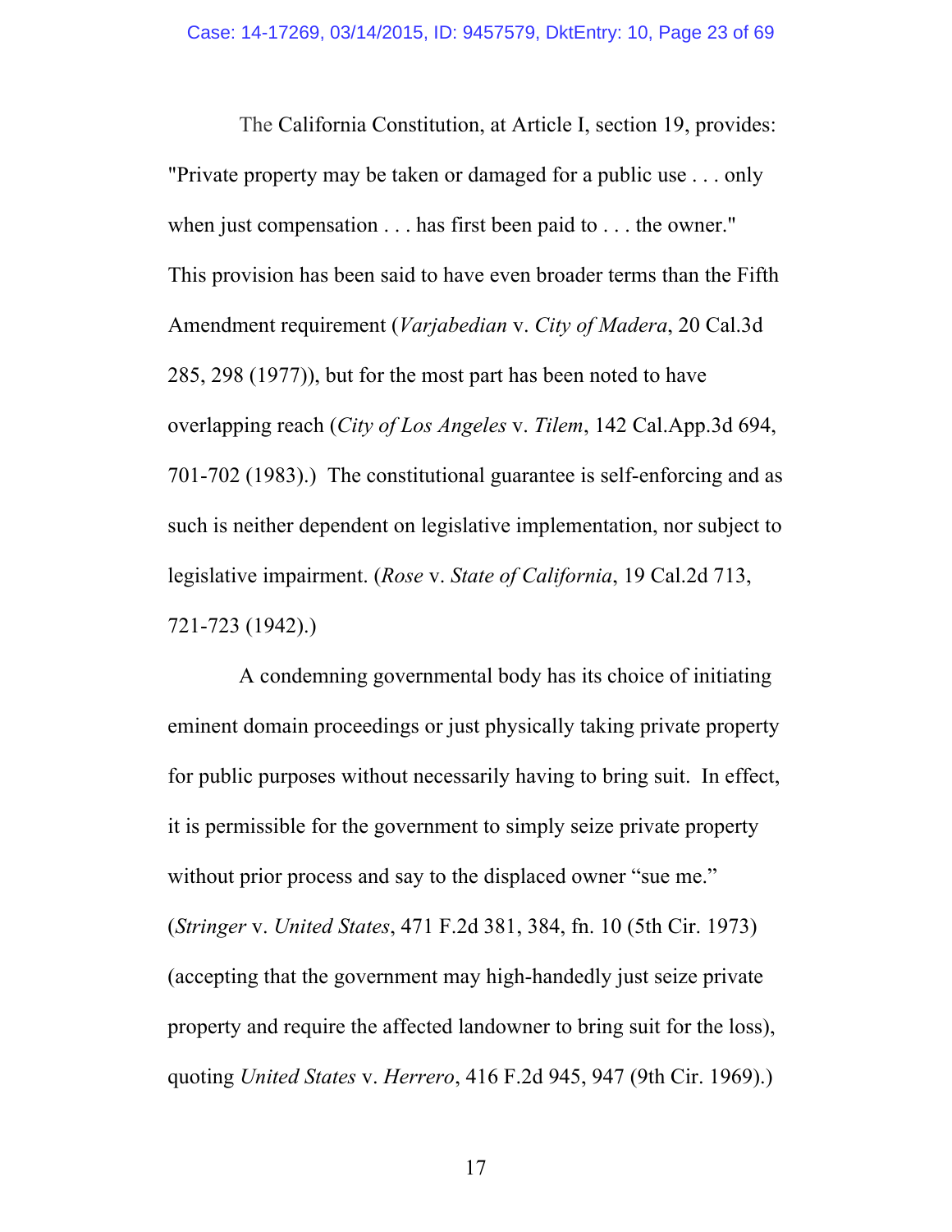The California Constitution, at Article I, section 19, provides: "Private property may be taken or damaged for a public use . . . only when just compensation . . . has first been paid to . . . the owner." This provision has been said to have even broader terms than the Fifth Amendment requirement (*Varjabedian* v. *City of Madera*, 20 Cal.3d 285, 298 (1977)), but for the most part has been noted to have overlapping reach (*City of Los Angeles* v. *Tilem*, 142 Cal.App.3d 694, 701-702 (1983).) The constitutional guarantee is self-enforcing and as such is neither dependent on legislative implementation, nor subject to legislative impairment. (*Rose* v. *State of California*, 19 Cal.2d 713, 721-723 (1942).)

A condemning governmental body has its choice of initiating eminent domain proceedings or just physically taking private property for public purposes without necessarily having to bring suit. In effect, it is permissible for the government to simply seize private property without prior process and say to the displaced owner "sue me." (*Stringer* v. *United States*, 471 F.2d 381, 384, fn. 10 (5th Cir. 1973) (accepting that the government may high-handedly just seize private property and require the affected landowner to bring suit for the loss), quoting *United States* v. *Herrero*, 416 F.2d 945, 947 (9th Cir. 1969).)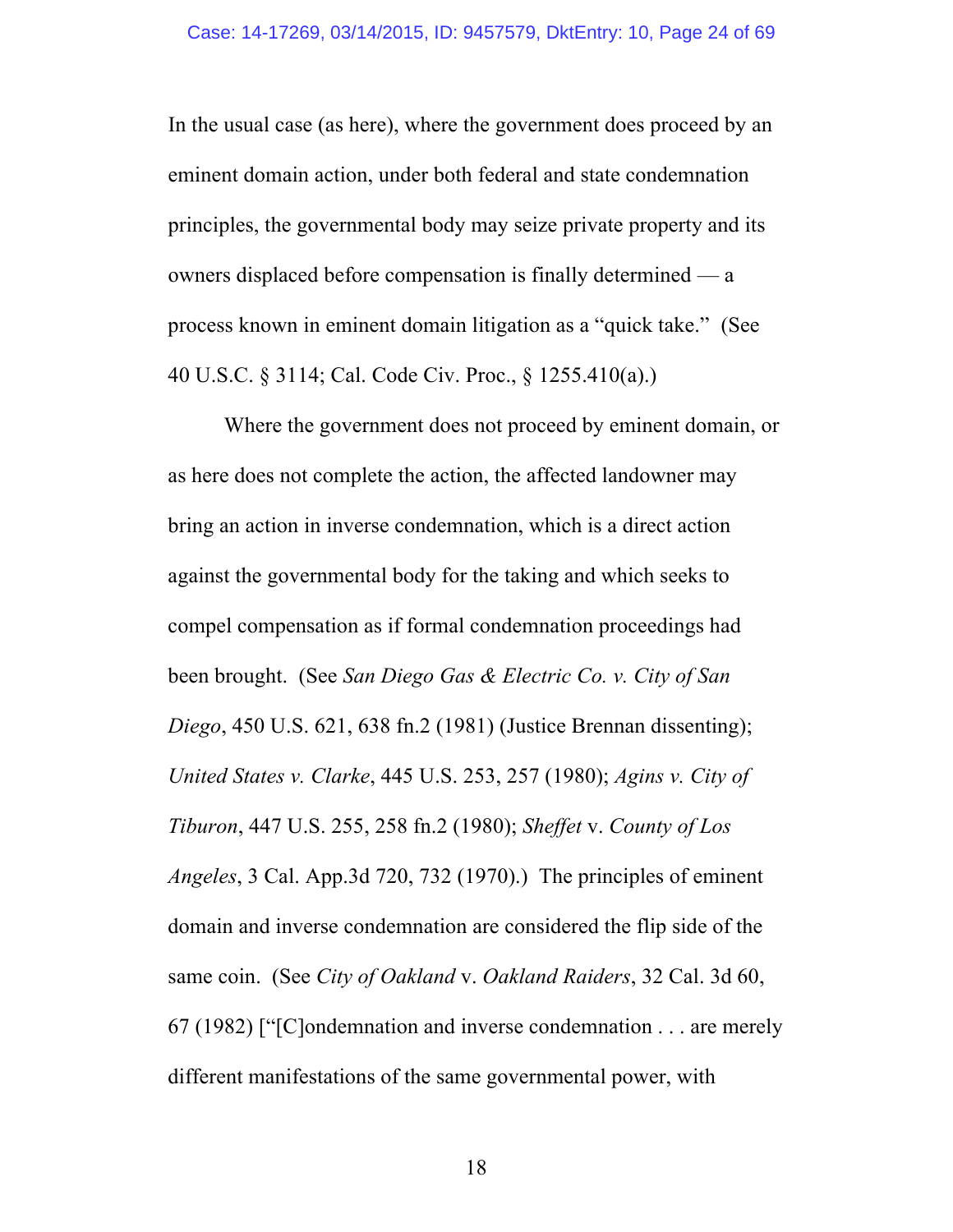In the usual case (as here), where the government does proceed by an eminent domain action, under both federal and state condemnation principles, the governmental body may seize private property and its owners displaced before compensation is finally determined — a process known in eminent domain litigation as a "quick take." (See 40 U.S.C. § 3114; Cal. Code Civ. Proc., § 1255.410(a).)

Where the government does not proceed by eminent domain, or as here does not complete the action, the affected landowner may bring an action in inverse condemnation, which is a direct action against the governmental body for the taking and which seeks to compel compensation as if formal condemnation proceedings had been brought. (See *San Diego Gas & Electric Co. v. City of San Diego*, 450 U.S. 621, 638 fn.2 (1981) (Justice Brennan dissenting); *United States v. Clarke*, 445 U.S. 253, 257 (1980); *Agins v. City of Tiburon*, 447 U.S. 255, 258 fn.2 (1980); *Sheffet* v. *County of Los Angeles*, 3 Cal. App.3d 720, 732 (1970).) The principles of eminent domain and inverse condemnation are considered the flip side of the same coin. (See *City of Oakland* v. *Oakland Raiders*, 32 Cal. 3d 60, 67 (1982) ["[C]ondemnation and inverse condemnation . . . are merely different manifestations of the same governmental power, with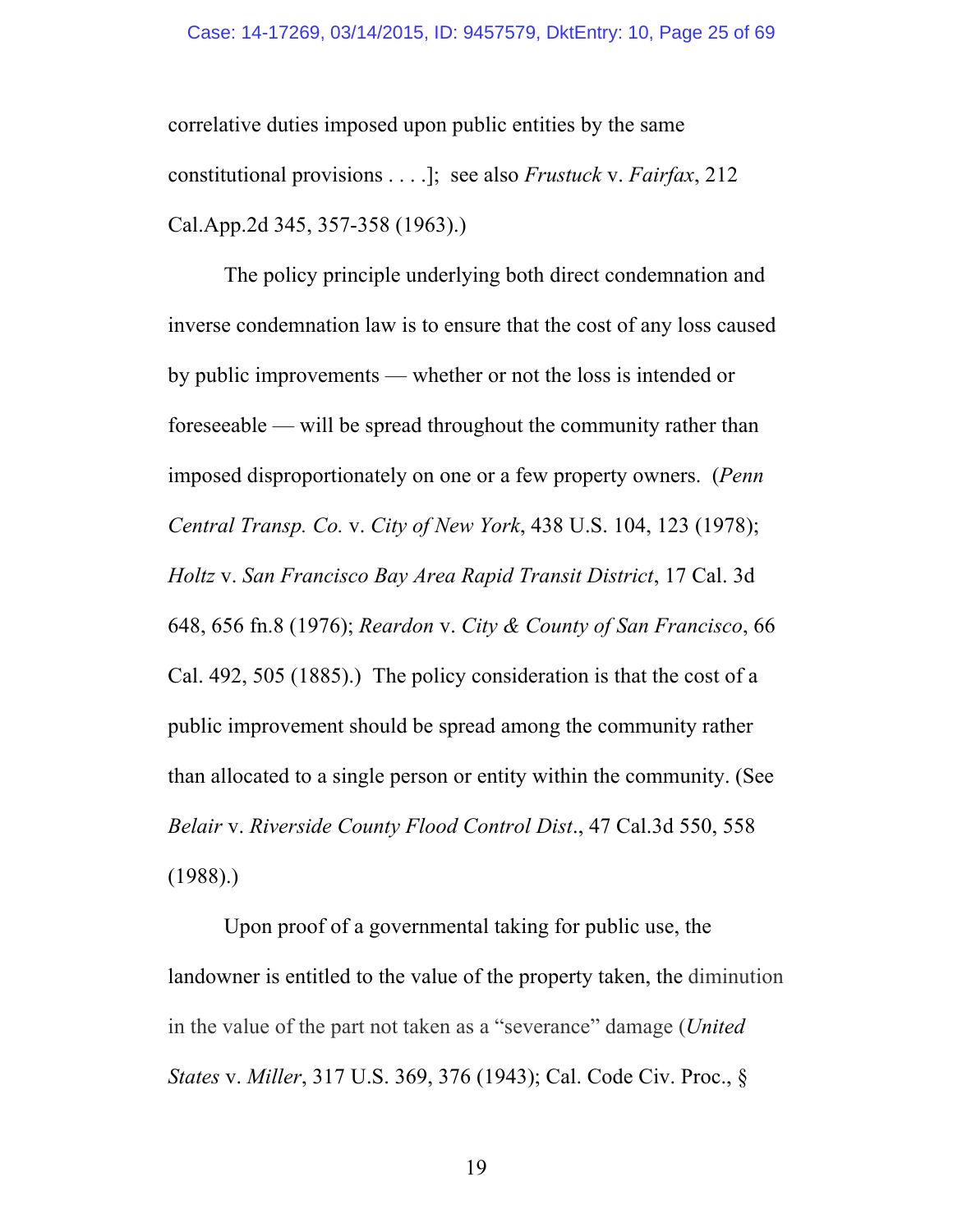correlative duties imposed upon public entities by the same constitutional provisions . . . .]; see also *Frustuck* v. *Fairfax*, 212 Cal.App.2d 345, 357-358 (1963).)

The policy principle underlying both direct condemnation and inverse condemnation law is to ensure that the cost of any loss caused by public improvements — whether or not the loss is intended or foreseeable — will be spread throughout the community rather than imposed disproportionately on one or a few property owners. (*Penn Central Transp. Co.* v. *City of New York*, 438 U.S. 104, 123 (1978); *Holtz* v. *San Francisco Bay Area Rapid Transit District*, 17 Cal. 3d 648, 656 fn.8 (1976); *Reardon* v. *City & County of San Francisco*, 66 Cal. 492, 505 (1885).) The policy consideration is that the cost of a public improvement should be spread among the community rather than allocated to a single person or entity within the community. (See *Belair* v. *Riverside County Flood Control Dist*., 47 Cal.3d 550, 558 (1988).)

Upon proof of a governmental taking for public use, the landowner is entitled to the value of the property taken, the diminution in the value of the part not taken as a "severance" damage (*United States* v. *Miller*, 317 U.S. 369, 376 (1943); Cal. Code Civ. Proc., §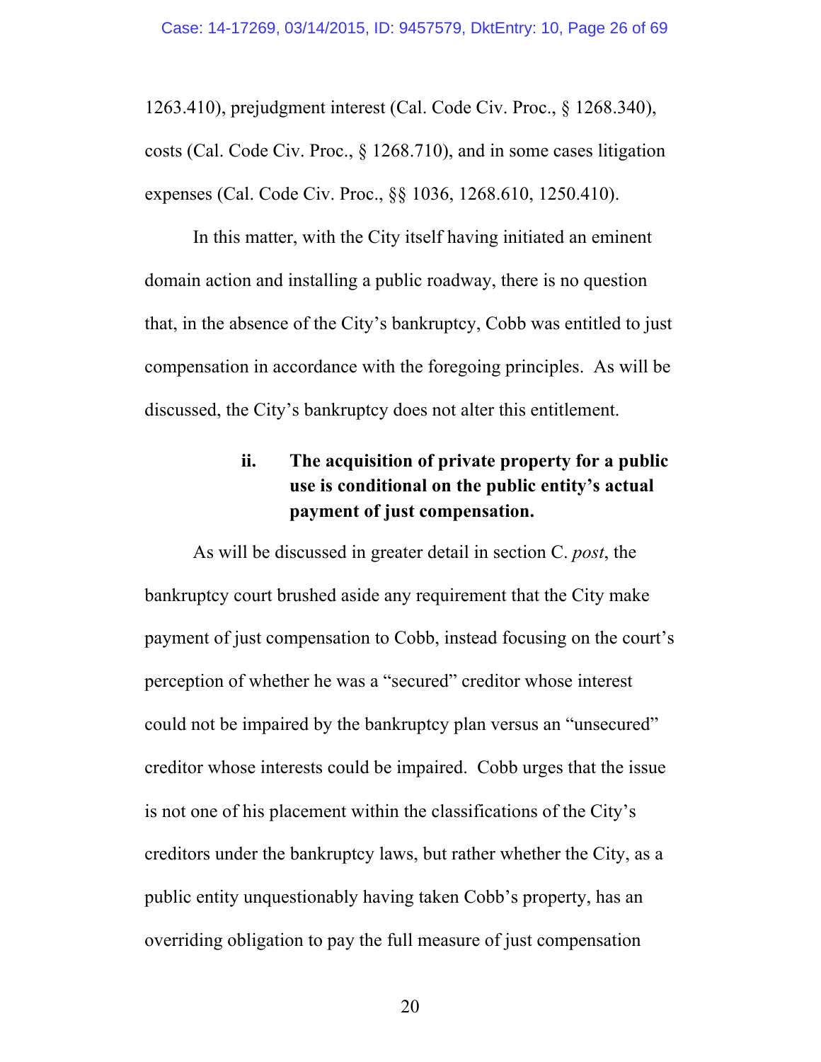1263.410), prejudgment interest (Cal. Code Civ. Proc., § 1268.340), costs (Cal. Code Civ. Proc., § 1268.710), and in some cases litigation expenses (Cal. Code Civ. Proc., §§ 1036, 1268.610, 1250.410).

In this matter, with the City itself having initiated an eminent domain action and installing a public roadway, there is no question that, in the absence of the City's bankruptcy, Cobb was entitled to just compensation in accordance with the foregoing principles. As will be discussed, the City's bankruptcy does not alter this entitlement.

**ii. The acquisition of private property for a public use is conditional on the public entity's actual payment of just compensation.**

As will be discussed in greater detail in section C. *post*, the bankruptcy court brushed aside any requirement that the City make payment of just compensation to Cobb, instead focusing on the court's perception of whether he was a "secured" creditor whose interest could not be impaired by the bankruptcy plan versus an "unsecured" creditor whose interests could be impaired. Cobb urges that the issue is not one of his placement within the classifications of the City's creditors under the bankruptcy laws, but rather whether the City, as a public entity unquestionably having taken Cobb's property, has an overriding obligation to pay the full measure of just compensation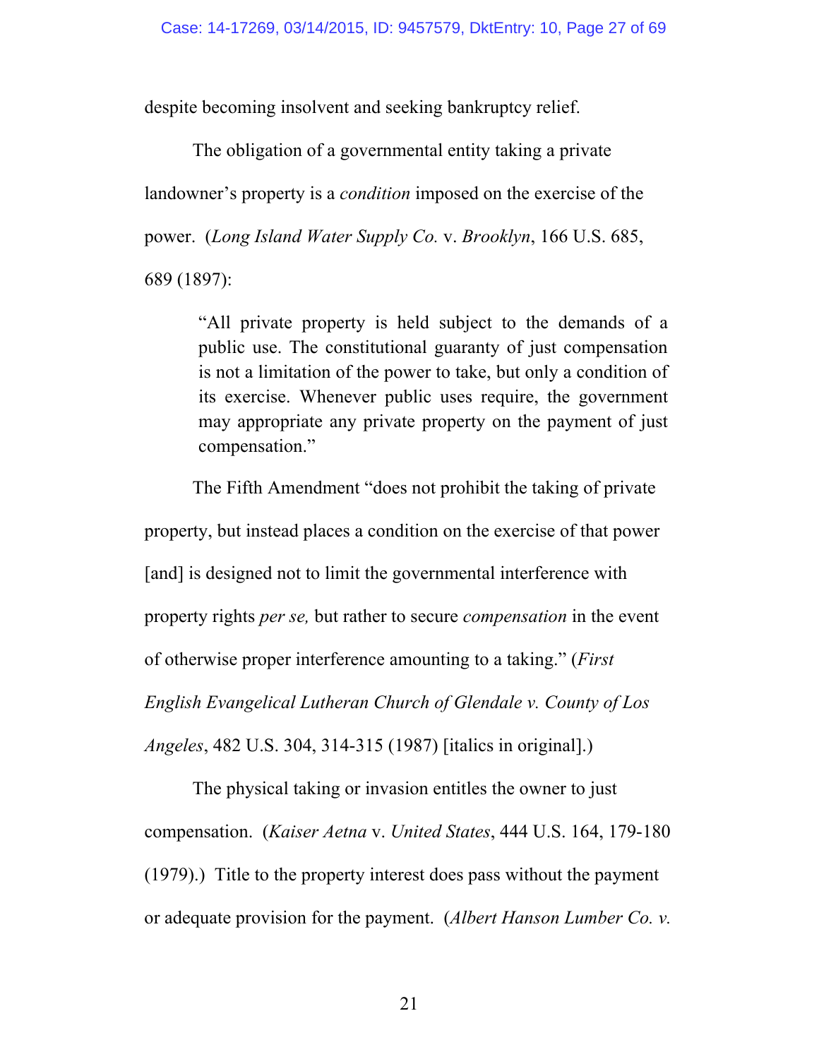despite becoming insolvent and seeking bankruptcy relief.

The obligation of a governmental entity taking a private landowner's property is a *condition* imposed on the exercise of the power. (*Long Island Water Supply Co.* v. *Brooklyn*, 166 U.S. 685, 689 (1897):

> "All private property is held subject to the demands of a public use. The constitutional guaranty of just compensation is not a limitation of the power to take, but only a condition of its exercise. Whenever public uses require, the government may appropriate any private property on the payment of just compensation."

The Fifth Amendment "does not prohibit the taking of private property, but instead places a condition on the exercise of that power [and] is designed not to limit the governmental interference with property rights *per se,* but rather to secure *compensation* in the event of otherwise proper interference amounting to a taking." (*First English Evangelical Lutheran Church of Glendale v. County of Los Angeles*, 482 U.S. 304, 314-315 (1987) [italics in original].)

The physical taking or invasion entitles the owner to just compensation. (*Kaiser Aetna* v. *United States*, 444 U.S. 164, 179-180 (1979).) Title to the property interest does pass without the payment or adequate provision for the payment. (*Albert Hanson Lumber Co. v.*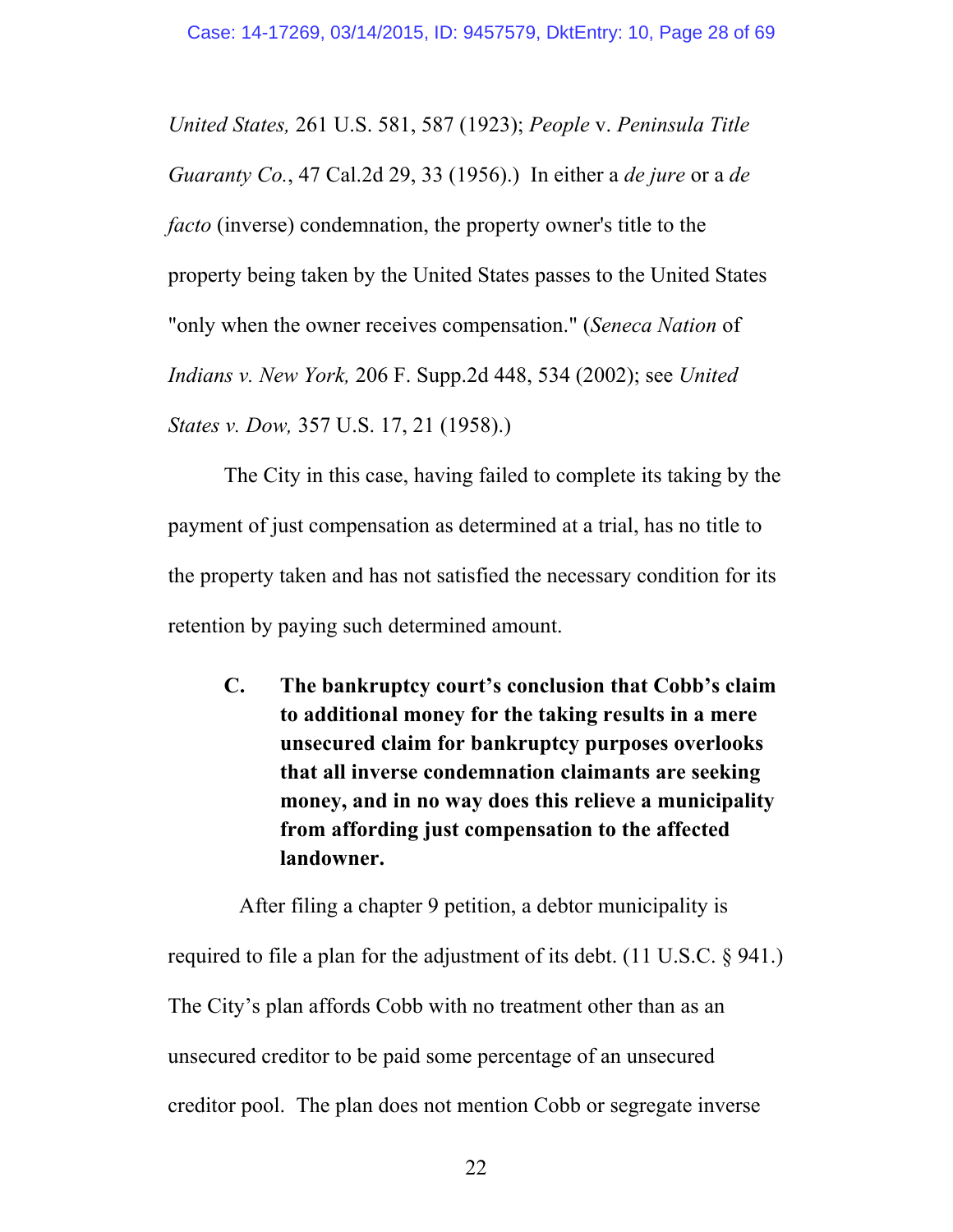*United States,* 261 U.S. 581, 587 (1923); *People* v. *Peninsula Title Guaranty Co.*, 47 Cal.2d 29, 33 (1956).) In either a *de jure* or a *de facto* (inverse) condemnation, the property owner's title to the property being taken by the United States passes to the United States "only when the owner receives compensation." (*Seneca Nation* of *Indians v. New York,* 206 F. Supp.2d 448, 534 (2002); see *United States v. Dow,* 357 U.S. 17, 21 (1958).)

The City in this case, having failed to complete its taking by the payment of just compensation as determined at a trial, has no title to the property taken and has not satisfied the necessary condition for its retention by paying such determined amount.

**C. The bankruptcy court's conclusion that Cobb's claim to additional money for the taking results in a mere unsecured claim for bankruptcy purposes overlooks that all inverse condemnation claimants are seeking money, and in no way does this relieve a municipality from affording just compensation to the affected landowner.**

After filing a chapter 9 petition, a debtor municipality is required to file a plan for the adjustment of its debt. (11 U.S.C. § 941.) The City's plan affords Cobb with no treatment other than as an unsecured creditor to be paid some percentage of an unsecured creditor pool. The plan does not mention Cobb or segregate inverse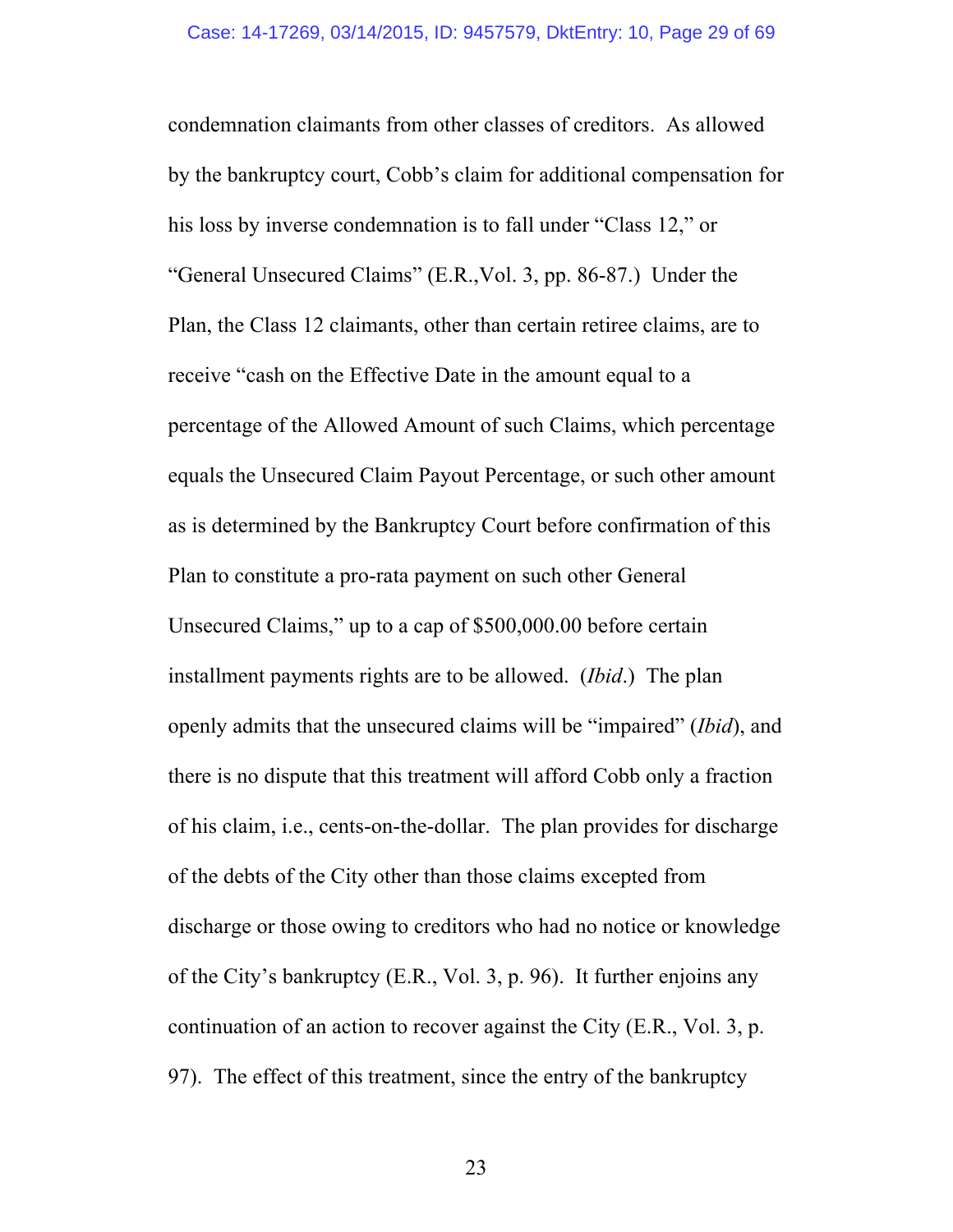condemnation claimants from other classes of creditors. As allowed by the bankruptcy court, Cobb's claim for additional compensation for his loss by inverse condemnation is to fall under "Class 12," or "General Unsecured Claims" (E.R.,Vol. 3, pp. 86-87.) Under the Plan, the Class 12 claimants, other than certain retiree claims, are to receive "cash on the Effective Date in the amount equal to a percentage of the Allowed Amount of such Claims, which percentage equals the Unsecured Claim Payout Percentage, or such other amount as is determined by the Bankruptcy Court before confirmation of this Plan to constitute a pro-rata payment on such other General Unsecured Claims," up to a cap of $500,000.00 before certain installment payments rights are to be allowed. (*Ibid*.) The plan openly admits that the unsecured claims will be "impaired" (*Ibid*), and there is no dispute that this treatment will afford Cobb only a fraction of his claim, i.e., cents-on-the-dollar. The plan provides for discharge of the debts of the City other than those claims excepted from discharge or those owing to creditors who had no notice or knowledge of the City's bankruptcy (E.R., Vol. 3, p. 96). It further enjoins any continuation of an action to recover against the City (E.R., Vol. 3, p. 97). The effect of this treatment, since the entry of the bankruptcy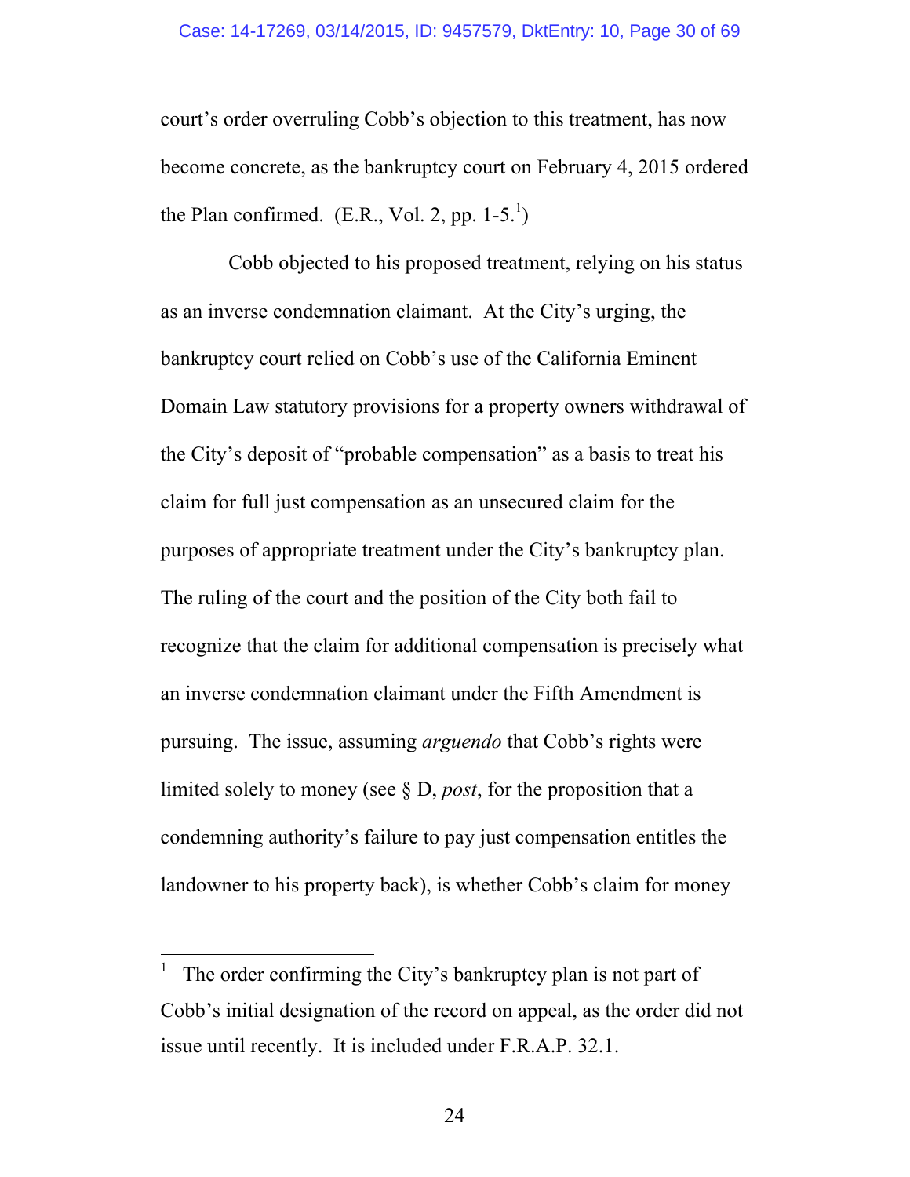court's order overruling Cobb's objection to this treatment, has now become concrete, as the bankruptcy court on February 4, 2015 ordered the Plan confirmed. (E.R., Vol. 2, pp. 1-5.[1])

Cobb objected to his proposed treatment, relying on his status as an inverse condemnation claimant. At the City's urging, the bankruptcy court relied on Cobb's use of the California Eminent Domain Law statutory provisions for a property owners withdrawal of the City's deposit of "probable compensation" as a basis to treat his claim for full just compensation as an unsecured claim for the purposes of appropriate treatment under the City's bankruptcy plan. The ruling of the court and the position of the City both fail to recognize that the claim for additional compensation is precisely what an inverse condemnation claimant under the Fifth Amendment is pursuing. The issue, assuming *arguendo* that Cobb's rights were limited solely to money (see § D, *post*, for the proposition that a condemning authority's failure to pay just compensation entitles the landowner to his property back), is whether Cobb's claim for money

---

[1] The order confirming the City's bankruptcy plan is not part of Cobb's initial designation of the record on appeal, as the order did not issue until recently. It is included under F.R.A.P. 32.1.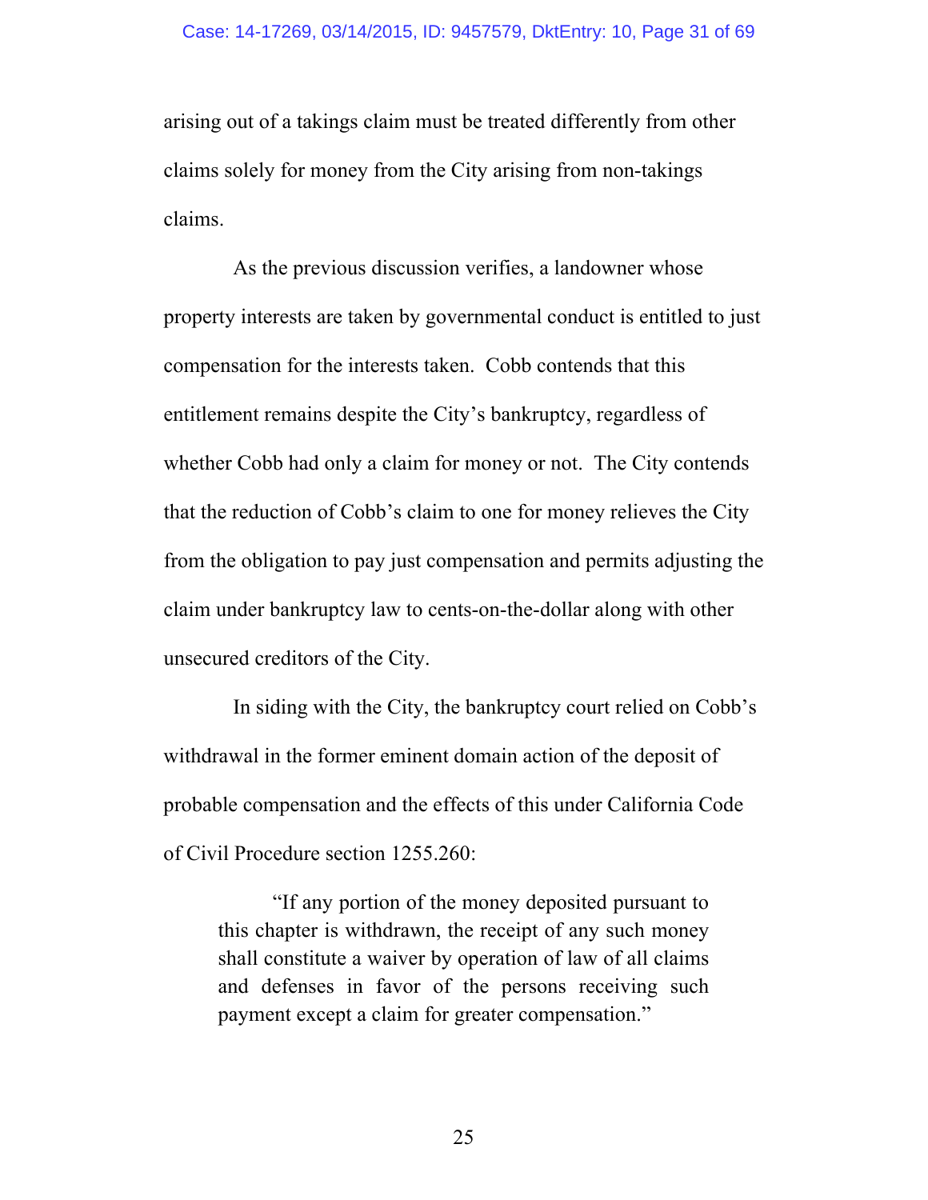arising out of a takings claim must be treated differently from other claims solely for money from the City arising from non-takings claims.

As the previous discussion verifies, a landowner whose property interests are taken by governmental conduct is entitled to just compensation for the interests taken. Cobb contends that this entitlement remains despite the City's bankruptcy, regardless of whether Cobb had only a claim for money or not. The City contends that the reduction of Cobb's claim to one for money relieves the City from the obligation to pay just compensation and permits adjusting the claim under bankruptcy law to cents-on-the-dollar along with other unsecured creditors of the City.

In siding with the City, the bankruptcy court relied on Cobb's withdrawal in the former eminent domain action of the deposit of probable compensation and the effects of this under California Code of Civil Procedure section 1255.260:

> "If any portion of the money deposited pursuant to this chapter is withdrawn, the receipt of any such money shall constitute a waiver by operation of law of all claims and defenses in favor of the persons receiving such payment except a claim for greater compensation."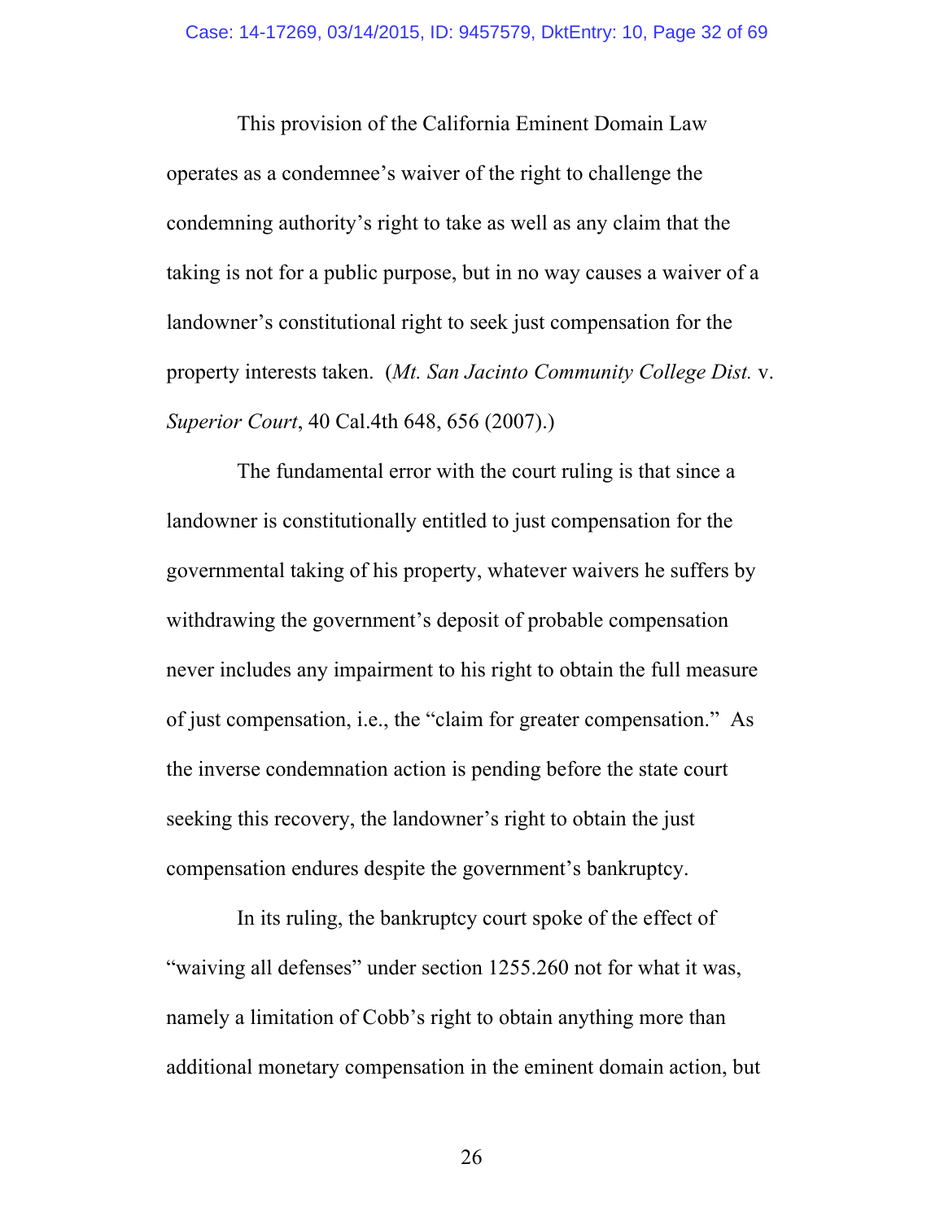This provision of the California Eminent Domain Law operates as a condemnee's waiver of the right to challenge the condemning authority's right to take as well as any claim that the taking is not for a public purpose, but in no way causes a waiver of a landowner's constitutional right to seek just compensation for the property interests taken. (*Mt. San Jacinto Community College Dist.* v. *Superior Court*, 40 Cal.4th 648, 656 (2007).)

The fundamental error with the court ruling is that since a landowner is constitutionally entitled to just compensation for the governmental taking of his property, whatever waivers he suffers by withdrawing the government's deposit of probable compensation never includes any impairment to his right to obtain the full measure of just compensation, i.e., the "claim for greater compensation." As the inverse condemnation action is pending before the state court seeking this recovery, the landowner's right to obtain the just compensation endures despite the government's bankruptcy.

In its ruling, the bankruptcy court spoke of the effect of "waiving all defenses" under section 1255.260 not for what it was, namely a limitation of Cobb's right to obtain anything more than additional monetary compensation in the eminent domain action, but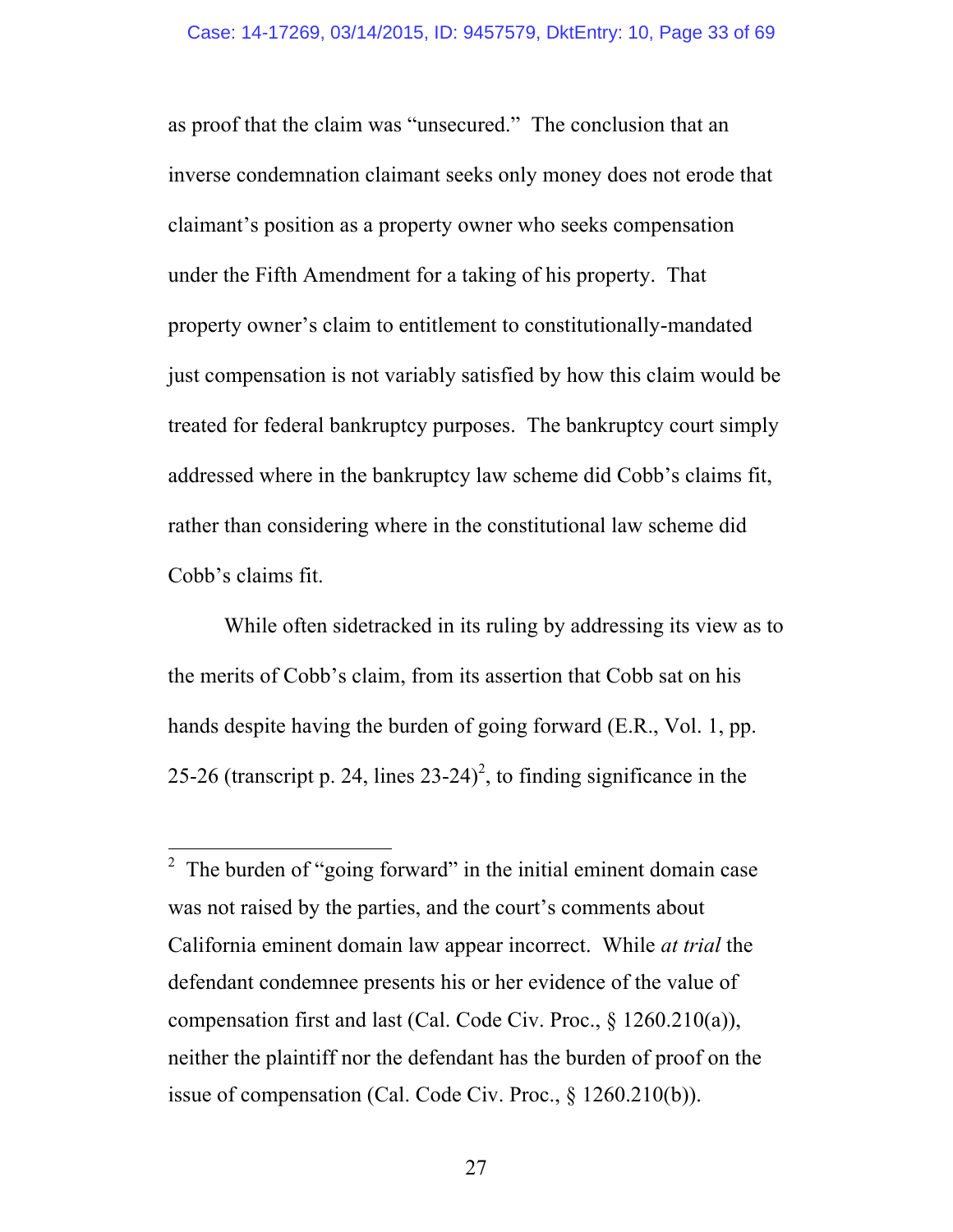as proof that the claim was "unsecured." The conclusion that an inverse condemnation claimant seeks only money does not erode that claimant's position as a property owner who seeks compensation under the Fifth Amendment for a taking of his property. That property owner's claim to entitlement to constitutionally-mandated just compensation is not variably satisfied by how this claim would be treated for federal bankruptcy purposes. The bankruptcy court simply addressed where in the bankruptcy law scheme did Cobb's claims fit, rather than considering where in the constitutional law scheme did Cobb's claims fit.

While often sidetracked in its ruling by addressing its view as to the merits of Cobb's claim, from its assertion that Cobb sat on his hands despite having the burden of going forward (E.R., Vol. 1, pp. 25-26 (transcript p. 24, lines 23-24)[2], to finding significance in the

---

[2] The burden of "going forward" in the initial eminent domain case was not raised by the parties, and the court's comments about California eminent domain law appear incorrect. While *at trial* the defendant condemnee presents his or her evidence of the value of compensation first and last (Cal. Code Civ. Proc., § 1260.210(a)), neither the plaintiff nor the defendant has the burden of proof on the issue of compensation (Cal. Code Civ. Proc., § 1260.210(b)).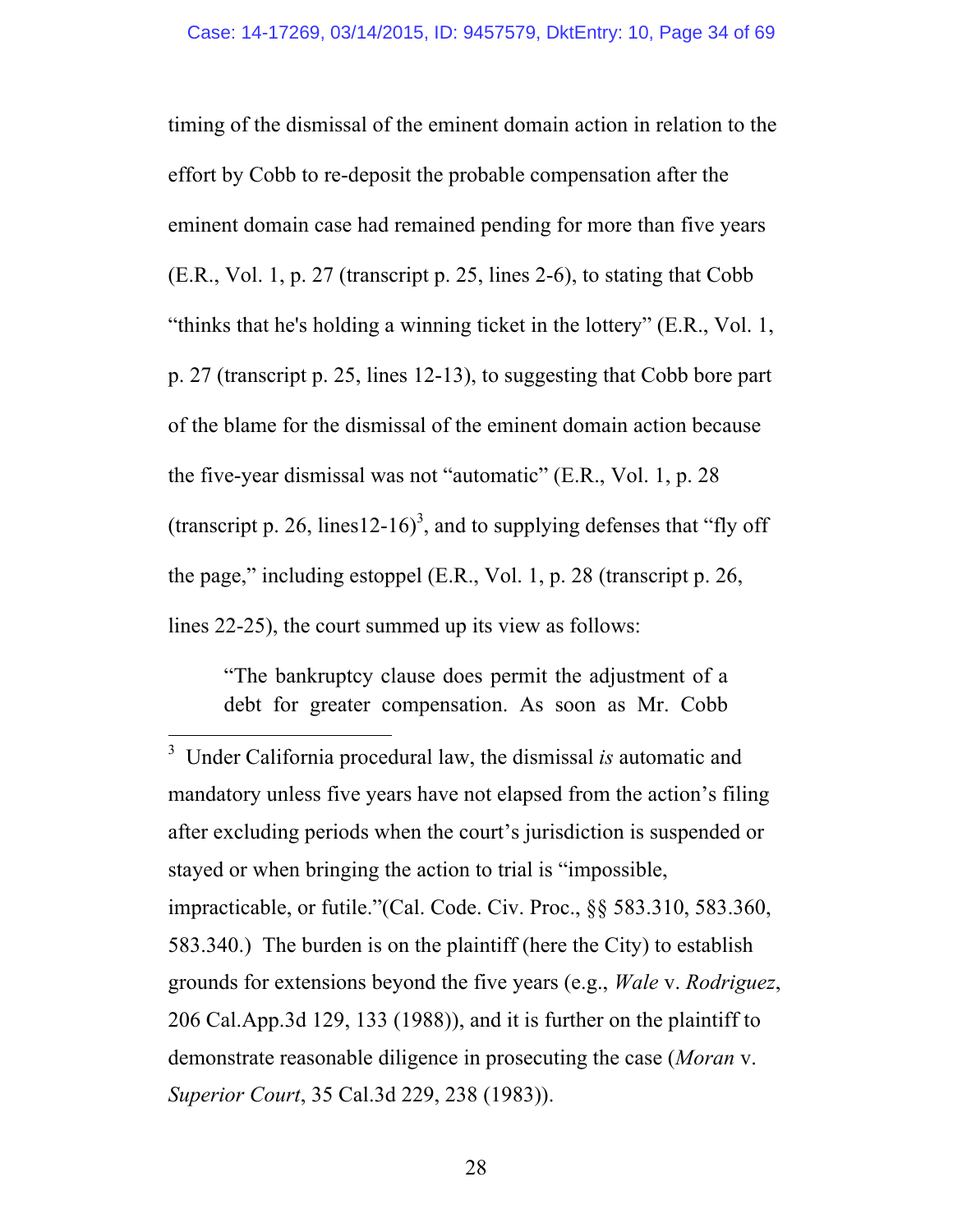timing of the dismissal of the eminent domain action in relation to the effort by Cobb to re-deposit the probable compensation after the eminent domain case had remained pending for more than five years (E.R., Vol. 1, p. 27 (transcript p. 25, lines 2-6), to stating that Cobb "thinks that he's holding a winning ticket in the lottery" (E.R., Vol. 1, p. 27 (transcript p. 25, lines 12-13), to suggesting that Cobb bore part of the blame for the dismissal of the eminent domain action because the five-year dismissal was not "automatic" (E.R., Vol. 1, p. 28 (transcript p. 26, lines12-16)[3], and to supplying defenses that "fly off the page," including estoppel (E.R., Vol. 1, p. 28 (transcript p. 26, lines 22-25), the court summed up its view as follows:

> "The bankruptcy clause does permit the adjustment of a debt for greater compensation. As soon as Mr. Cobb

---

[3] Under California procedural law, the dismissal *is* automatic and mandatory unless five years have not elapsed from the action's filing after excluding periods when the court's jurisdiction is suspended or stayed or when bringing the action to trial is "impossible, impracticable, or futile."(Cal. Code. Civ. Proc., §§ 583.310, 583.360, 583.340.) The burden is on the plaintiff (here the City) to establish grounds for extensions beyond the five years (e.g., *Wale* v. *Rodriguez*, 206 Cal.App.3d 129, 133 (1988)), and it is further on the plaintiff to demonstrate reasonable diligence in prosecuting the case (*Moran* v. *Superior Court*, 35 Cal.3d 229, 238 (1983)).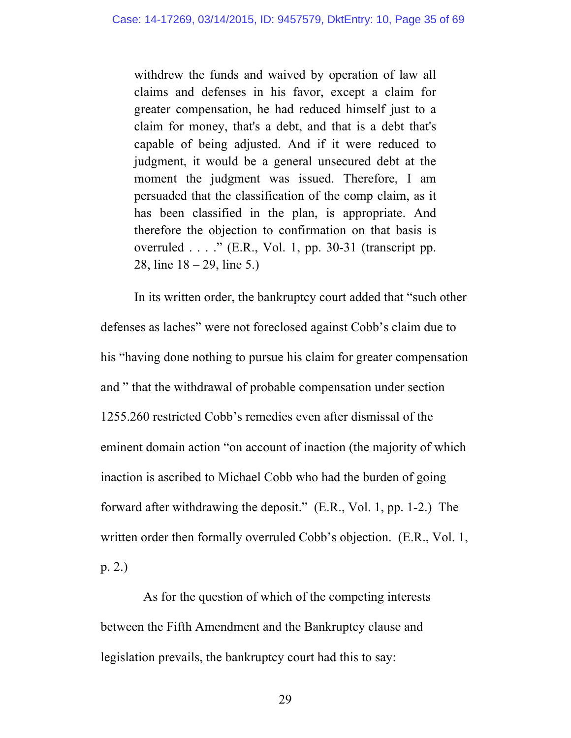> withdrew the funds and waived by operation of law all claims and defenses in his favor, except a claim for greater compensation, he had reduced himself just to a claim for money, that's a debt, and that is a debt that's capable of being adjusted. And if it were reduced to judgment, it would be a general unsecured debt at the moment the judgment was issued. Therefore, I am persuaded that the classification of the comp claim, as it has been classified in the plan, is appropriate. And therefore the objection to confirmation on that basis is overruled . . . ." (E.R., Vol. 1, pp. 30-31 (transcript pp. 28, line 18 – 29, line 5.)

In its written order, the bankruptcy court added that "such other defenses as laches" were not foreclosed against Cobb's claim due to his "having done nothing to pursue his claim for greater compensation and " that the withdrawal of probable compensation under section 1255.260 restricted Cobb's remedies even after dismissal of the eminent domain action "on account of inaction (the majority of which inaction is ascribed to Michael Cobb who had the burden of going forward after withdrawing the deposit." (E.R., Vol. 1, pp. 1-2.) The written order then formally overruled Cobb's objection. (E.R., Vol. 1, p. 2.)

As for the question of which of the competing interests between the Fifth Amendment and the Bankruptcy clause and legislation prevails, the bankruptcy court had this to say: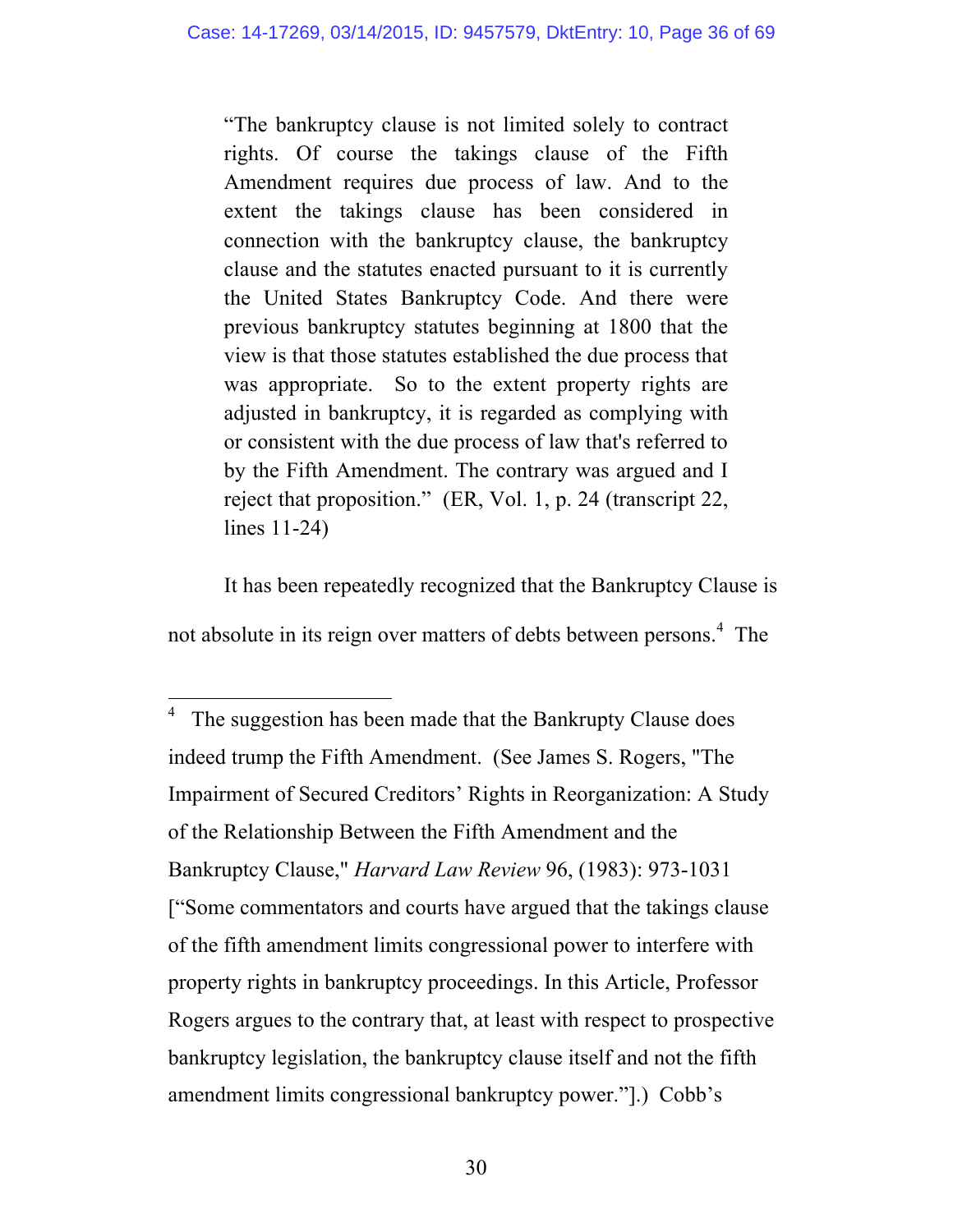> "The bankruptcy clause is not limited solely to contract rights. Of course the takings clause of the Fifth Amendment requires due process of law. And to the extent the takings clause has been considered in connection with the bankruptcy clause, the bankruptcy clause and the statutes enacted pursuant to it is currently the United States Bankruptcy Code. And there were previous bankruptcy statutes beginning at 1800 that the view is that those statutes established the due process that was appropriate. So to the extent property rights are adjusted in bankruptcy, it is regarded as complying with or consistent with the due process of law that's referred to by the Fifth Amendment. The contrary was argued and I reject that proposition." (ER, Vol. 1, p. 24 (transcript 22, lines 11-24)

It has been repeatedly recognized that the Bankruptcy Clause is not absolute in its reign over matters of debts between persons.[4] The

---

[4] The suggestion has been made that the Bankrupty Clause does indeed trump the Fifth Amendment. (See James S. Rogers, "The Impairment of Secured Creditors' Rights in Reorganization: A Study of the Relationship Between the Fifth Amendment and the Bankruptcy Clause," *Harvard Law Review* 96, (1983): 973-1031 ["Some commentators and courts have argued that the takings clause of the fifth amendment limits congressional power to interfere with property rights in bankruptcy proceedings. In this Article, Professor Rogers argues to the contrary that, at least with respect to prospective bankruptcy legislation, the bankruptcy clause itself and not the fifth amendment limits congressional bankruptcy power."].) Cobb's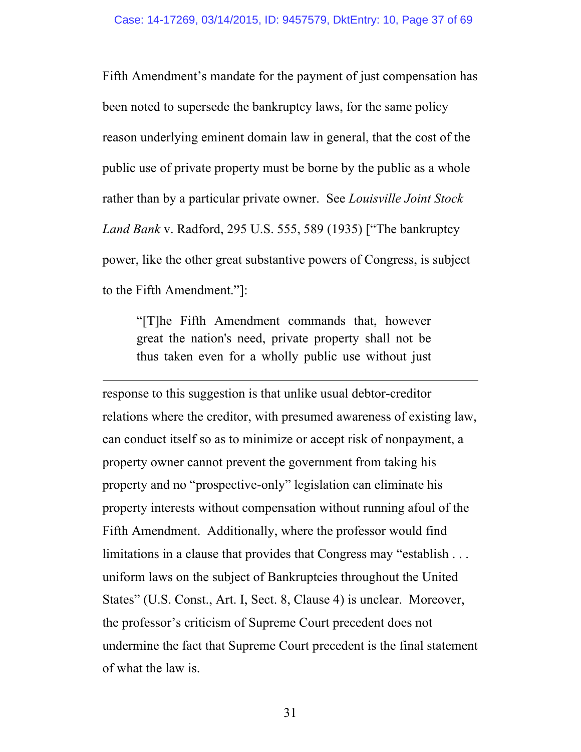Fifth Amendment's mandate for the payment of just compensation has been noted to supersede the bankruptcy laws, for the same policy reason underlying eminent domain law in general, that the cost of the public use of private property must be borne by the public as a whole rather than by a particular private owner. See *Louisville Joint Stock Land Bank* v. Radford, 295 U.S. 555, 589 (1935) ["The bankruptcy power, like the other great substantive powers of Congress, is subject to the Fifth Amendment."]:

> "[T]he Fifth Amendment commands that, however great the nation's need, private property shall not be thus taken even for a wholly public use without just

---

response to this suggestion is that unlike usual debtor-creditor relations where the creditor, with presumed awareness of existing law, can conduct itself so as to minimize or accept risk of nonpayment, a property owner cannot prevent the government from taking his property and no "prospective-only" legislation can eliminate his property interests without compensation without running afoul of the Fifth Amendment. Additionally, where the professor would find limitations in a clause that provides that Congress may "establish . . . uniform laws on the subject of Bankruptcies throughout the United States" (U.S. Const., Art. I, Sect. 8, Clause 4) is unclear. Moreover, the professor's criticism of Supreme Court precedent does not undermine the fact that Supreme Court precedent is the final statement of what the law is.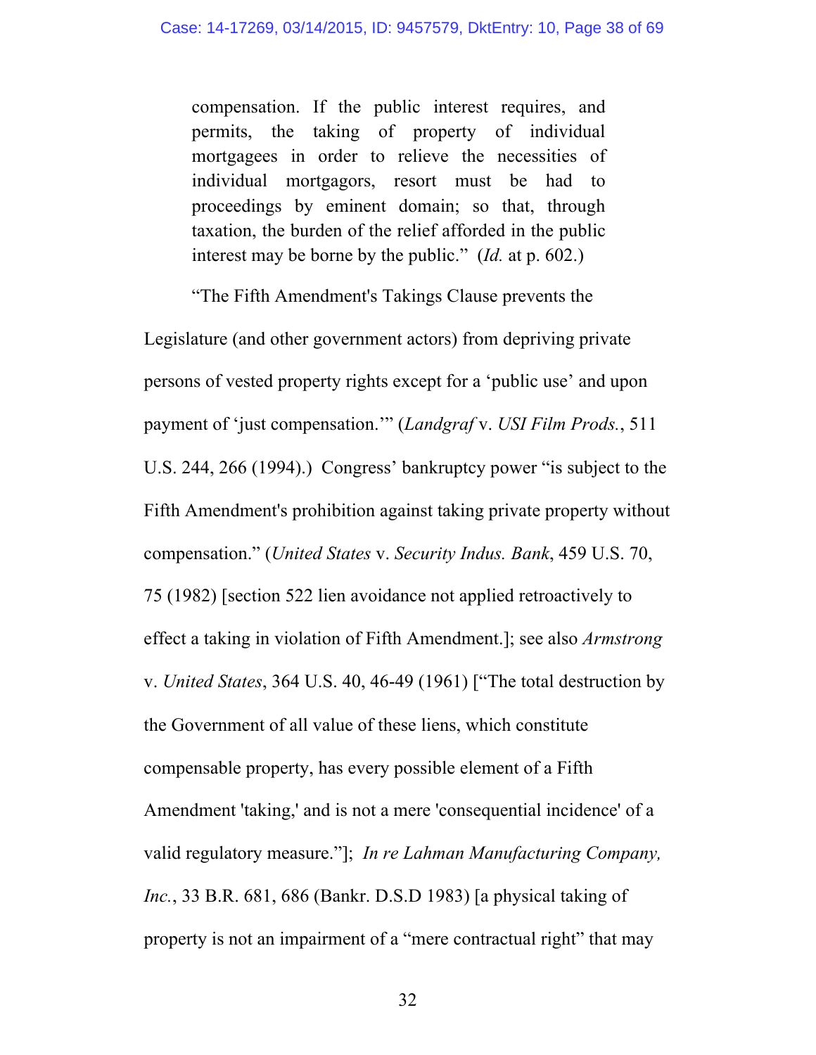> compensation. If the public interest requires, and permits, the taking of property of individual mortgagees in order to relieve the necessities of individual mortgagors, resort must be had to proceedings by eminent domain; so that, through taxation, the burden of the relief afforded in the public interest may be borne by the public." (*Id.* at p. 602.)

"The Fifth Amendment's Takings Clause prevents the Legislature (and other government actors) from depriving private persons of vested property rights except for a 'public use' and upon payment of 'just compensation.'" (*Landgraf* v. *USI Film Prods.*, 511 U.S. 244, 266 (1994).) Congress' bankruptcy power "is subject to the Fifth Amendment's prohibition against taking private property without compensation." (*United States* v. *Security Indus. Bank*, 459 U.S. 70, 75 (1982) [section 522 lien avoidance not applied retroactively to effect a taking in violation of Fifth Amendment.]; see also *Armstrong* v. *United States*, 364 U.S. 40, 46-49 (1961) ["The total destruction by the Government of all value of these liens, which constitute compensable property, has every possible element of a Fifth Amendment 'taking,' and is not a mere 'consequential incidence' of a valid regulatory measure."]; *In re Lahman Manufacturing Company, Inc.*, 33 B.R. 681, 686 (Bankr. D.S.D 1983) [a physical taking of property is not an impairment of a "mere contractual right" that may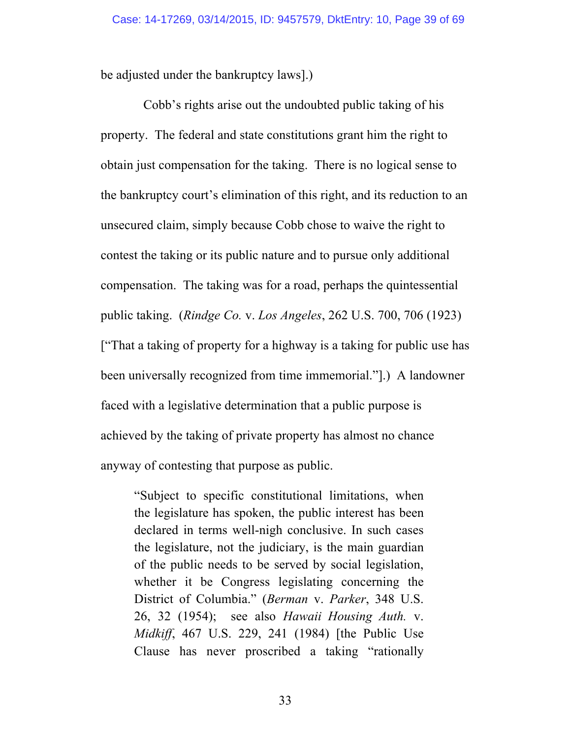be adjusted under the bankruptcy laws].)

Cobb's rights arise out the undoubted public taking of his property. The federal and state constitutions grant him the right to obtain just compensation for the taking. There is no logical sense to the bankruptcy court's elimination of this right, and its reduction to an unsecured claim, simply because Cobb chose to waive the right to contest the taking or its public nature and to pursue only additional compensation. The taking was for a road, perhaps the quintessential public taking. (*Rindge Co.* v. *Los Angeles*, 262 U.S. 700, 706 (1923) ["That a taking of property for a highway is a taking for public use has been universally recognized from time immemorial."].) A landowner faced with a legislative determination that a public purpose is achieved by the taking of private property has almost no chance anyway of contesting that purpose as public.

> "Subject to specific constitutional limitations, when the legislature has spoken, the public interest has been declared in terms well-nigh conclusive. In such cases the legislature, not the judiciary, is the main guardian of the public needs to be served by social legislation, whether it be Congress legislating concerning the District of Columbia." (*Berman* v. *Parker*, 348 U.S. 26, 32 (1954); see also *Hawaii Housing Auth.* v. *Midkiff*, 467 U.S. 229, 241 (1984) [the Public Use Clause has never proscribed a taking "rationally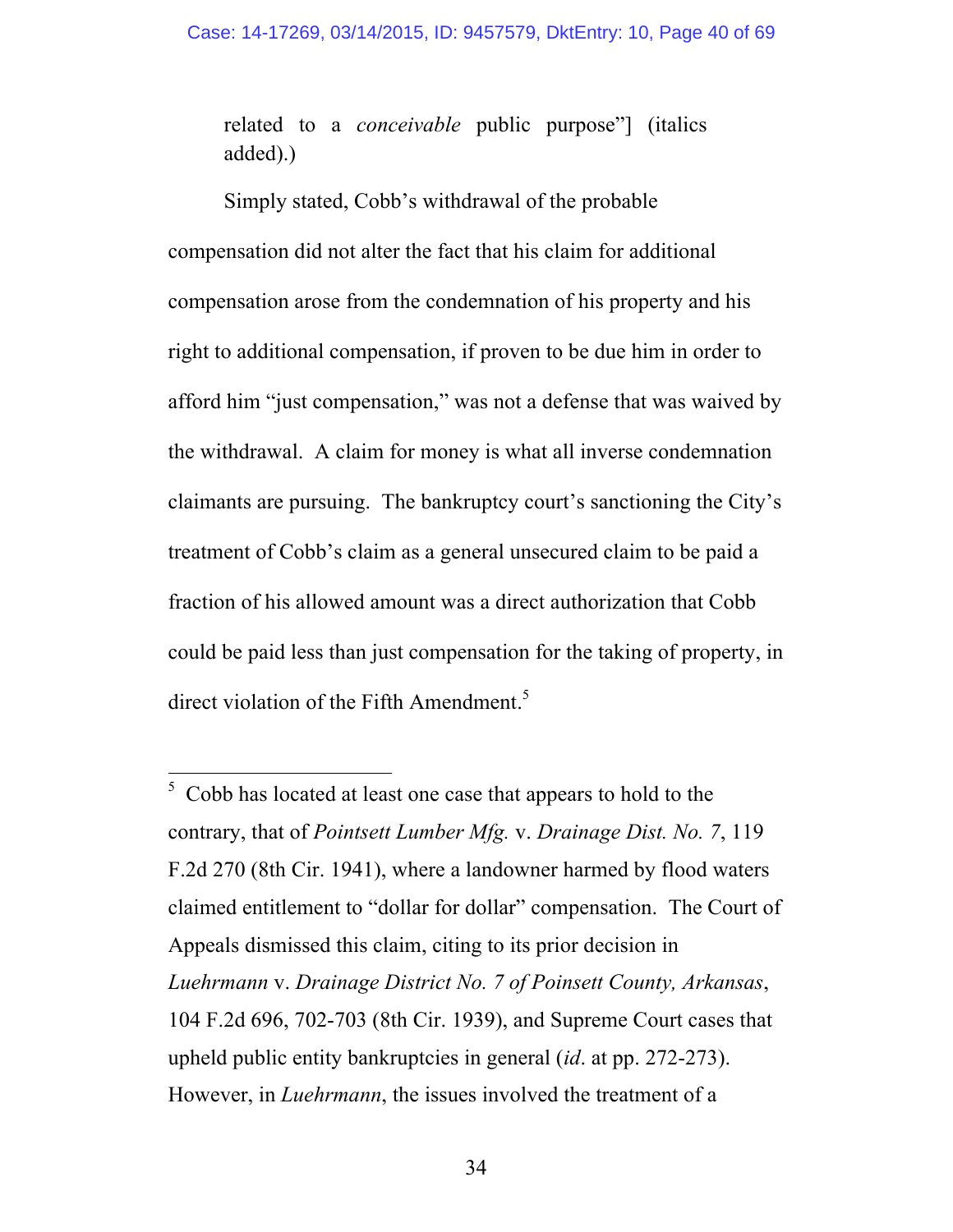related to a *conceivable* public purpose"] (italics added).)

Simply stated, Cobb's withdrawal of the probable compensation did not alter the fact that his claim for additional compensation arose from the condemnation of his property and his right to additional compensation, if proven to be due him in order to afford him "just compensation," was not a defense that was waived by the withdrawal. A claim for money is what all inverse condemnation claimants are pursuing. The bankruptcy court's sanctioning the City's treatment of Cobb's claim as a general unsecured claim to be paid a fraction of his allowed amount was a direct authorization that Cobb could be paid less than just compensation for the taking of property, in direct violation of the Fifth Amendment.[5]

---

[5] Cobb has located at least one case that appears to hold to the contrary, that of *Pointsett Lumber Mfg.* v. *Drainage Dist. No. 7*, 119 F.2d 270 (8th Cir. 1941), where a landowner harmed by flood waters claimed entitlement to "dollar for dollar" compensation. The Court of Appeals dismissed this claim, citing to its prior decision in *Luehrmann* v. *Drainage District No. 7 of Poinsett County, Arkansas*, 104 F.2d 696, 702-703 (8th Cir. 1939), and Supreme Court cases that upheld public entity bankruptcies in general (*id*. at pp. 272-273). However, in *Luehrmann*, the issues involved the treatment of a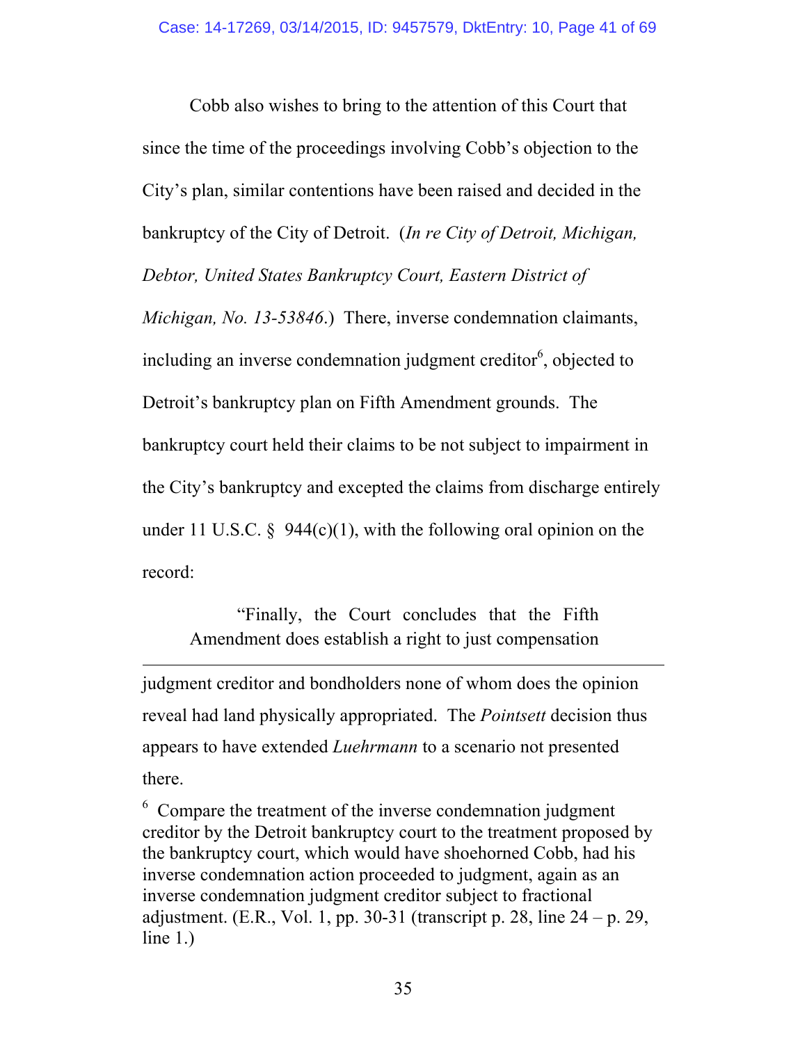Cobb also wishes to bring to the attention of this Court that since the time of the proceedings involving Cobb's objection to the City's plan, similar contentions have been raised and decided in the bankruptcy of the City of Detroit. (*In re City of Detroit, Michigan, Debtor, United States Bankruptcy Court, Eastern District of Michigan, No. 13-53846.*) There, inverse condemnation claimants, including an inverse condemnation judgment creditor[6], objected to Detroit's bankruptcy plan on Fifth Amendment grounds. The bankruptcy court held their claims to be not subject to impairment in the City's bankruptcy and excepted the claims from discharge entirely under 11 U.S.C. § 944(c)(1), with the following oral opinion on the record:

> "Finally, the Court concludes that the Fifth Amendment does establish a right to just compensation

---

judgment creditor and bondholders none of whom does the opinion reveal had land physically appropriated. The *Pointsett* decision thus appears to have extended *Luehrmann* to a scenario not presented there.

[6] Compare the treatment of the inverse condemnation judgment creditor by the Detroit bankruptcy court to the treatment proposed by the bankruptcy court, which would have shoehorned Cobb, had his inverse condemnation action proceeded to judgment, again as an inverse condemnation judgment creditor subject to fractional adjustment. (E.R., Vol. 1, pp. 30-31 (transcript p. 28, line 24 – p. 29, line 1.)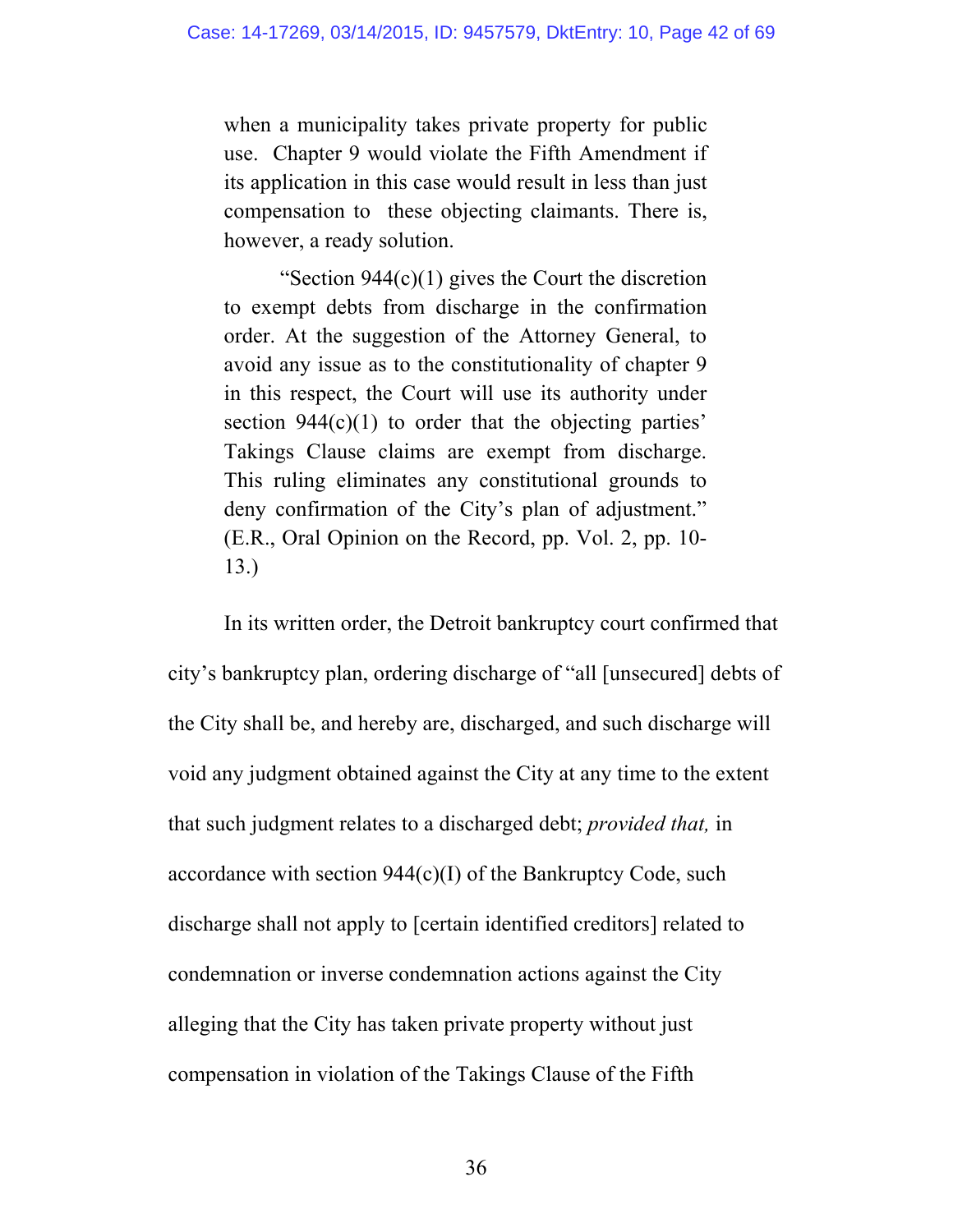> when a municipality takes private property for public use. Chapter 9 would violate the Fifth Amendment if its application in this case would result in less than just compensation to these objecting claimants. There is, however, a ready solution.
>
> "Section 944(c)(1) gives the Court the discretion to exempt debts from discharge in the confirmation order. At the suggestion of the Attorney General, to avoid any issue as to the constitutionality of chapter 9 in this respect, the Court will use its authority under section 944(c)(1) to order that the objecting parties' Takings Clause claims are exempt from discharge. This ruling eliminates any constitutional grounds to deny confirmation of the City's plan of adjustment." (E.R., Oral Opinion on the Record, pp. Vol. 2, pp. 10-13.)

In its written order, the Detroit bankruptcy court confirmed that city's bankruptcy plan, ordering discharge of "all [unsecured] debts of the City shall be, and hereby are, discharged, and such discharge will void any judgment obtained against the City at any time to the extent that such judgment relates to a discharged debt; *provided that,* in accordance with section 944(c)(I) of the Bankruptcy Code, such discharge shall not apply to [certain identified creditors] related to condemnation or inverse condemnation actions against the City alleging that the City has taken private property without just compensation in violation of the Takings Clause of the Fifth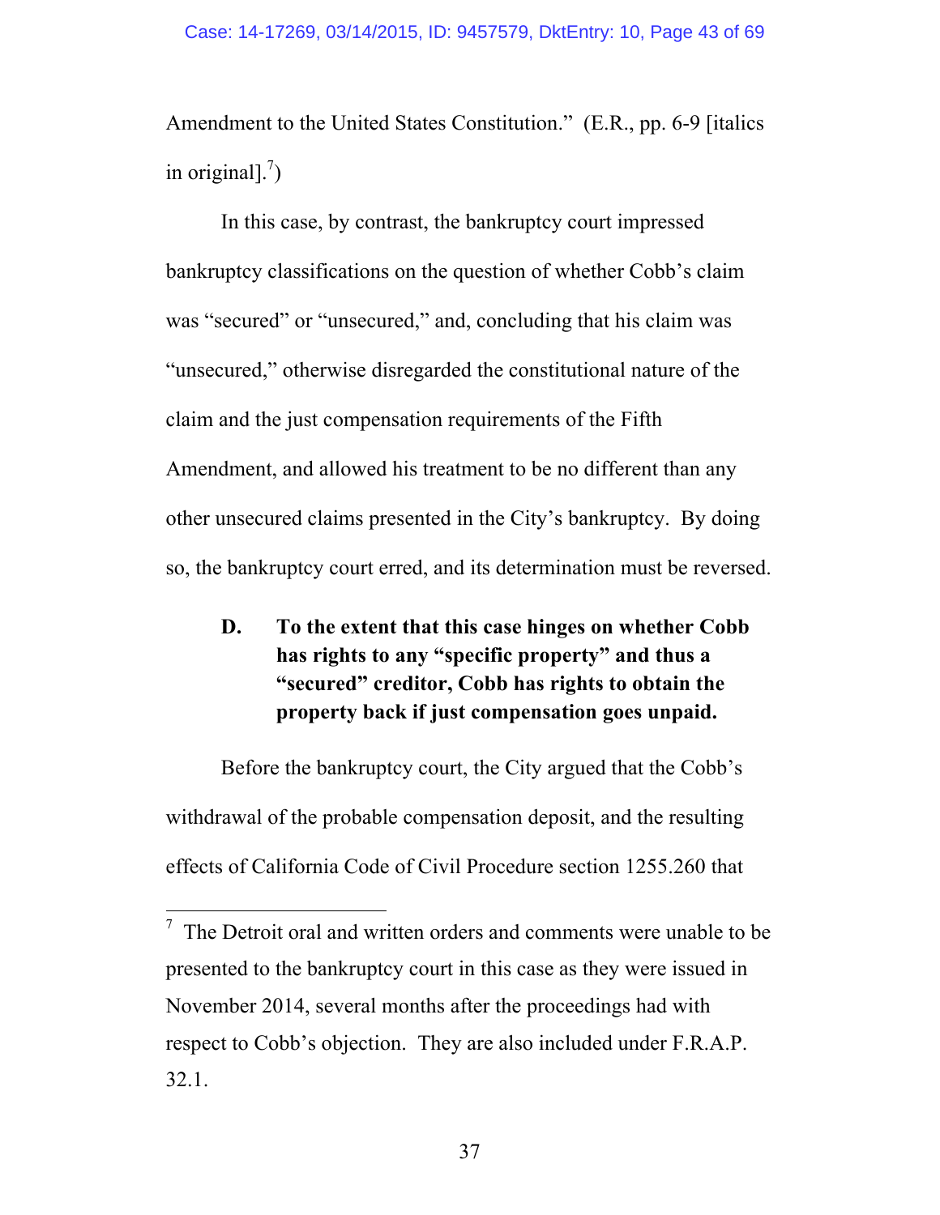Amendment to the United States Constitution." (E.R., pp. 6-9 [italics in original].[7])

In this case, by contrast, the bankruptcy court impressed bankruptcy classifications on the question of whether Cobb's claim was "secured" or "unsecured," and, concluding that his claim was "unsecured," otherwise disregarded the constitutional nature of the claim and the just compensation requirements of the Fifth Amendment, and allowed his treatment to be no different than any other unsecured claims presented in the City's bankruptcy. By doing so, the bankruptcy court erred, and its determination must be reversed.

### D. To the extent that this case hinges on whether Cobb has rights to any "specific property" and thus a "secured" creditor, Cobb has rights to obtain the property back if just compensation goes unpaid.

Before the bankruptcy court, the City argued that the Cobb's withdrawal of the probable compensation deposit, and the resulting effects of California Code of Civil Procedure section 1255.260 that

[7] The Detroit oral and written orders and comments were unable to be presented to the bankruptcy court in this case as they were issued in November 2014, several months after the proceedings had with respect to Cobb's objection. They are also included under F.R.A.P. 32.1.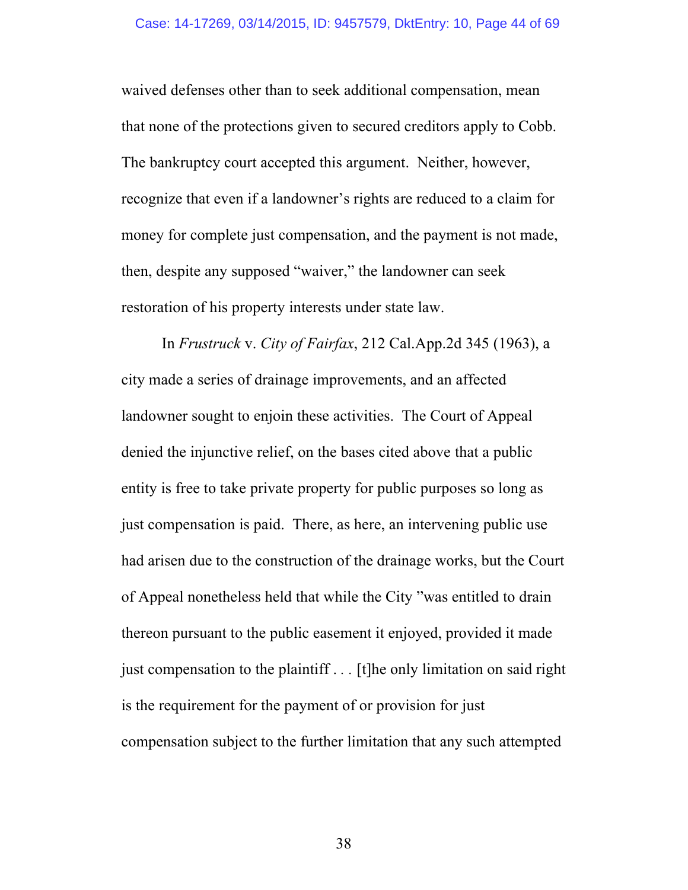waived defenses other than to seek additional compensation, mean that none of the protections given to secured creditors apply to Cobb. The bankruptcy court accepted this argument. Neither, however, recognize that even if a landowner's rights are reduced to a claim for money for complete just compensation, and the payment is not made, then, despite any supposed "waiver," the landowner can seek restoration of his property interests under state law.

In *Frustruck* v. *City of Fairfax*, 212 Cal.App.2d 345 (1963), a city made a series of drainage improvements, and an affected landowner sought to enjoin these activities. The Court of Appeal denied the injunctive relief, on the bases cited above that a public entity is free to take private property for public purposes so long as just compensation is paid. There, as here, an intervening public use had arisen due to the construction of the drainage works, but the Court of Appeal nonetheless held that while the City "was entitled to drain thereon pursuant to the public easement it enjoyed, provided it made just compensation to the plaintiff . . . [t]he only limitation on said right is the requirement for the payment of or provision for just compensation subject to the further limitation that any such attempted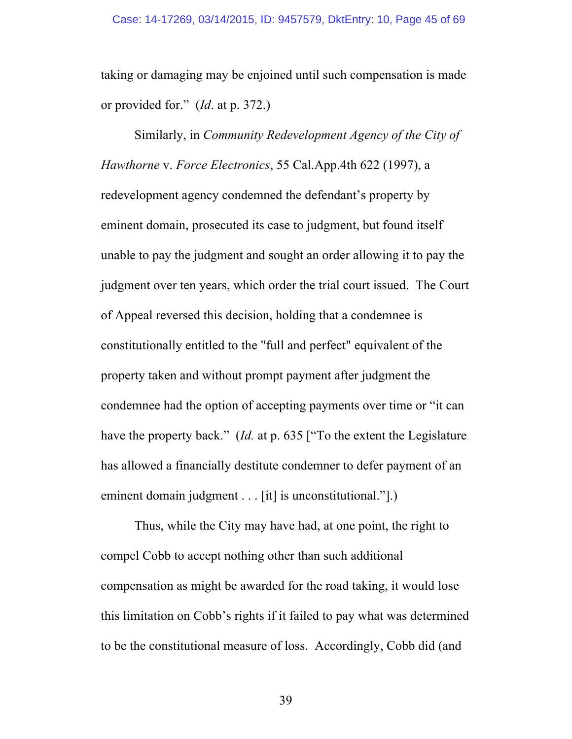taking or damaging may be enjoined until such compensation is made or provided for." (*Id*. at p. 372.)

Similarly, in *Community Redevelopment Agency of the City of Hawthorne* v. *Force Electronics*, 55 Cal.App.4th 622 (1997), a redevelopment agency condemned the defendant's property by eminent domain, prosecuted its case to judgment, but found itself unable to pay the judgment and sought an order allowing it to pay the judgment over ten years, which order the trial court issued. The Court of Appeal reversed this decision, holding that a condemnee is constitutionally entitled to the "full and perfect" equivalent of the property taken and without prompt payment after judgment the condemnee had the option of accepting payments over time or "it can have the property back." (*Id.* at p. 635 ["To the extent the Legislature has allowed a financially destitute condemner to defer payment of an eminent domain judgment . . . [it] is unconstitutional."].)

Thus, while the City may have had, at one point, the right to compel Cobb to accept nothing other than such additional compensation as might be awarded for the road taking, it would lose this limitation on Cobb's rights if it failed to pay what was determined to be the constitutional measure of loss. Accordingly, Cobb did (and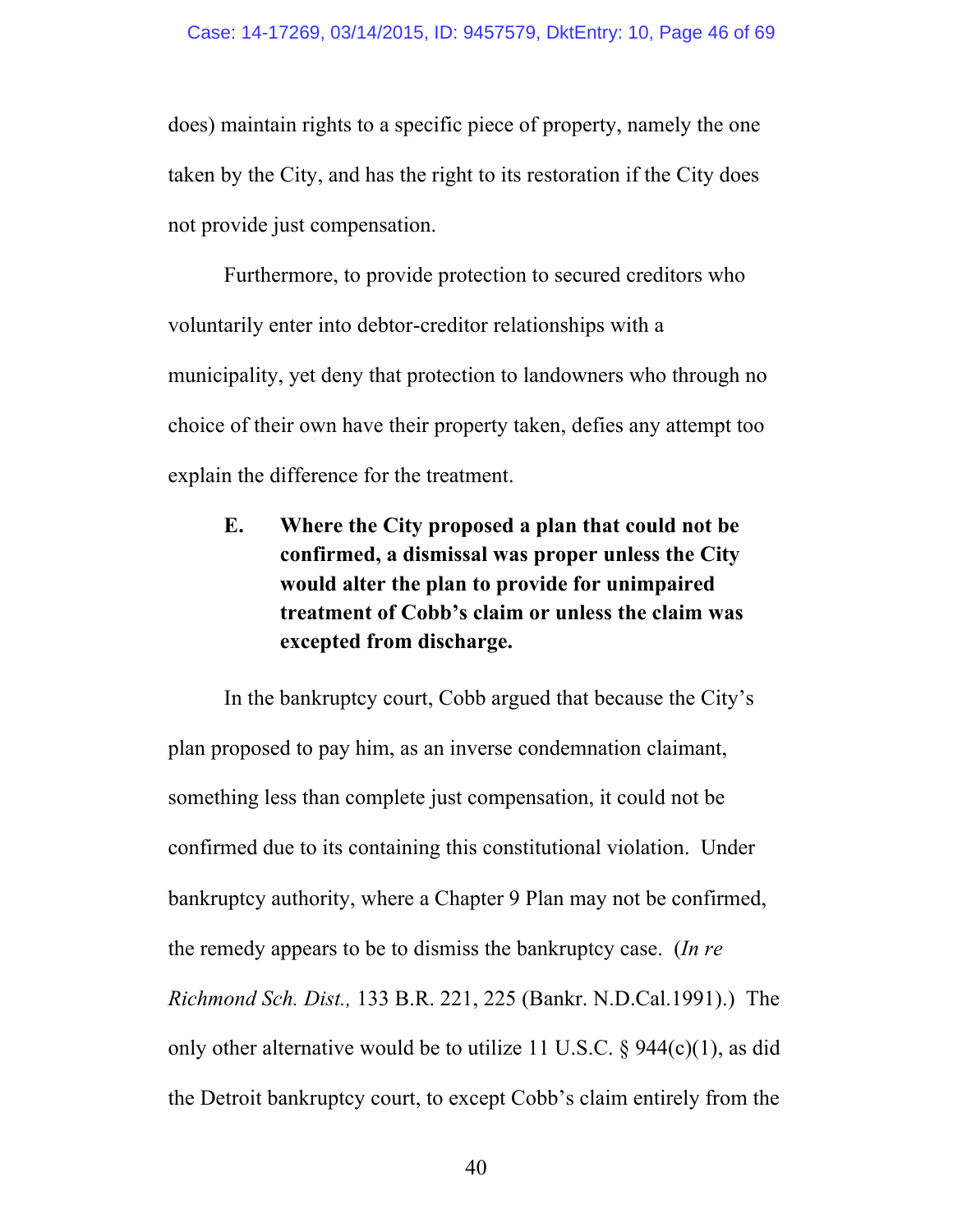does) maintain rights to a specific piece of property, namely the one taken by the City, and has the right to its restoration if the City does not provide just compensation.

Furthermore, to provide protection to secured creditors who voluntarily enter into debtor-creditor relationships with a municipality, yet deny that protection to landowners who through no choice of their own have their property taken, defies any attempt too explain the difference for the treatment.

### E. Where the City proposed a plan that could not be confirmed, a dismissal was proper unless the City would alter the plan to provide for unimpaired treatment of Cobb's claim or unless the claim was excepted from discharge.

In the bankruptcy court, Cobb argued that because the City's plan proposed to pay him, as an inverse condemnation claimant, something less than complete just compensation, it could not be confirmed due to its containing this constitutional violation. Under bankruptcy authority, where a Chapter 9 Plan may not be confirmed, the remedy appears to be to dismiss the bankruptcy case. (*In re Richmond Sch. Dist.,* 133 B.R. 221, 225 (Bankr. N.D.Cal.1991).) The only other alternative would be to utilize 11 U.S.C. § 944(c)(1), as did the Detroit bankruptcy court, to except Cobb's claim entirely from the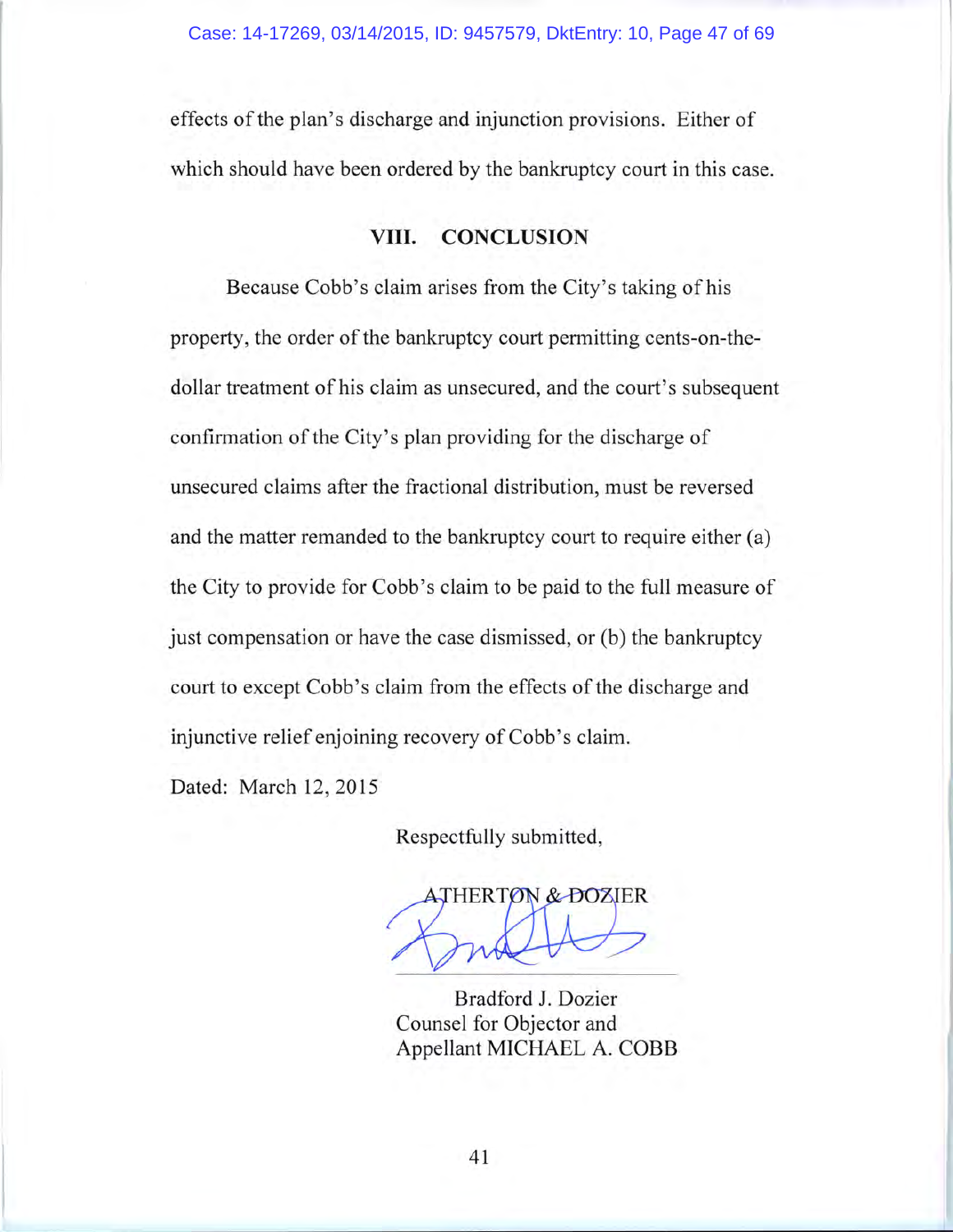effects of the plan's discharge and injunction provisions. Either of which should have been ordered by the bankruptcy court in this case.

## VIII. CONCLUSION

Because Cobb's claim arises from the City's taking of his property, the order of the bankruptcy court permitting cents-on-the-dollar treatment of his claim as unsecured, and the court's subsequent confirmation of the City's plan providing for the discharge of unsecured claims after the fractional distribution, must be reversed and the matter remanded to the bankruptcy court to require either (a) the City to provide for Cobb's claim to be paid to the full measure of just compensation or have the case dismissed, or (b) the bankruptcy court to except Cobb's claim from the effects of the discharge and injunctive relief enjoining recovery of Cobb's claim.

Dated: March 12, 2015

Respectfully submitted,

ATHERTON & DOZIER

Bradford J. Dozier
Counsel for Objector and
Appellant MICHAEL A. COBB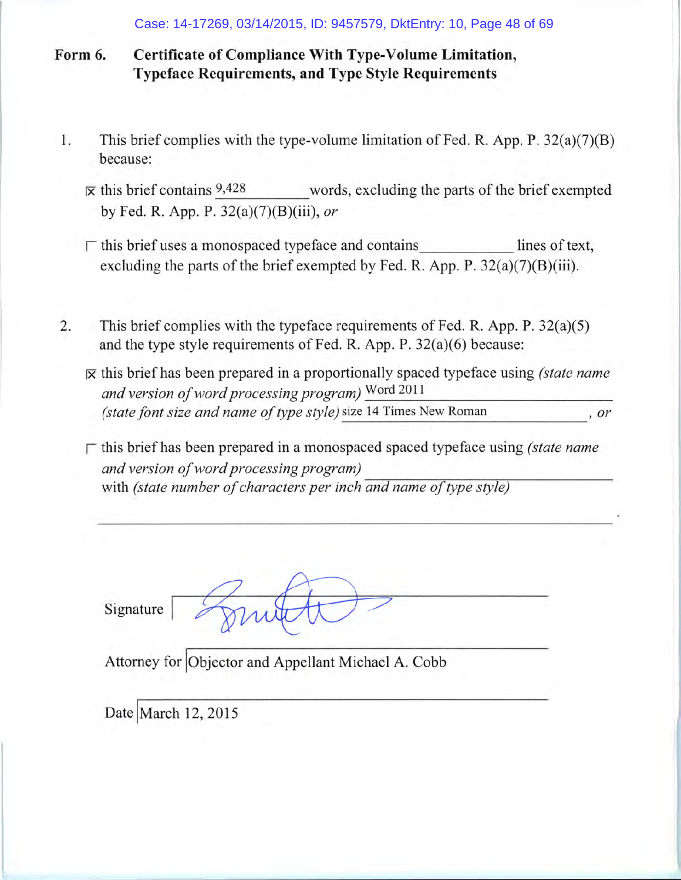**Form 6. Certificate of Compliance With Type-Volume Limitation, Typeface Requirements, and Type Style Requirements**

1. This brief complies with the type-volume limitation of Fed. R. App. P. 32(a)(7)(B) because:

   ☒ this brief contains 9,428 words, excluding the parts of the brief exempted by Fed. R. App. P. 32(a)(7)(B)(iii), *or*

   ☐ this brief uses a monospaced typeface and contains \_\_\_\_\_\_\_\_\_\_ lines of text, excluding the parts of the brief exempted by Fed. R. App. P. 32(a)(7)(B)(iii).

2. This brief complies with the typeface requirements of Fed. R. App. P. 32(a)(5) and the type style requirements of Fed. R. App. P. 32(a)(6) because:

   ☒ this brief has been prepared in a proportionally spaced typeface using *(state name and version of word processing program)* Word 2011 *(state font size and name of type style)* size 14 Times New Roman *, or*

   ☐ this brief has been prepared in a monospaced spaced typeface using *(state name and version of word processing program)* \_\_\_\_\_\_\_\_\_\_ with *(state number of characters per inch and name of type style)* \_\_\_\_\_\_\_\_\_\_.

Signature [signature]

Attorney for Objector and Appellant Michael A. Cobb

Date March 12, 2015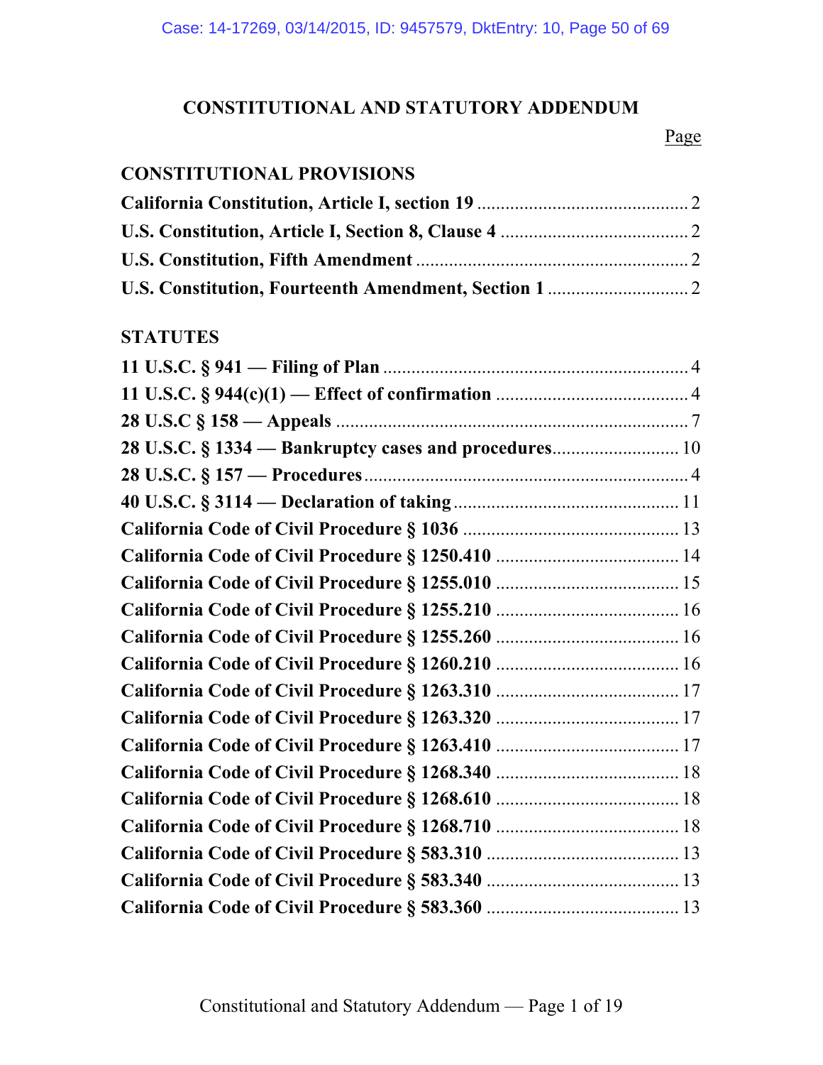## CONSTITUTIONAL AND STATUTORY ADDENDUM

| | Page |
|---|---|
| **CONSTITUTIONAL PROVISIONS** | |
| **California Constitution, Article I, section 19** | 2 |
| **U.S. Constitution, Article I, Section 8, Clause 4** | 2 |
| **U.S. Constitution, Fifth Amendment** | 2 |
| **U.S. Constitution, Fourteenth Amendment, Section 1** | 2 |
| **STATUTES** | |
| **11 U.S.C. § 941 — Filing of Plan** | 4 |
| **11 U.S.C. § 944(c)(1) — Effect of confirmation** | 4 |
| **28 U.S.C § 158 — Appeals** | 7 |
| **28 U.S.C. § 1334 — Bankruptcy cases and procedures** | 10 |
| **28 U.S.C. § 157 — Procedures** | 4 |
| **40 U.S.C. § 3114 — Declaration of taking** | 11 |
| **California Code of Civil Procedure § 1036** | 13 |
| **California Code of Civil Procedure § 1250.410** | 14 |
| **California Code of Civil Procedure § 1255.010** | 15 |
| **California Code of Civil Procedure § 1255.210** | 16 |
| **California Code of Civil Procedure § 1255.260** | 16 |
| **California Code of Civil Procedure § 1260.210** | 16 |
| **California Code of Civil Procedure § 1263.310** | 17 |
| **California Code of Civil Procedure § 1263.320** | 17 |
| **California Code of Civil Procedure § 1263.410** | 17 |
| **California Code of Civil Procedure § 1268.340** | 18 |
| **California Code of Civil Procedure § 1268.610** | 18 |
| **California Code of Civil Procedure § 1268.710** | 18 |
| **California Code of Civil Procedure § 583.310** | 13 |
| **California Code of Civil Procedure § 583.340** | 13 |
| **California Code of Civil Procedure § 583.360** | 13 |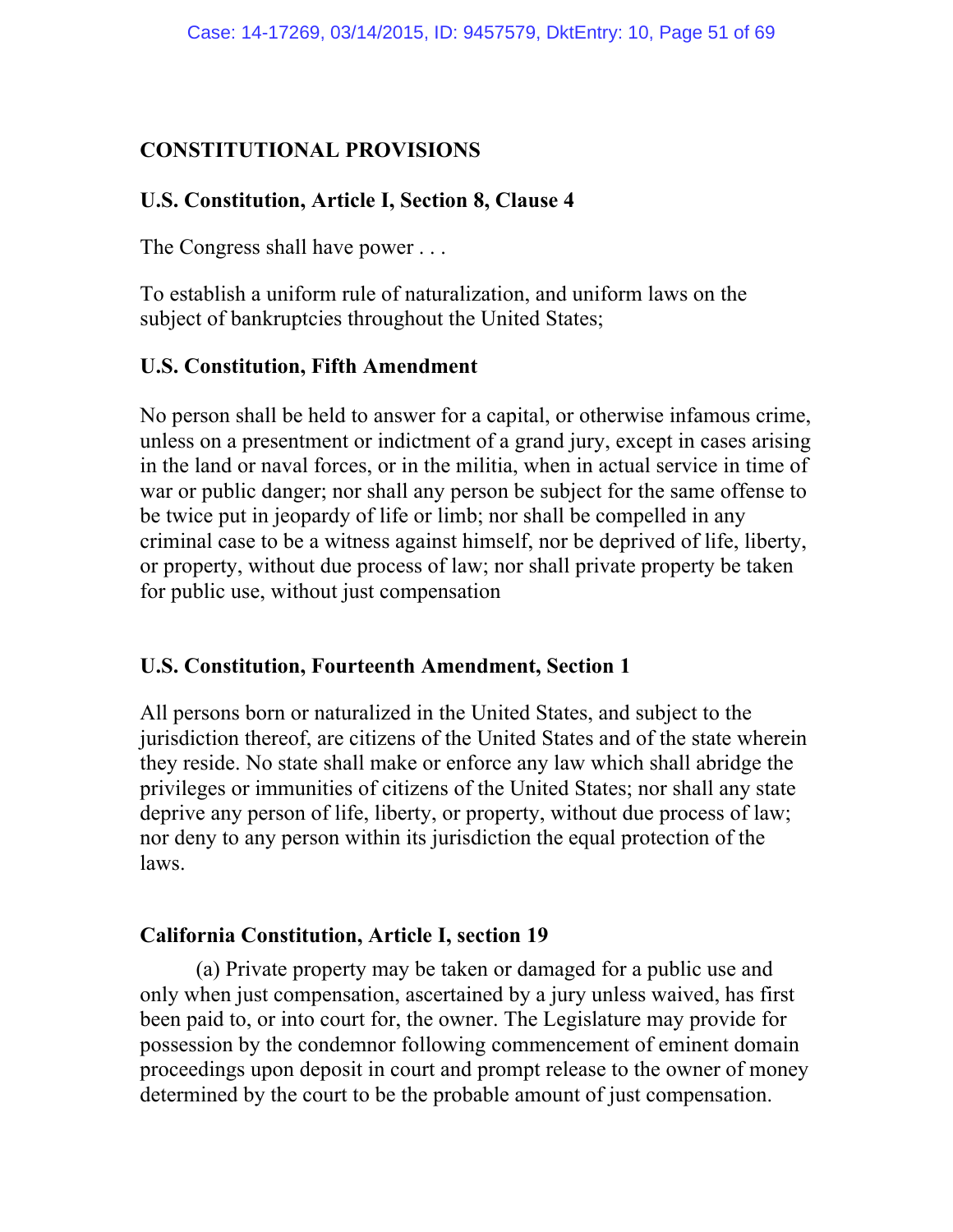## CONSTITUTIONAL PROVISIONS

### U.S. Constitution, Article I, Section 8, Clause 4

The Congress shall have power . . .

To establish a uniform rule of naturalization, and uniform laws on the subject of bankruptcies throughout the United States;

### U.S. Constitution, Fifth Amendment

No person shall be held to answer for a capital, or otherwise infamous crime, unless on a presentment or indictment of a grand jury, except in cases arising in the land or naval forces, or in the militia, when in actual service in time of war or public danger; nor shall any person be subject for the same offense to be twice put in jeopardy of life or limb; nor shall be compelled in any criminal case to be a witness against himself, nor be deprived of life, liberty, or property, without due process of law; nor shall private property be taken for public use, without just compensation

### U.S. Constitution, Fourteenth Amendment, Section 1

All persons born or naturalized in the United States, and subject to the jurisdiction thereof, are citizens of the United States and of the state wherein they reside. No state shall make or enforce any law which shall abridge the privileges or immunities of citizens of the United States; nor shall any state deprive any person of life, liberty, or property, without due process of law; nor deny to any person within its jurisdiction the equal protection of the laws.

### California Constitution, Article I, section 19

(a) Private property may be taken or damaged for a public use and only when just compensation, ascertained by a jury unless waived, has first been paid to, or into court for, the owner. The Legislature may provide for possession by the condemnor following commencement of eminent domain proceedings upon deposit in court and prompt release to the owner of money determined by the court to be the probable amount of just compensation.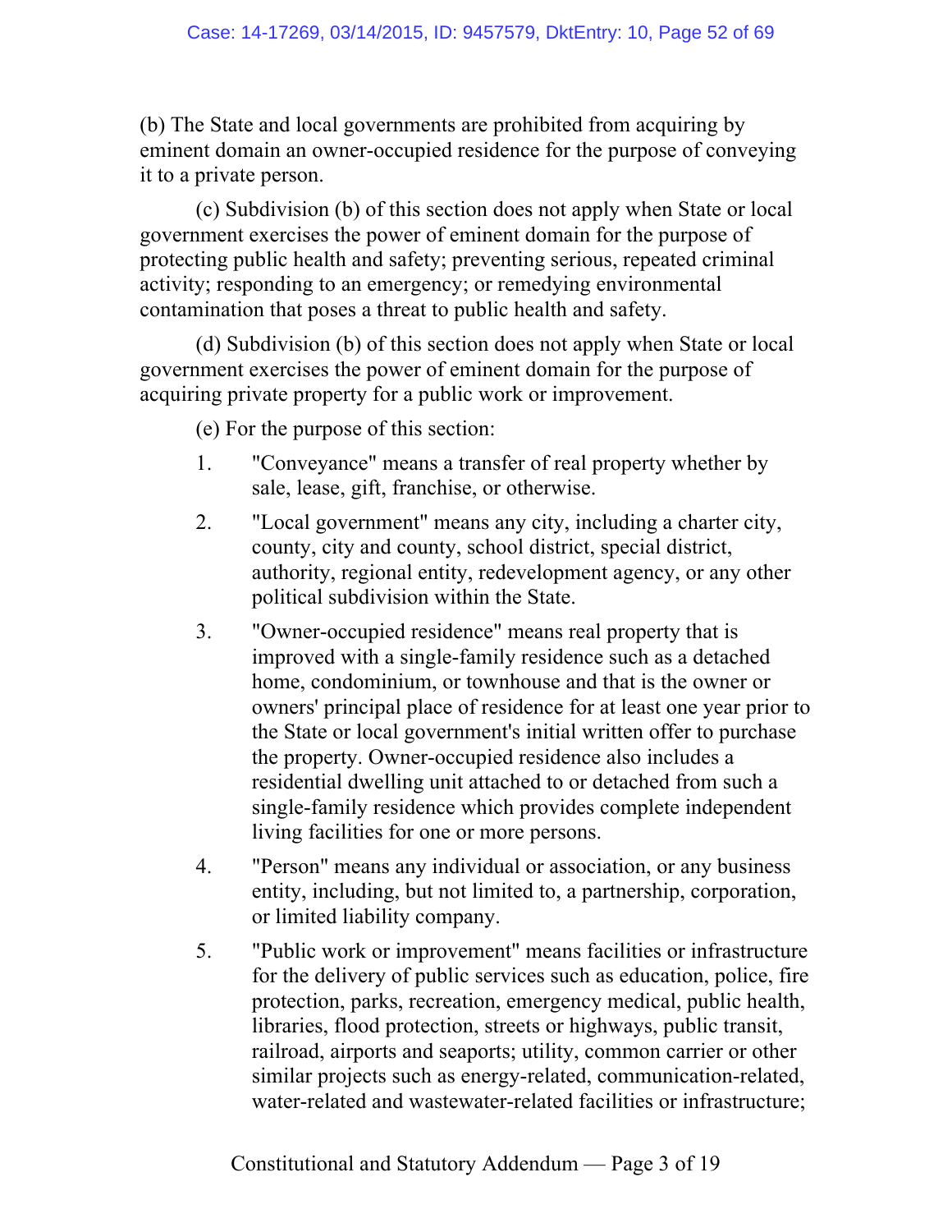(b) The State and local governments are prohibited from acquiring by eminent domain an owner-occupied residence for the purpose of conveying it to a private person.

(c) Subdivision (b) of this section does not apply when State or local government exercises the power of eminent domain for the purpose of protecting public health and safety; preventing serious, repeated criminal activity; responding to an emergency; or remedying environmental contamination that poses a threat to public health and safety.

(d) Subdivision (b) of this section does not apply when State or local government exercises the power of eminent domain for the purpose of acquiring private property for a public work or improvement.

(e) For the purpose of this section:

1. "Conveyance" means a transfer of real property whether by sale, lease, gift, franchise, or otherwise.
2. "Local government" means any city, including a charter city, county, city and county, school district, special district, authority, regional entity, redevelopment agency, or any other political subdivision within the State.
3. "Owner-occupied residence" means real property that is improved with a single-family residence such as a detached home, condominium, or townhouse and that is the owner or owners' principal place of residence for at least one year prior to the State or local government's initial written offer to purchase the property. Owner-occupied residence also includes a residential dwelling unit attached to or detached from such a single-family residence which provides complete independent living facilities for one or more persons.
4. "Person" means any individual or association, or any business entity, including, but not limited to, a partnership, corporation, or limited liability company.
5. "Public work or improvement" means facilities or infrastructure for the delivery of public services such as education, police, fire protection, parks, recreation, emergency medical, public health, libraries, flood protection, streets or highways, public transit, railroad, airports and seaports; utility, common carrier or other similar projects such as energy-related, communication-related, water-related and wastewater-related facilities or infrastructure;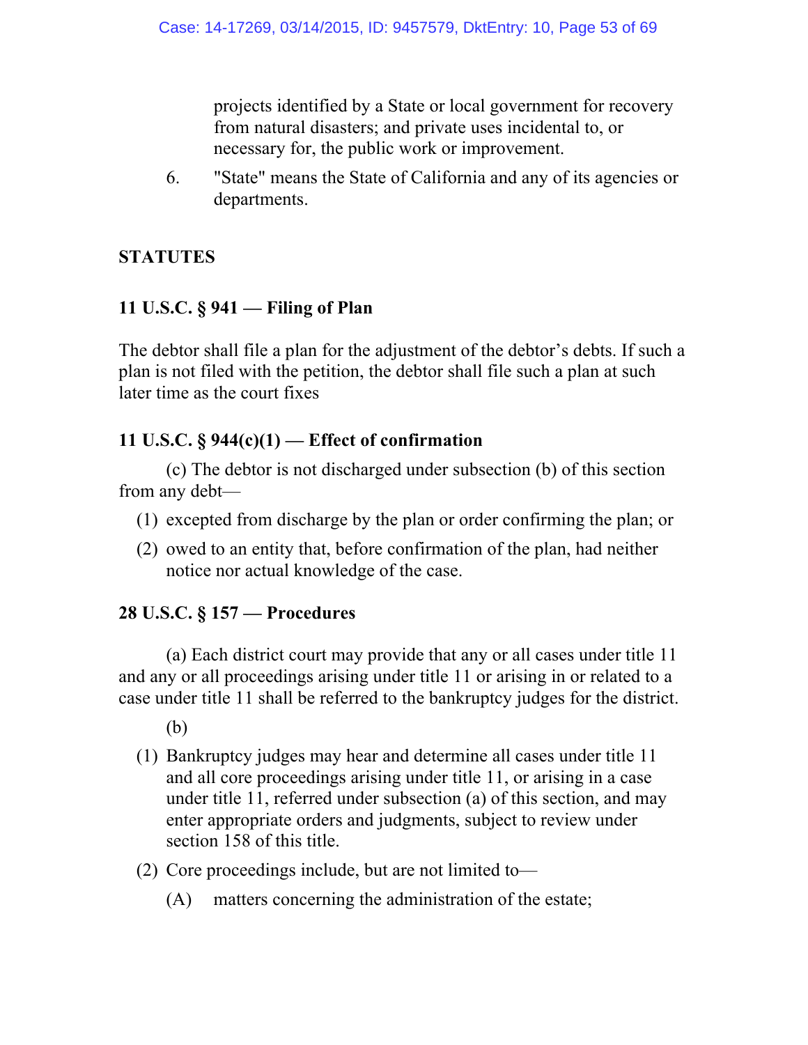projects identified by a State or local government for recovery from natural disasters; and private uses incidental to, or necessary for, the public work or improvement.

6. "State" means the State of California and any of its agencies or departments.

**STATUTES**

**11 U.S.C. § 941 — Filing of Plan**

The debtor shall file a plan for the adjustment of the debtor's debts. If such a plan is not filed with the petition, the debtor shall file such a plan at such later time as the court fixes

**11 U.S.C. § 944(c)(1) — Effect of confirmation**

(c) The debtor is not discharged under subsection (b) of this section from any debt—

(1) excepted from discharge by the plan or order confirming the plan; or

(2) owed to an entity that, before confirmation of the plan, had neither notice nor actual knowledge of the case.

**28 U.S.C. § 157 — Procedures**

(a) Each district court may provide that any or all cases under title 11 and any or all proceedings arising under title 11 or arising in or related to a case under title 11 shall be referred to the bankruptcy judges for the district.

(b)

(1) Bankruptcy judges may hear and determine all cases under title 11 and all core proceedings arising under title 11, or arising in a case under title 11, referred under subsection (a) of this section, and may enter appropriate orders and judgments, subject to review under section 158 of this title.

(2) Core proceedings include, but are not limited to—

(A) matters concerning the administration of the estate;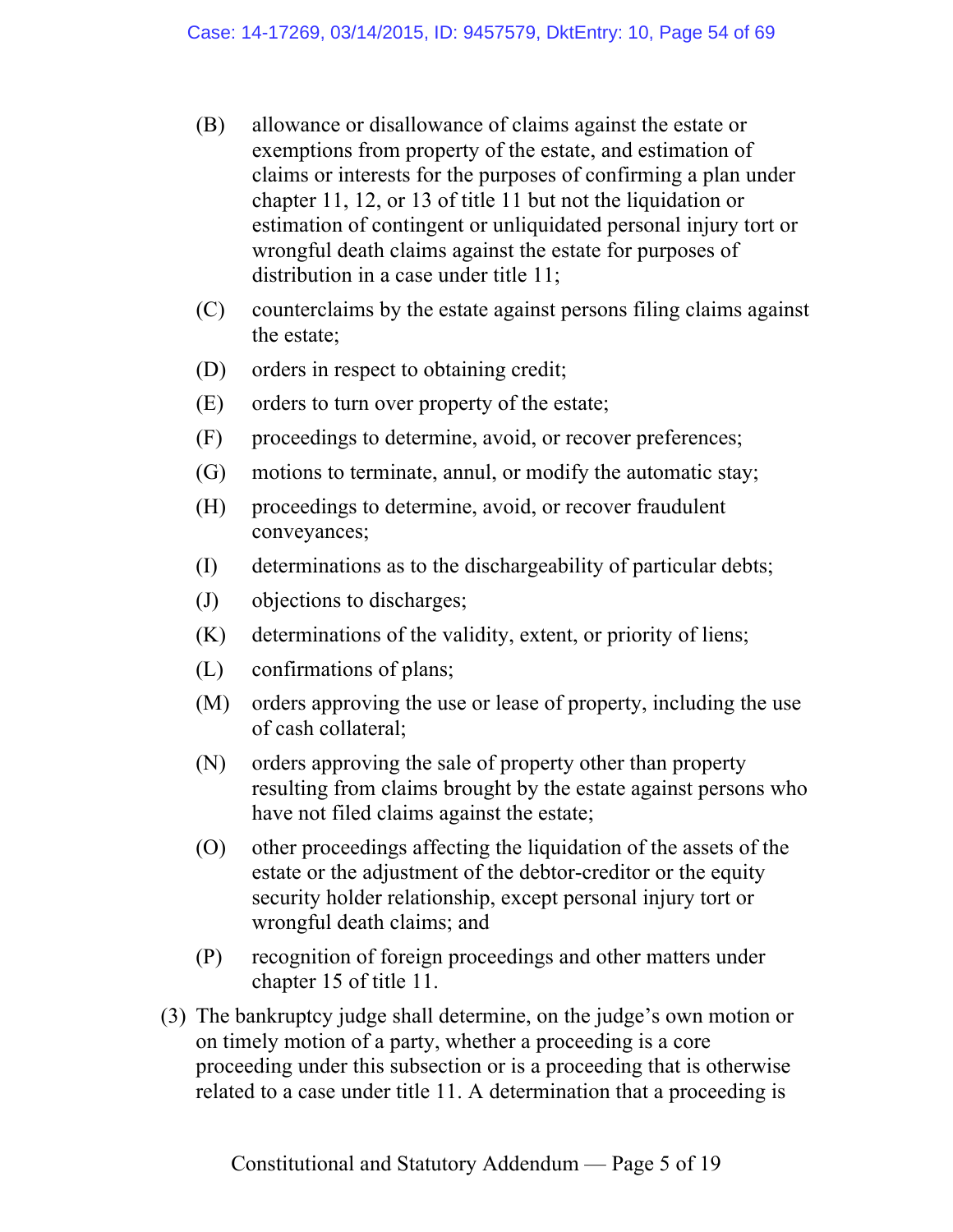(B) allowance or disallowance of claims against the estate or exemptions from property of the estate, and estimation of claims or interests for the purposes of confirming a plan under chapter 11, 12, or 13 of title 11 but not the liquidation or estimation of contingent or unliquidated personal injury tort or wrongful death claims against the estate for purposes of distribution in a case under title 11;

(C) counterclaims by the estate against persons filing claims against the estate;

(D) orders in respect to obtaining credit;

(E) orders to turn over property of the estate;

(F) proceedings to determine, avoid, or recover preferences;

(G) motions to terminate, annul, or modify the automatic stay;

(H) proceedings to determine, avoid, or recover fraudulent conveyances;

(I) determinations as to the dischargeability of particular debts;

(J) objections to discharges;

(K) determinations of the validity, extent, or priority of liens;

(L) confirmations of plans;

(M) orders approving the use or lease of property, including the use of cash collateral;

(N) orders approving the sale of property other than property resulting from claims brought by the estate against persons who have not filed claims against the estate;

(O) other proceedings affecting the liquidation of the assets of the estate or the adjustment of the debtor-creditor or the equity security holder relationship, except personal injury tort or wrongful death claims; and

(P) recognition of foreign proceedings and other matters under chapter 15 of title 11.

(3) The bankruptcy judge shall determine, on the judge's own motion or on timely motion of a party, whether a proceeding is a core proceeding under this subsection or is a proceeding that is otherwise related to a case under title 11. A determination that a proceeding is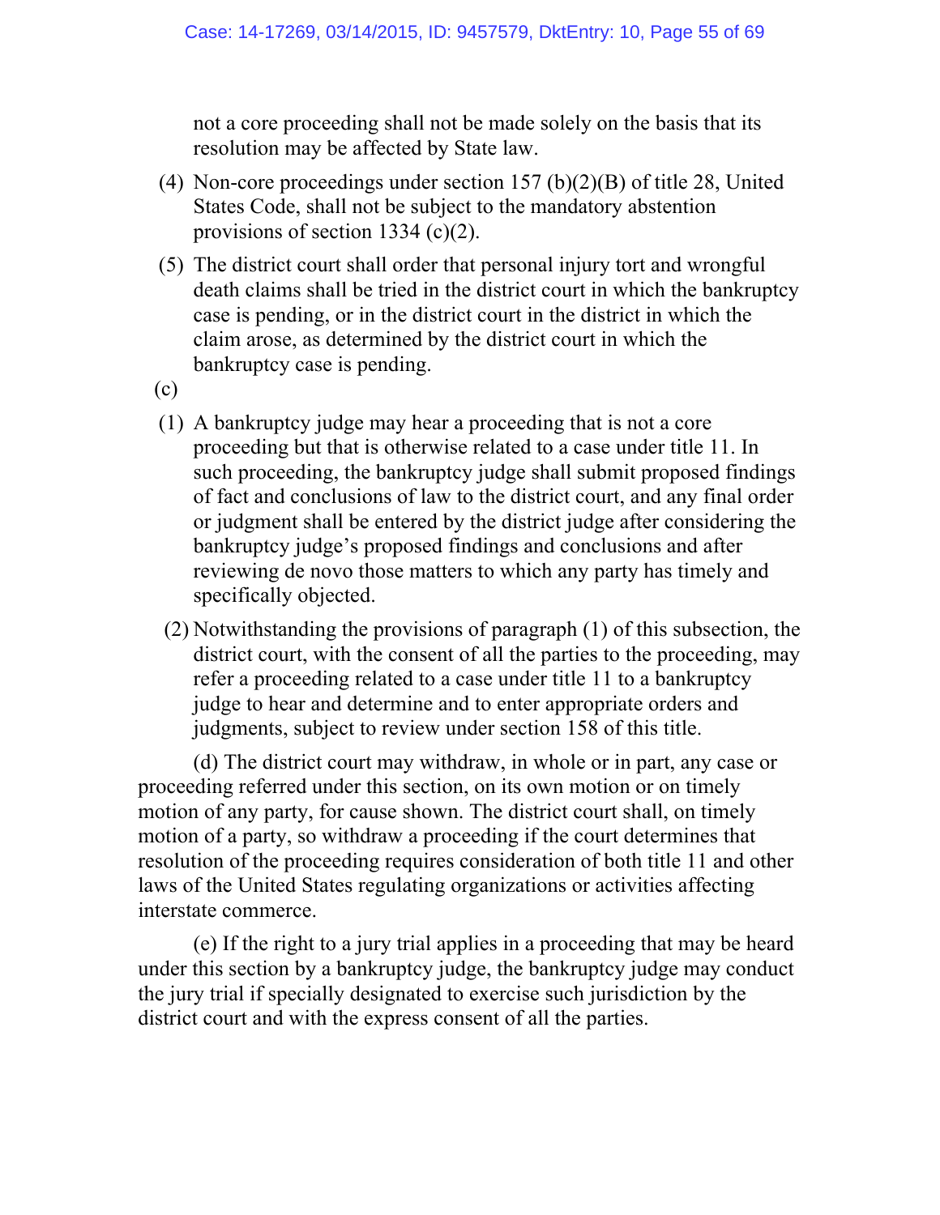not a core proceeding shall not be made solely on the basis that its resolution may be affected by State law.

(4) Non-core proceedings under section 157 (b)(2)(B) of title 28, United States Code, shall not be subject to the mandatory abstention provisions of section 1334 (c)(2).

(5) The district court shall order that personal injury tort and wrongful death claims shall be tried in the district court in which the bankruptcy case is pending, or in the district court in the district in which the claim arose, as determined by the district court in which the bankruptcy case is pending.

(c)

(1) A bankruptcy judge may hear a proceeding that is not a core proceeding but that is otherwise related to a case under title 11. In such proceeding, the bankruptcy judge shall submit proposed findings of fact and conclusions of law to the district court, and any final order or judgment shall be entered by the district judge after considering the bankruptcy judge's proposed findings and conclusions and after reviewing de novo those matters to which any party has timely and specifically objected.

(2) Notwithstanding the provisions of paragraph (1) of this subsection, the district court, with the consent of all the parties to the proceeding, may refer a proceeding related to a case under title 11 to a bankruptcy judge to hear and determine and to enter appropriate orders and judgments, subject to review under section 158 of this title.

(d) The district court may withdraw, in whole or in part, any case or proceeding referred under this section, on its own motion or on timely motion of any party, for cause shown. The district court shall, on timely motion of a party, so withdraw a proceeding if the court determines that resolution of the proceeding requires consideration of both title 11 and other laws of the United States regulating organizations or activities affecting interstate commerce.

(e) If the right to a jury trial applies in a proceeding that may be heard under this section by a bankruptcy judge, the bankruptcy judge may conduct the jury trial if specially designated to exercise such jurisdiction by the district court and with the express consent of all the parties.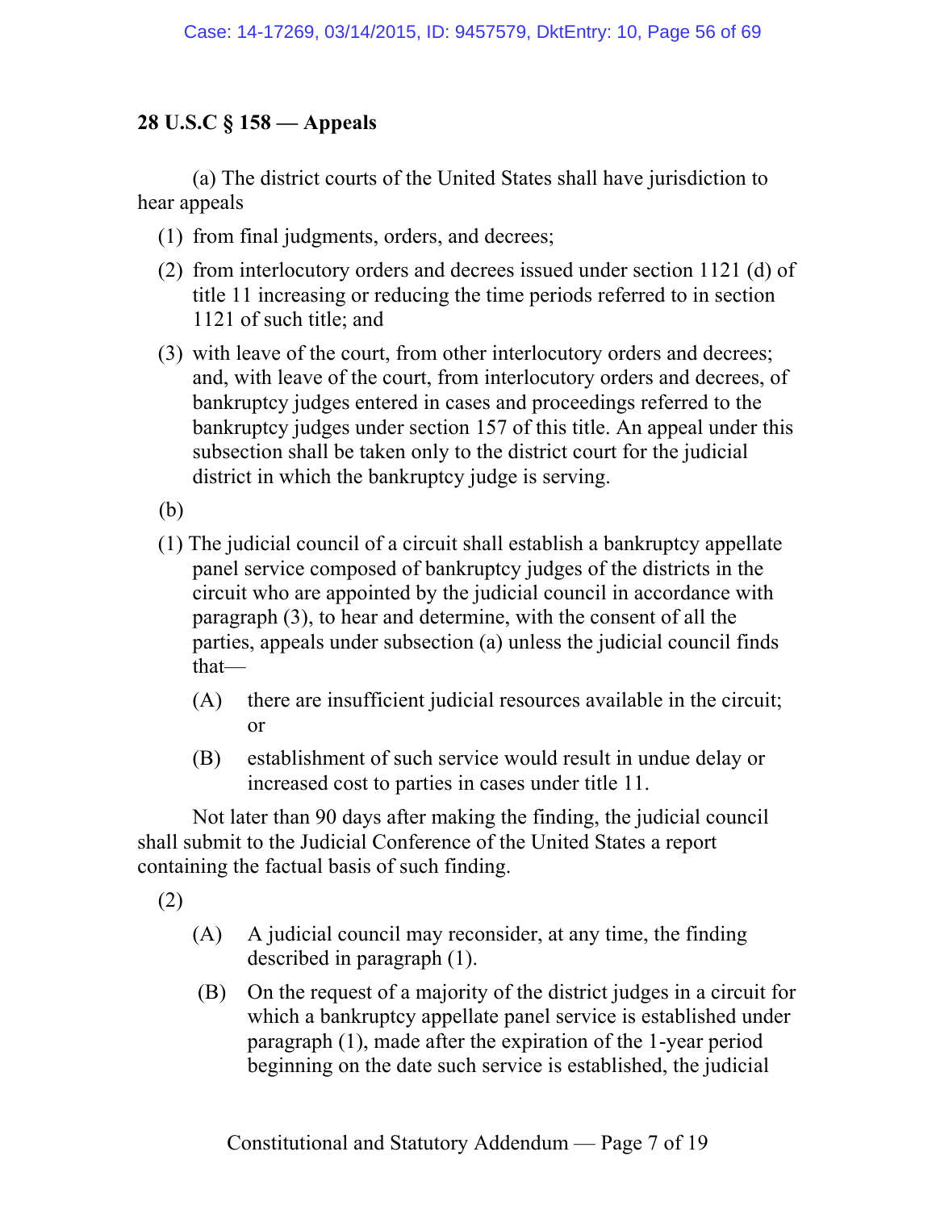**28 U.S.C § 158 — Appeals**

(a) The district courts of the United States shall have jurisdiction to hear appeals

(1) from final judgments, orders, and decrees;

(2) from interlocutory orders and decrees issued under section 1121 (d) of title 11 increasing or reducing the time periods referred to in section 1121 of such title; and

(3) with leave of the court, from other interlocutory orders and decrees; and, with leave of the court, from interlocutory orders and decrees, of bankruptcy judges entered in cases and proceedings referred to the bankruptcy judges under section 157 of this title. An appeal under this subsection shall be taken only to the district court for the judicial district in which the bankruptcy judge is serving.

(b)

(1) The judicial council of a circuit shall establish a bankruptcy appellate panel service composed of bankruptcy judges of the districts in the circuit who are appointed by the judicial council in accordance with paragraph (3), to hear and determine, with the consent of all the parties, appeals under subsection (a) unless the judicial council finds that—

(A) there are insufficient judicial resources available in the circuit; or

(B) establishment of such service would result in undue delay or increased cost to parties in cases under title 11.

Not later than 90 days after making the finding, the judicial council shall submit to the Judicial Conference of the United States a report containing the factual basis of such finding.

(2)

(A) A judicial council may reconsider, at any time, the finding described in paragraph (1).

(B) On the request of a majority of the district judges in a circuit for which a bankruptcy appellate panel service is established under paragraph (1), made after the expiration of the 1-year period beginning on the date such service is established, the judicial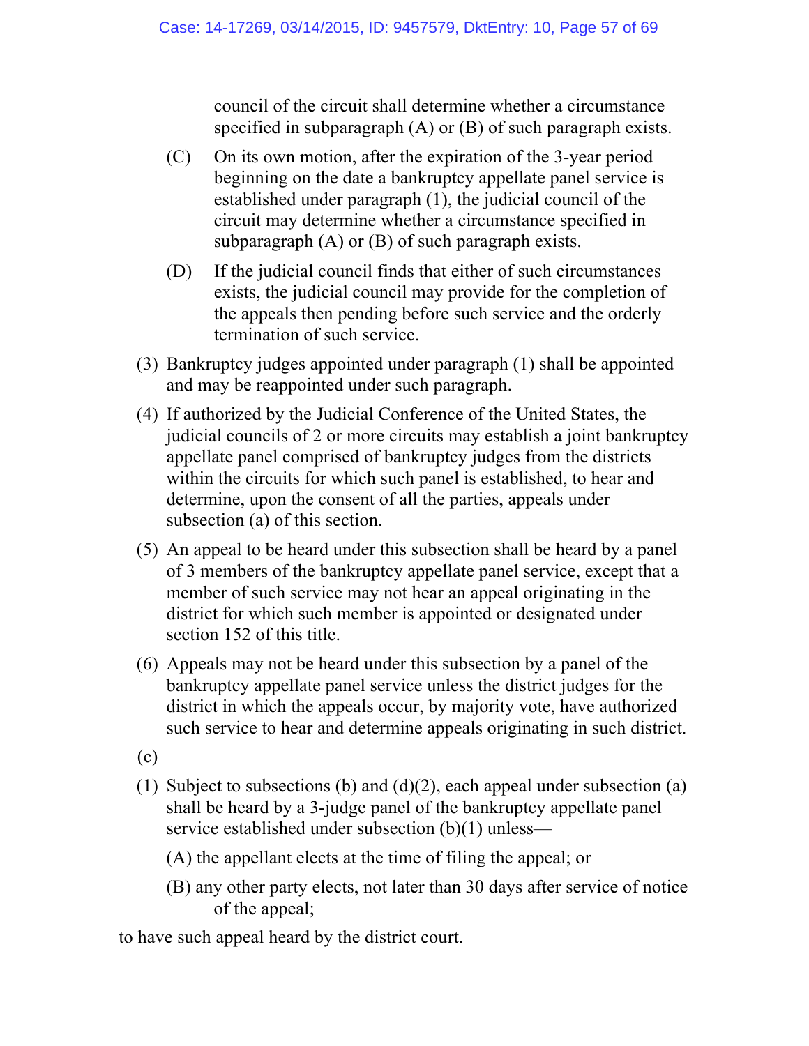council of the circuit shall determine whether a circumstance specified in subparagraph (A) or (B) of such paragraph exists.

(C) On its own motion, after the expiration of the 3-year period beginning on the date a bankruptcy appellate panel service is established under paragraph (1), the judicial council of the circuit may determine whether a circumstance specified in subparagraph (A) or (B) of such paragraph exists.

(D) If the judicial council finds that either of such circumstances exists, the judicial council may provide for the completion of the appeals then pending before such service and the orderly termination of such service.

(3) Bankruptcy judges appointed under paragraph (1) shall be appointed and may be reappointed under such paragraph.

(4) If authorized by the Judicial Conference of the United States, the judicial councils of 2 or more circuits may establish a joint bankruptcy appellate panel comprised of bankruptcy judges from the districts within the circuits for which such panel is established, to hear and determine, upon the consent of all the parties, appeals under subsection (a) of this section.

(5) An appeal to be heard under this subsection shall be heard by a panel of 3 members of the bankruptcy appellate panel service, except that a member of such service may not hear an appeal originating in the district for which such member is appointed or designated under section 152 of this title.

(6) Appeals may not be heard under this subsection by a panel of the bankruptcy appellate panel service unless the district judges for the district in which the appeals occur, by majority vote, have authorized such service to hear and determine appeals originating in such district.

(c)

(1) Subject to subsections (b) and (d)(2), each appeal under subsection (a) shall be heard by a 3-judge panel of the bankruptcy appellate panel service established under subsection (b)(1) unless—

(A) the appellant elects at the time of filing the appeal; or

(B) any other party elects, not later than 30 days after service of notice of the appeal;

to have such appeal heard by the district court.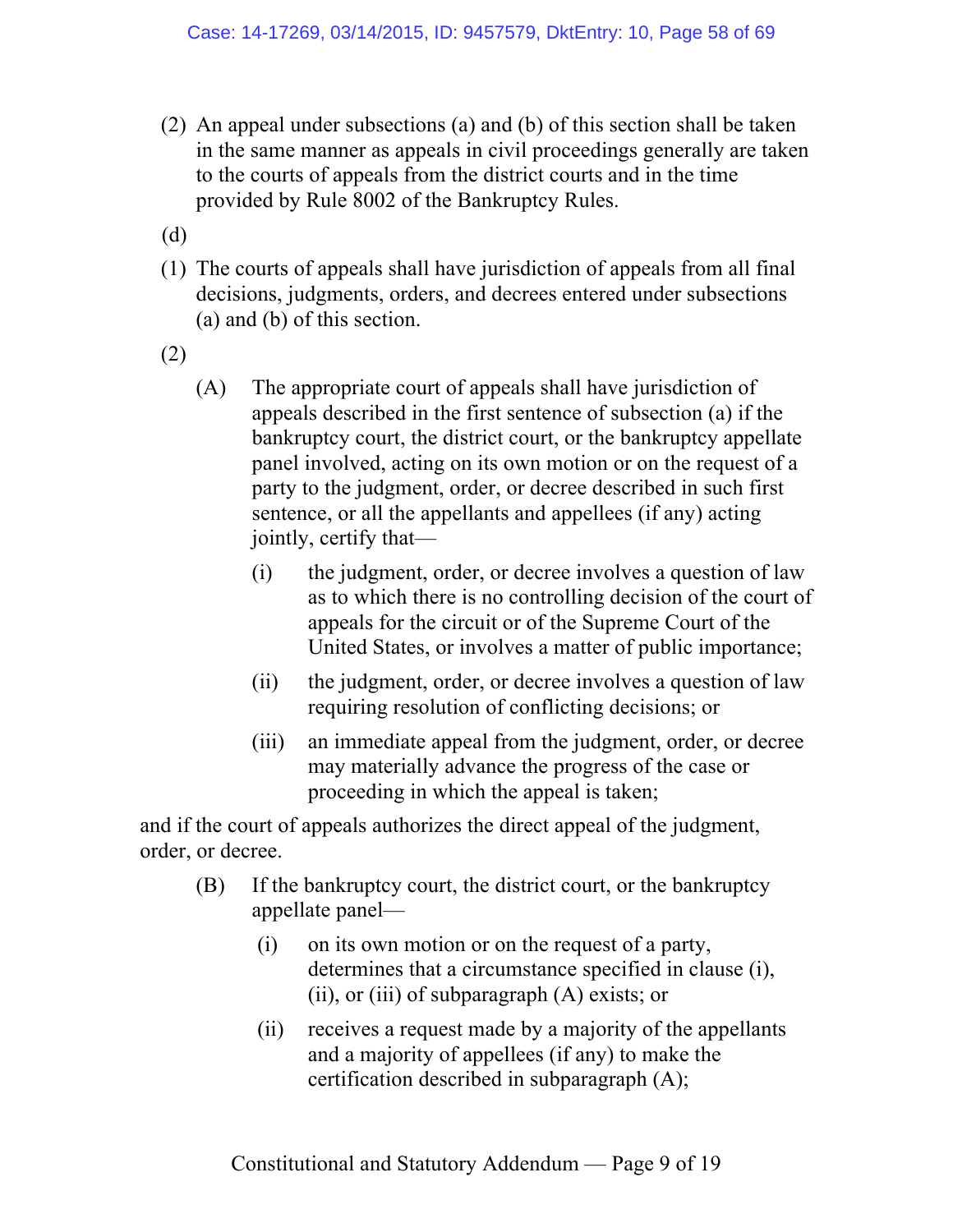(2) An appeal under subsections (a) and (b) of this section shall be taken in the same manner as appeals in civil proceedings generally are taken to the courts of appeals from the district courts and in the time provided by Rule 8002 of the Bankruptcy Rules.

(d)

(1) The courts of appeals shall have jurisdiction of appeals from all final decisions, judgments, orders, and decrees entered under subsections (a) and (b) of this section.

(2)

(A) The appropriate court of appeals shall have jurisdiction of appeals described in the first sentence of subsection (a) if the bankruptcy court, the district court, or the bankruptcy appellate panel involved, acting on its own motion or on the request of a party to the judgment, order, or decree described in such first sentence, or all the appellants and appellees (if any) acting jointly, certify that—

(i) the judgment, order, or decree involves a question of law as to which there is no controlling decision of the court of appeals for the circuit or of the Supreme Court of the United States, or involves a matter of public importance;

(ii) the judgment, order, or decree involves a question of law requiring resolution of conflicting decisions; or

(iii) an immediate appeal from the judgment, order, or decree may materially advance the progress of the case or proceeding in which the appeal is taken;

and if the court of appeals authorizes the direct appeal of the judgment, order, or decree.

(B) If the bankruptcy court, the district court, or the bankruptcy appellate panel—

(i) on its own motion or on the request of a party, determines that a circumstance specified in clause (i), (ii), or (iii) of subparagraph (A) exists; or

(ii) receives a request made by a majority of the appellants and a majority of appellees (if any) to make the certification described in subparagraph (A);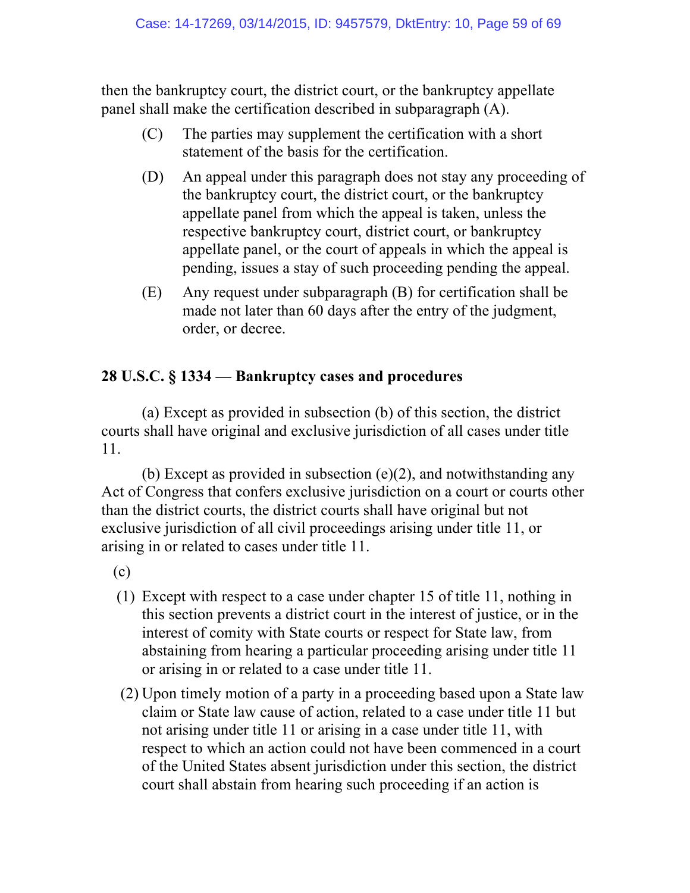then the bankruptcy court, the district court, or the bankruptcy appellate panel shall make the certification described in subparagraph (A).

(C) The parties may supplement the certification with a short statement of the basis for the certification.

(D) An appeal under this paragraph does not stay any proceeding of the bankruptcy court, the district court, or the bankruptcy appellate panel from which the appeal is taken, unless the respective bankruptcy court, district court, or bankruptcy appellate panel, or the court of appeals in which the appeal is pending, issues a stay of such proceeding pending the appeal.

(E) Any request under subparagraph (B) for certification shall be made not later than 60 days after the entry of the judgment, order, or decree.

**28 U.S.C. § 1334 — Bankruptcy cases and procedures**

(a) Except as provided in subsection (b) of this section, the district courts shall have original and exclusive jurisdiction of all cases under title 11.

(b) Except as provided in subsection (e)(2), and notwithstanding any Act of Congress that confers exclusive jurisdiction on a court or courts other than the district courts, the district courts shall have original but not exclusive jurisdiction of all civil proceedings arising under title 11, or arising in or related to cases under title 11.

(c)

(1) Except with respect to a case under chapter 15 of title 11, nothing in this section prevents a district court in the interest of justice, or in the interest of comity with State courts or respect for State law, from abstaining from hearing a particular proceeding arising under title 11 or arising in or related to a case under title 11.

(2) Upon timely motion of a party in a proceeding based upon a State law claim or State law cause of action, related to a case under title 11 but not arising under title 11 or arising in a case under title 11, with respect to which an action could not have been commenced in a court of the United States absent jurisdiction under this section, the district court shall abstain from hearing such proceeding if an action is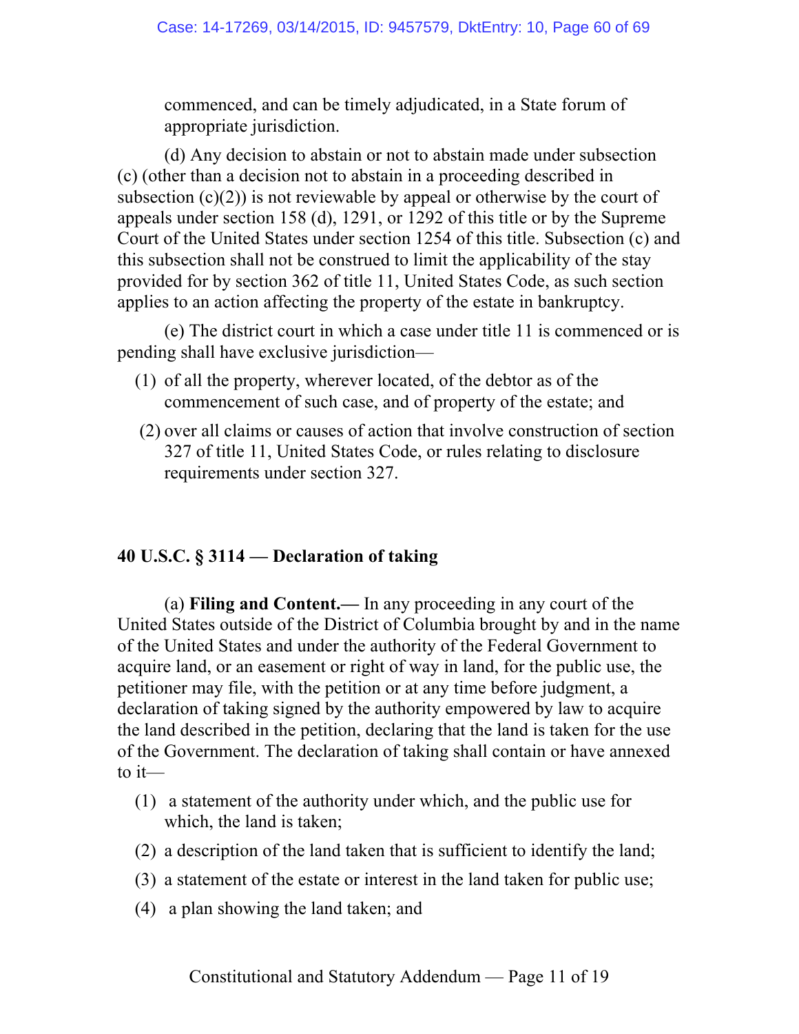commenced, and can be timely adjudicated, in a State forum of appropriate jurisdiction.

(d) Any decision to abstain or not to abstain made under subsection (c) (other than a decision not to abstain in a proceeding described in subsection (c)(2)) is not reviewable by appeal or otherwise by the court of appeals under section 158 (d), 1291, or 1292 of this title or by the Supreme Court of the United States under section 1254 of this title. Subsection (c) and this subsection shall not be construed to limit the applicability of the stay provided for by section 362 of title 11, United States Code, as such section applies to an action affecting the property of the estate in bankruptcy.

(e) The district court in which a case under title 11 is commenced or is pending shall have exclusive jurisdiction—

(1) of all the property, wherever located, of the debtor as of the commencement of such case, and of property of the estate; and

(2) over all claims or causes of action that involve construction of section 327 of title 11, United States Code, or rules relating to disclosure requirements under section 327.

**40 U.S.C. § 3114 — Declaration of taking**

(a) **Filing and Content.—** In any proceeding in any court of the United States outside of the District of Columbia brought by and in the name of the United States and under the authority of the Federal Government to acquire land, or an easement or right of way in land, for the public use, the petitioner may file, with the petition or at any time before judgment, a declaration of taking signed by the authority empowered by law to acquire the land described in the petition, declaring that the land is taken for the use of the Government. The declaration of taking shall contain or have annexed to it—

(1) a statement of the authority under which, and the public use for which, the land is taken;

(2) a description of the land taken that is sufficient to identify the land;

(3) a statement of the estate or interest in the land taken for public use;

(4) a plan showing the land taken; and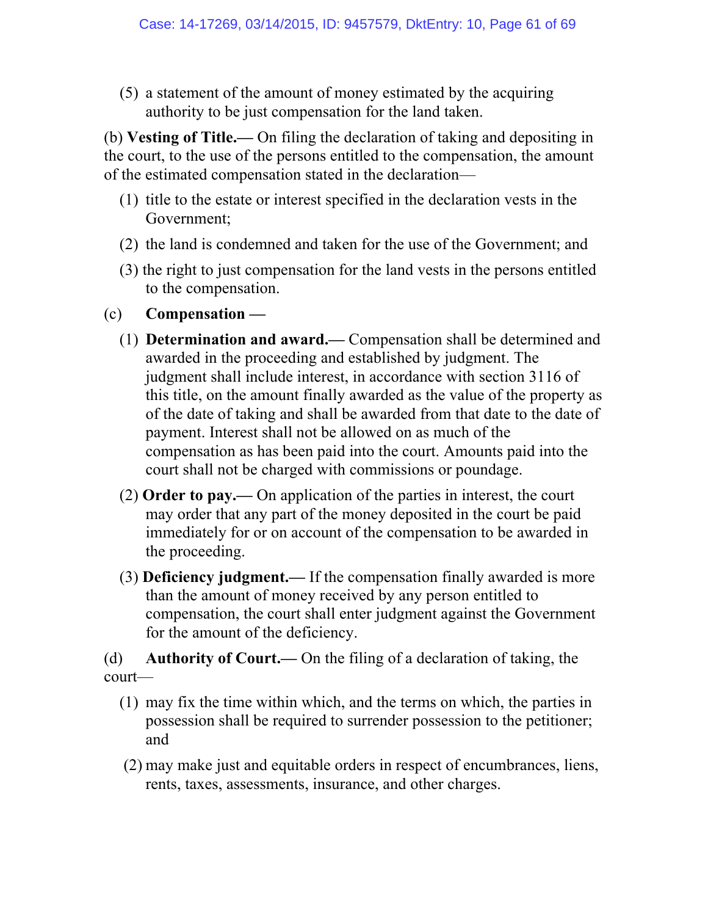(5) a statement of the amount of money estimated by the acquiring authority to be just compensation for the land taken.

(b) **Vesting of Title.—** On filing the declaration of taking and depositing in the court, to the use of the persons entitled to the compensation, the amount of the estimated compensation stated in the declaration—

(1) title to the estate or interest specified in the declaration vests in the Government;

(2) the land is condemned and taken for the use of the Government; and

(3) the right to just compensation for the land vests in the persons entitled to the compensation.

(c) **Compensation —**

(1) **Determination and award.—** Compensation shall be determined and awarded in the proceeding and established by judgment. The judgment shall include interest, in accordance with section 3116 of this title, on the amount finally awarded as the value of the property as of the date of taking and shall be awarded from that date to the date of payment. Interest shall not be allowed on as much of the compensation as has been paid into the court. Amounts paid into the court shall not be charged with commissions or poundage.

(2) **Order to pay.—** On application of the parties in interest, the court may order that any part of the money deposited in the court be paid immediately for or on account of the compensation to be awarded in the proceeding.

(3) **Deficiency judgment.—** If the compensation finally awarded is more than the amount of money received by any person entitled to compensation, the court shall enter judgment against the Government for the amount of the deficiency.

(d) **Authority of Court.—** On the filing of a declaration of taking, the court—

(1) may fix the time within which, and the terms on which, the parties in possession shall be required to surrender possession to the petitioner; and

(2) may make just and equitable orders in respect of encumbrances, liens, rents, taxes, assessments, insurance, and other charges.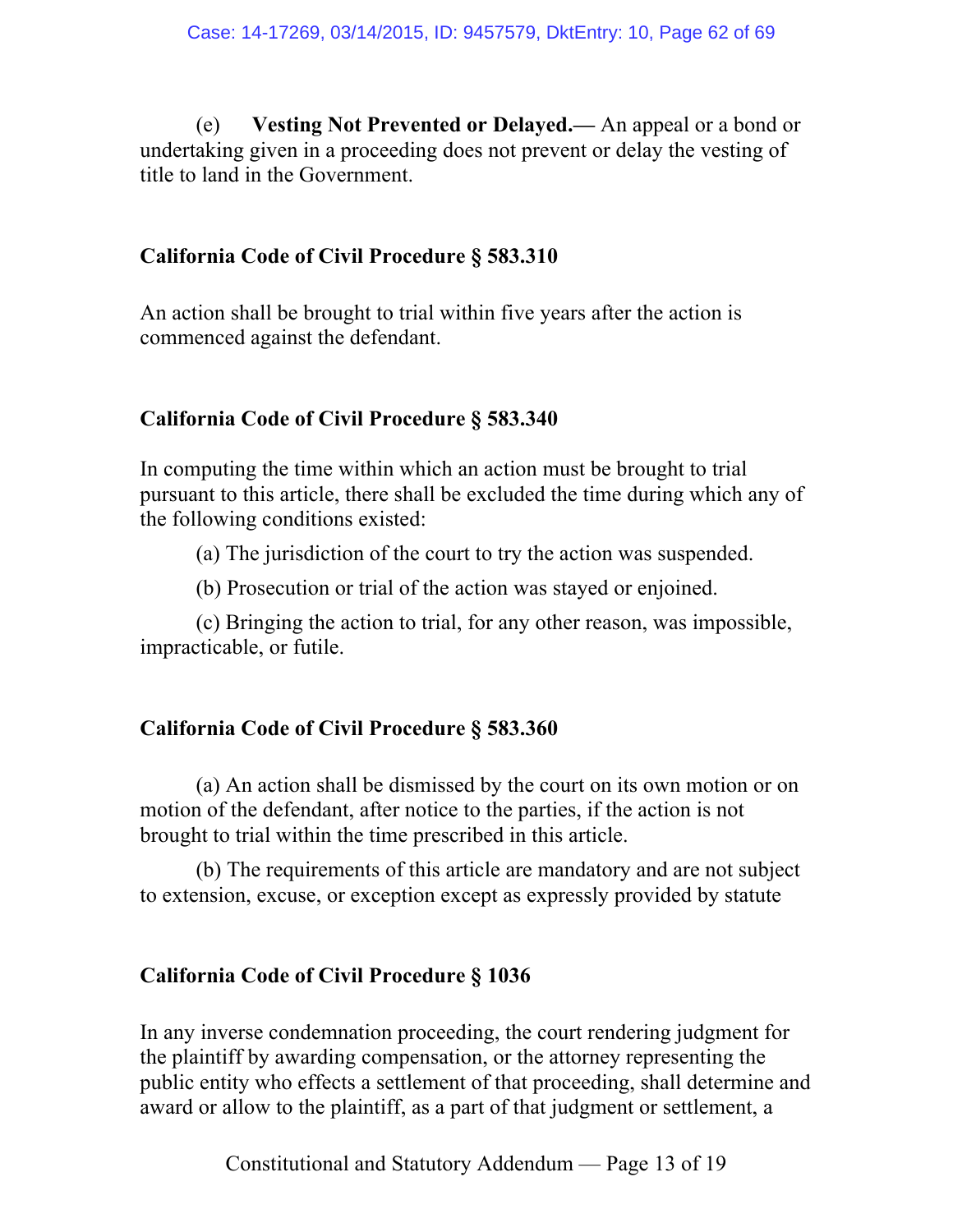(e) **Vesting Not Prevented or Delayed.—** An appeal or a bond or undertaking given in a proceeding does not prevent or delay the vesting of title to land in the Government.

**California Code of Civil Procedure § 583.310**

An action shall be brought to trial within five years after the action is commenced against the defendant.

**California Code of Civil Procedure § 583.340**

In computing the time within which an action must be brought to trial pursuant to this article, there shall be excluded the time during which any of the following conditions existed:

(a) The jurisdiction of the court to try the action was suspended.

(b) Prosecution or trial of the action was stayed or enjoined.

(c) Bringing the action to trial, for any other reason, was impossible, impracticable, or futile.

**California Code of Civil Procedure § 583.360**

(a) An action shall be dismissed by the court on its own motion or on motion of the defendant, after notice to the parties, if the action is not brought to trial within the time prescribed in this article.

(b) The requirements of this article are mandatory and are not subject to extension, excuse, or exception except as expressly provided by statute

**California Code of Civil Procedure § 1036**

In any inverse condemnation proceeding, the court rendering judgment for the plaintiff by awarding compensation, or the attorney representing the public entity who effects a settlement of that proceeding, shall determine and award or allow to the plaintiff, as a part of that judgment or settlement, a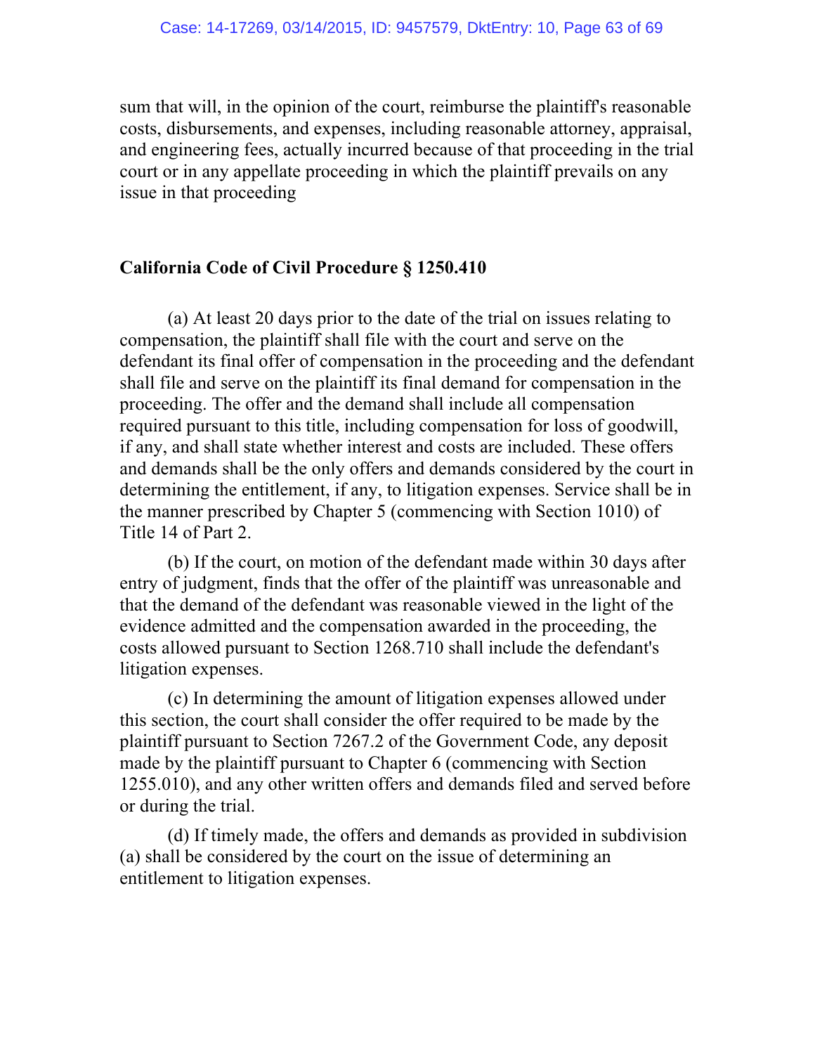sum that will, in the opinion of the court, reimburse the plaintiff's reasonable costs, disbursements, and expenses, including reasonable attorney, appraisal, and engineering fees, actually incurred because of that proceeding in the trial court or in any appellate proceeding in which the plaintiff prevails on any issue in that proceeding

**California Code of Civil Procedure § 1250.410**

(a) At least 20 days prior to the date of the trial on issues relating to compensation, the plaintiff shall file with the court and serve on the defendant its final offer of compensation in the proceeding and the defendant shall file and serve on the plaintiff its final demand for compensation in the proceeding. The offer and the demand shall include all compensation required pursuant to this title, including compensation for loss of goodwill, if any, and shall state whether interest and costs are included. These offers and demands shall be the only offers and demands considered by the court in determining the entitlement, if any, to litigation expenses. Service shall be in the manner prescribed by Chapter 5 (commencing with Section 1010) of Title 14 of Part 2.

(b) If the court, on motion of the defendant made within 30 days after entry of judgment, finds that the offer of the plaintiff was unreasonable and that the demand of the defendant was reasonable viewed in the light of the evidence admitted and the compensation awarded in the proceeding, the costs allowed pursuant to Section 1268.710 shall include the defendant's litigation expenses.

(c) In determining the amount of litigation expenses allowed under this section, the court shall consider the offer required to be made by the plaintiff pursuant to Section 7267.2 of the Government Code, any deposit made by the plaintiff pursuant to Chapter 6 (commencing with Section 1255.010), and any other written offers and demands filed and served before or during the trial.

(d) If timely made, the offers and demands as provided in subdivision (a) shall be considered by the court on the issue of determining an entitlement to litigation expenses.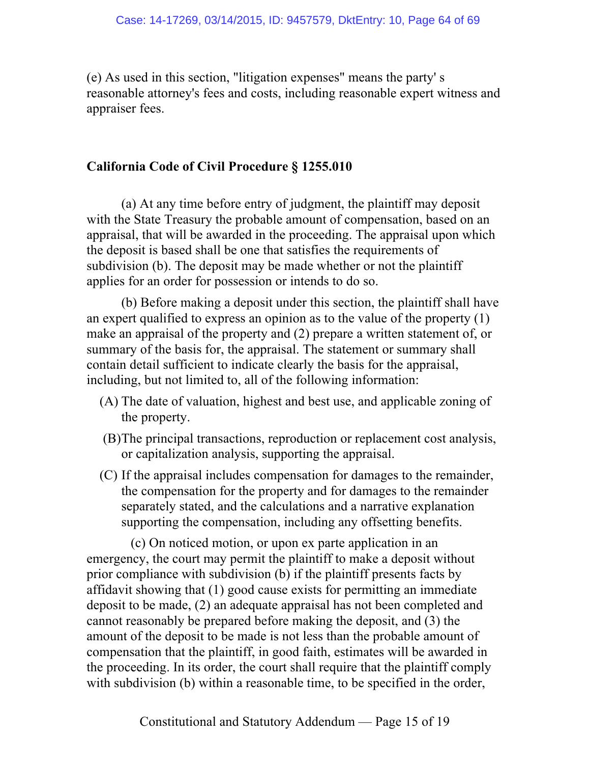(e) As used in this section, "litigation expenses" means the party' s reasonable attorney's fees and costs, including reasonable expert witness and appraiser fees.

**California Code of Civil Procedure § 1255.010**

(a) At any time before entry of judgment, the plaintiff may deposit with the State Treasury the probable amount of compensation, based on an appraisal, that will be awarded in the proceeding. The appraisal upon which the deposit is based shall be one that satisfies the requirements of subdivision (b). The deposit may be made whether or not the plaintiff applies for an order for possession or intends to do so.

(b) Before making a deposit under this section, the plaintiff shall have an expert qualified to express an opinion as to the value of the property (1) make an appraisal of the property and (2) prepare a written statement of, or summary of the basis for, the appraisal. The statement or summary shall contain detail sufficient to indicate clearly the basis for the appraisal, including, but not limited to, all of the following information:

(A) The date of valuation, highest and best use, and applicable zoning of the property.

(B) The principal transactions, reproduction or replacement cost analysis, or capitalization analysis, supporting the appraisal.

(C) If the appraisal includes compensation for damages to the remainder, the compensation for the property and for damages to the remainder separately stated, and the calculations and a narrative explanation supporting the compensation, including any offsetting benefits.

(c) On noticed motion, or upon ex parte application in an emergency, the court may permit the plaintiff to make a deposit without prior compliance with subdivision (b) if the plaintiff presents facts by affidavit showing that (1) good cause exists for permitting an immediate deposit to be made, (2) an adequate appraisal has not been completed and cannot reasonably be prepared before making the deposit, and (3) the amount of the deposit to be made is not less than the probable amount of compensation that the plaintiff, in good faith, estimates will be awarded in the proceeding. In its order, the court shall require that the plaintiff comply with subdivision (b) within a reasonable time, to be specified in the order,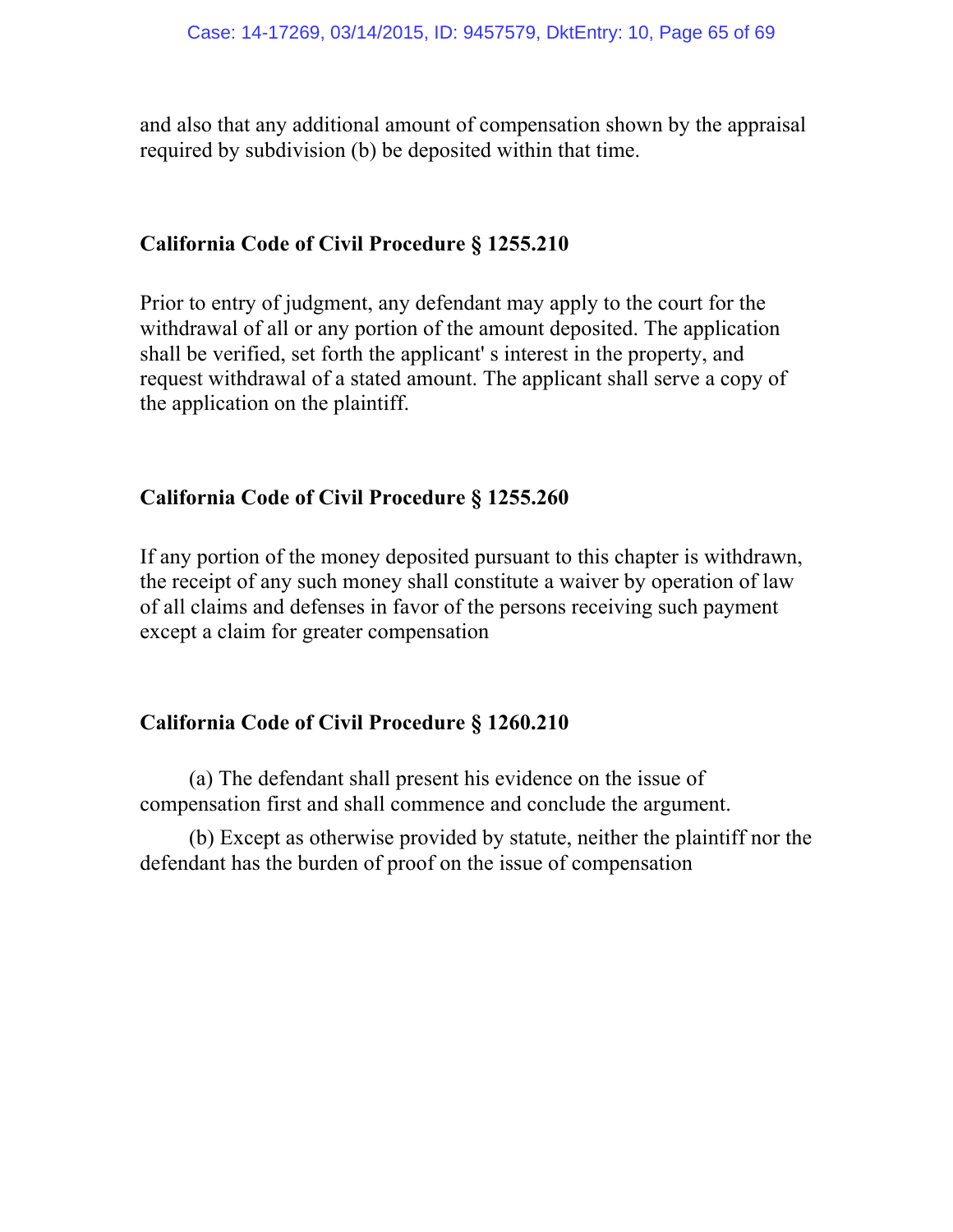and also that any additional amount of compensation shown by the appraisal required by subdivision (b) be deposited within that time.

**California Code of Civil Procedure § 1255.210**

Prior to entry of judgment, any defendant may apply to the court for the withdrawal of all or any portion of the amount deposited. The application shall be verified, set forth the applicant' s interest in the property, and request withdrawal of a stated amount. The applicant shall serve a copy of the application on the plaintiff.

**California Code of Civil Procedure § 1255.260**

If any portion of the money deposited pursuant to this chapter is withdrawn, the receipt of any such money shall constitute a waiver by operation of law of all claims and defenses in favor of the persons receiving such payment except a claim for greater compensation

**California Code of Civil Procedure § 1260.210**

(a) The defendant shall present his evidence on the issue of compensation first and shall commence and conclude the argument.

(b) Except as otherwise provided by statute, neither the plaintiff nor the defendant has the burden of proof on the issue of compensation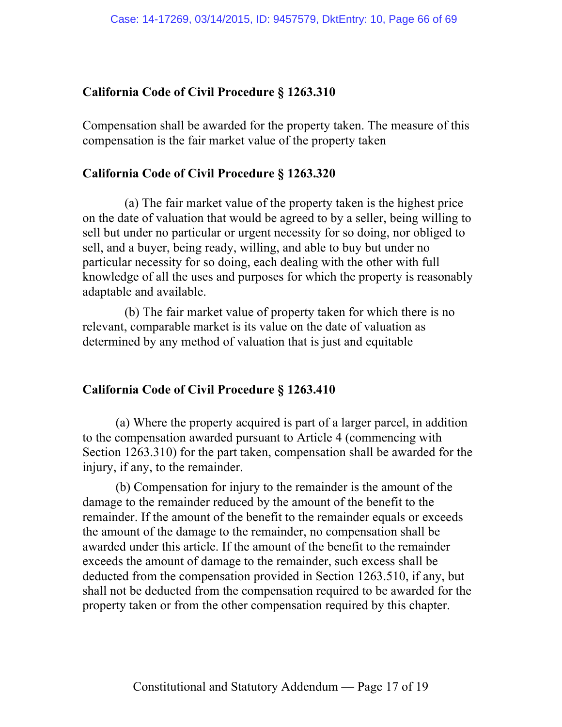**California Code of Civil Procedure § 1263.310**

Compensation shall be awarded for the property taken. The measure of this compensation is the fair market value of the property taken

**California Code of Civil Procedure § 1263.320**

(a) The fair market value of the property taken is the highest price on the date of valuation that would be agreed to by a seller, being willing to sell but under no particular or urgent necessity for so doing, nor obliged to sell, and a buyer, being ready, willing, and able to buy but under no particular necessity for so doing, each dealing with the other with full knowledge of all the uses and purposes for which the property is reasonably adaptable and available.

(b) The fair market value of property taken for which there is no relevant, comparable market is its value on the date of valuation as determined by any method of valuation that is just and equitable

**California Code of Civil Procedure § 1263.410**

(a) Where the property acquired is part of a larger parcel, in addition to the compensation awarded pursuant to Article 4 (commencing with Section 1263.310) for the part taken, compensation shall be awarded for the injury, if any, to the remainder.

(b) Compensation for injury to the remainder is the amount of the damage to the remainder reduced by the amount of the benefit to the remainder. If the amount of the benefit to the remainder equals or exceeds the amount of the damage to the remainder, no compensation shall be awarded under this article. If the amount of the benefit to the remainder exceeds the amount of damage to the remainder, such excess shall be deducted from the compensation provided in Section 1263.510, if any, but shall not be deducted from the compensation required to be awarded for the property taken or from the other compensation required by this chapter.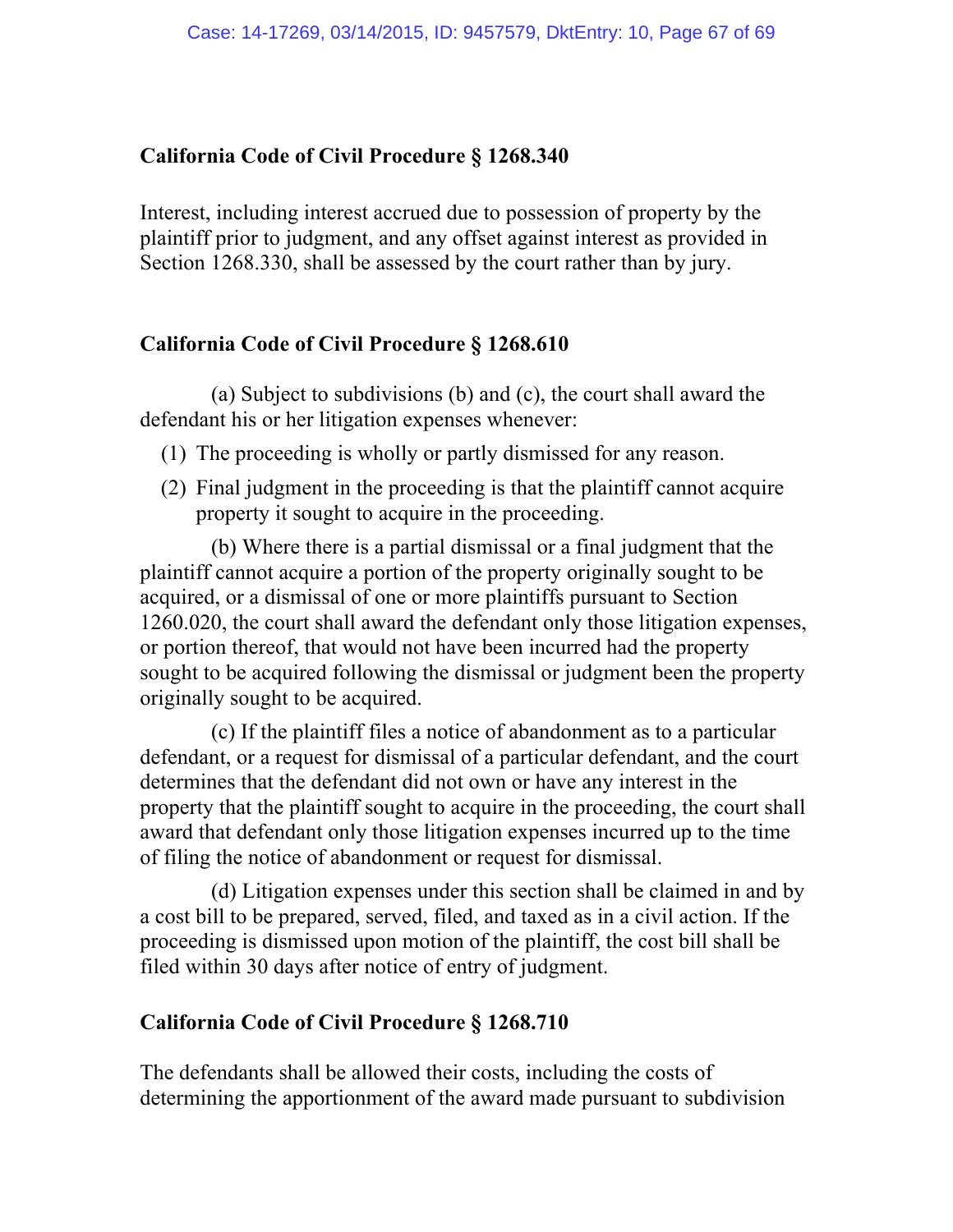**California Code of Civil Procedure § 1268.340**

Interest, including interest accrued due to possession of property by the plaintiff prior to judgment, and any offset against interest as provided in Section 1268.330, shall be assessed by the court rather than by jury.

**California Code of Civil Procedure § 1268.610**

(a) Subject to subdivisions (b) and (c), the court shall award the defendant his or her litigation expenses whenever:

(1) The proceeding is wholly or partly dismissed for any reason.

(2) Final judgment in the proceeding is that the plaintiff cannot acquire property it sought to acquire in the proceeding.

(b) Where there is a partial dismissal or a final judgment that the plaintiff cannot acquire a portion of the property originally sought to be acquired, or a dismissal of one or more plaintiffs pursuant to Section 1260.020, the court shall award the defendant only those litigation expenses, or portion thereof, that would not have been incurred had the property sought to be acquired following the dismissal or judgment been the property originally sought to be acquired.

(c) If the plaintiff files a notice of abandonment as to a particular defendant, or a request for dismissal of a particular defendant, and the court determines that the defendant did not own or have any interest in the property that the plaintiff sought to acquire in the proceeding, the court shall award that defendant only those litigation expenses incurred up to the time of filing the notice of abandonment or request for dismissal.

(d) Litigation expenses under this section shall be claimed in and by a cost bill to be prepared, served, filed, and taxed as in a civil action. If the proceeding is dismissed upon motion of the plaintiff, the cost bill shall be filed within 30 days after notice of entry of judgment.

**California Code of Civil Procedure § 1268.710**

The defendants shall be allowed their costs, including the costs of determining the apportionment of the award made pursuant to subdivision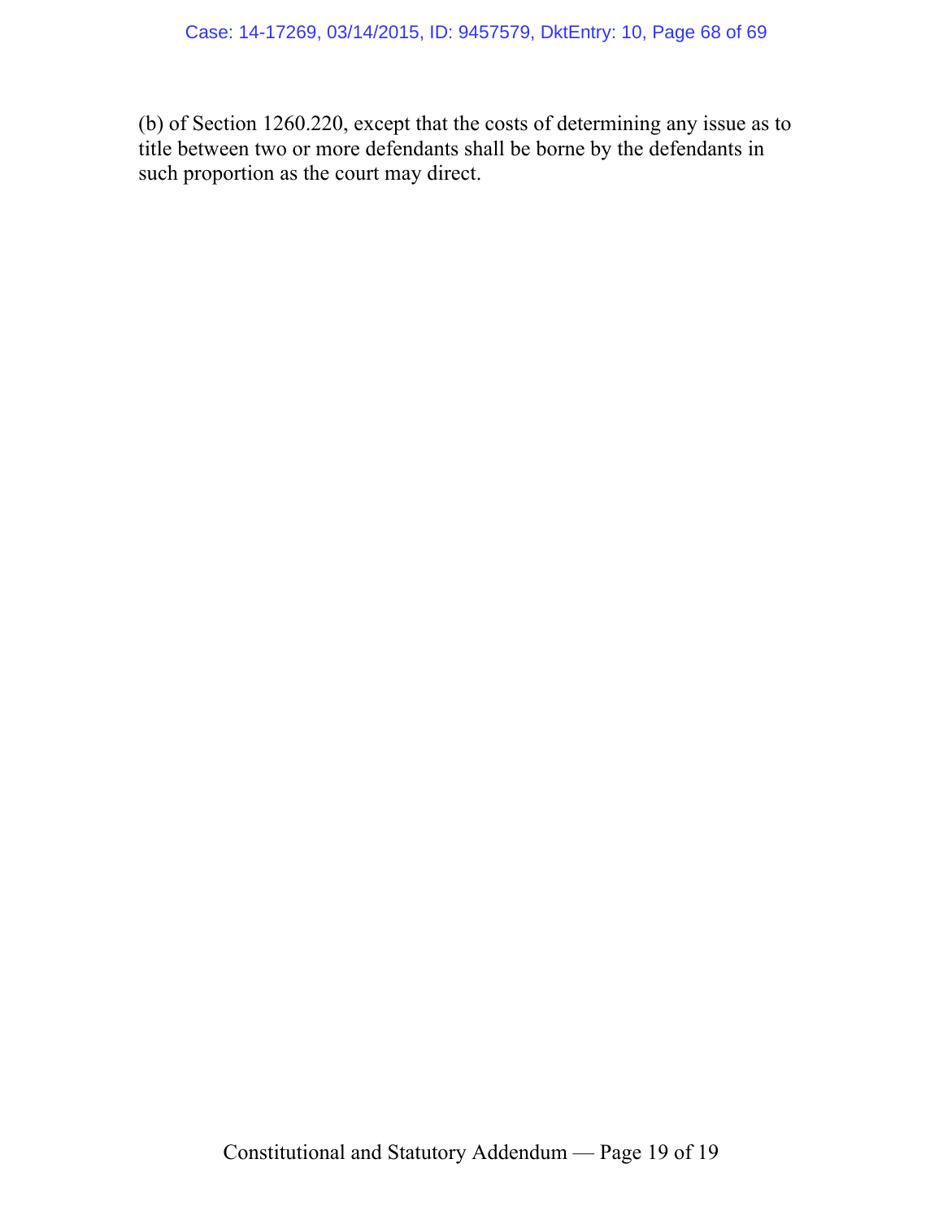(b) of Section 1260.220, except that the costs of determining any issue as to title between two or more defendants shall be borne by the defendants in such proportion as the court may direct.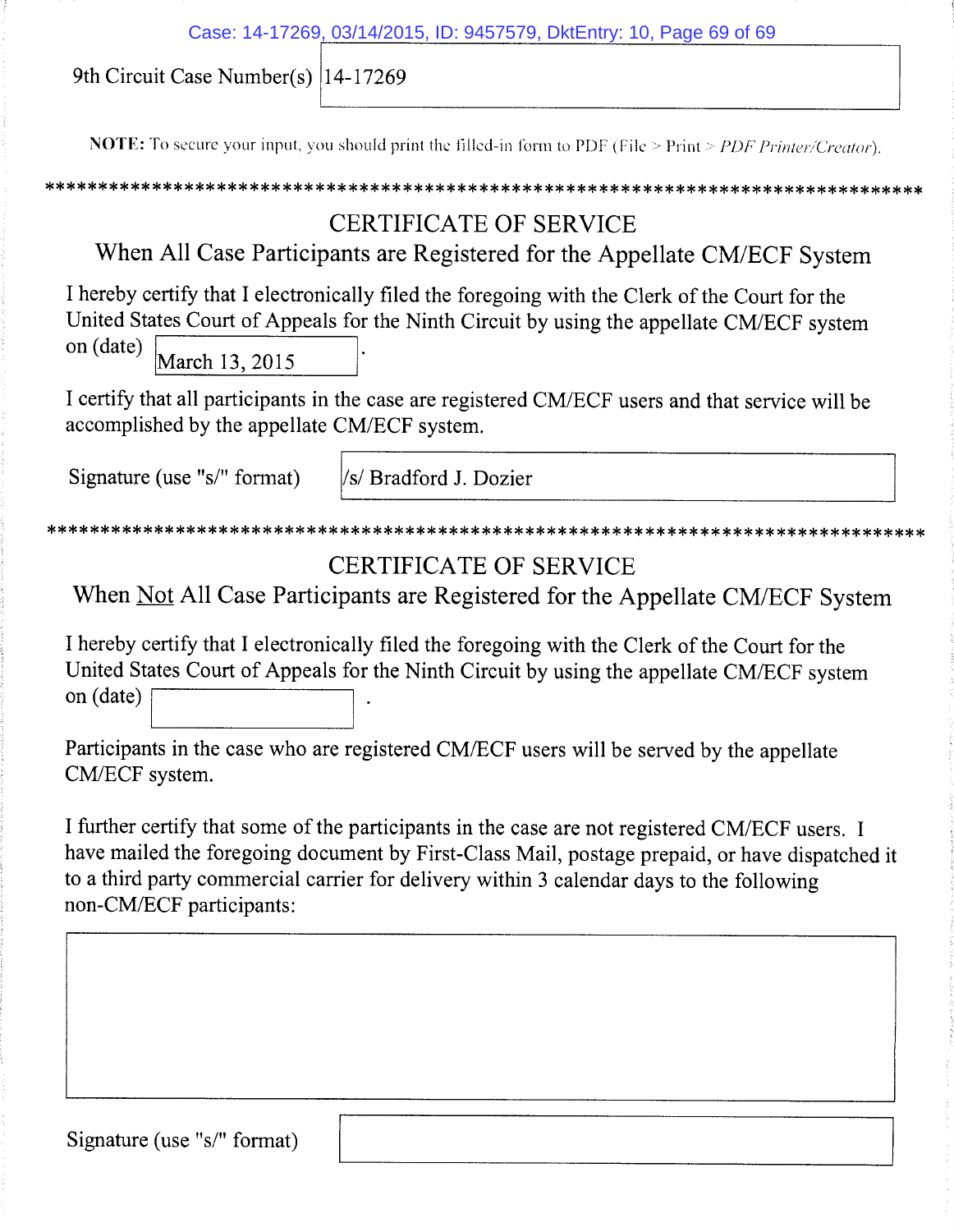9th Circuit Case Number(s) 14-17269

**NOTE:** To secure your input, you should print the filled-in form to PDF (File > Print > *PDF Printer/Creator*).

*********************************************************************************

## CERTIFICATE OF SERVICE
## When All Case Participants are Registered for the Appellate CM/ECF System

I hereby certify that I electronically filed the foregoing with the Clerk of the Court for the United States Court of Appeals for the Ninth Circuit by using the appellate CM/ECF system on (date) March 13, 2015.

I certify that all participants in the case are registered CM/ECF users and that service will be accomplished by the appellate CM/ECF system.

Signature (use "s/" format) /s/ Bradford J. Dozier

*********************************************************************************

## CERTIFICATE OF SERVICE
## When Not All Case Participants are Registered for the Appellate CM/ECF System

I hereby certify that I electronically filed the foregoing with the Clerk of the Court for the United States Court of Appeals for the Ninth Circuit by using the appellate CM/ECF system on (date) .

Participants in the case who are registered CM/ECF users will be served by the appellate CM/ECF system.

I further certify that some of the participants in the case are not registered CM/ECF users. I have mailed the foregoing document by First-Class Mail, postage prepaid, or have dispatched it to a third party commercial carrier for delivery within 3 calendar days to the following non-CM/ECF participants:

Signature (use "s/" format)